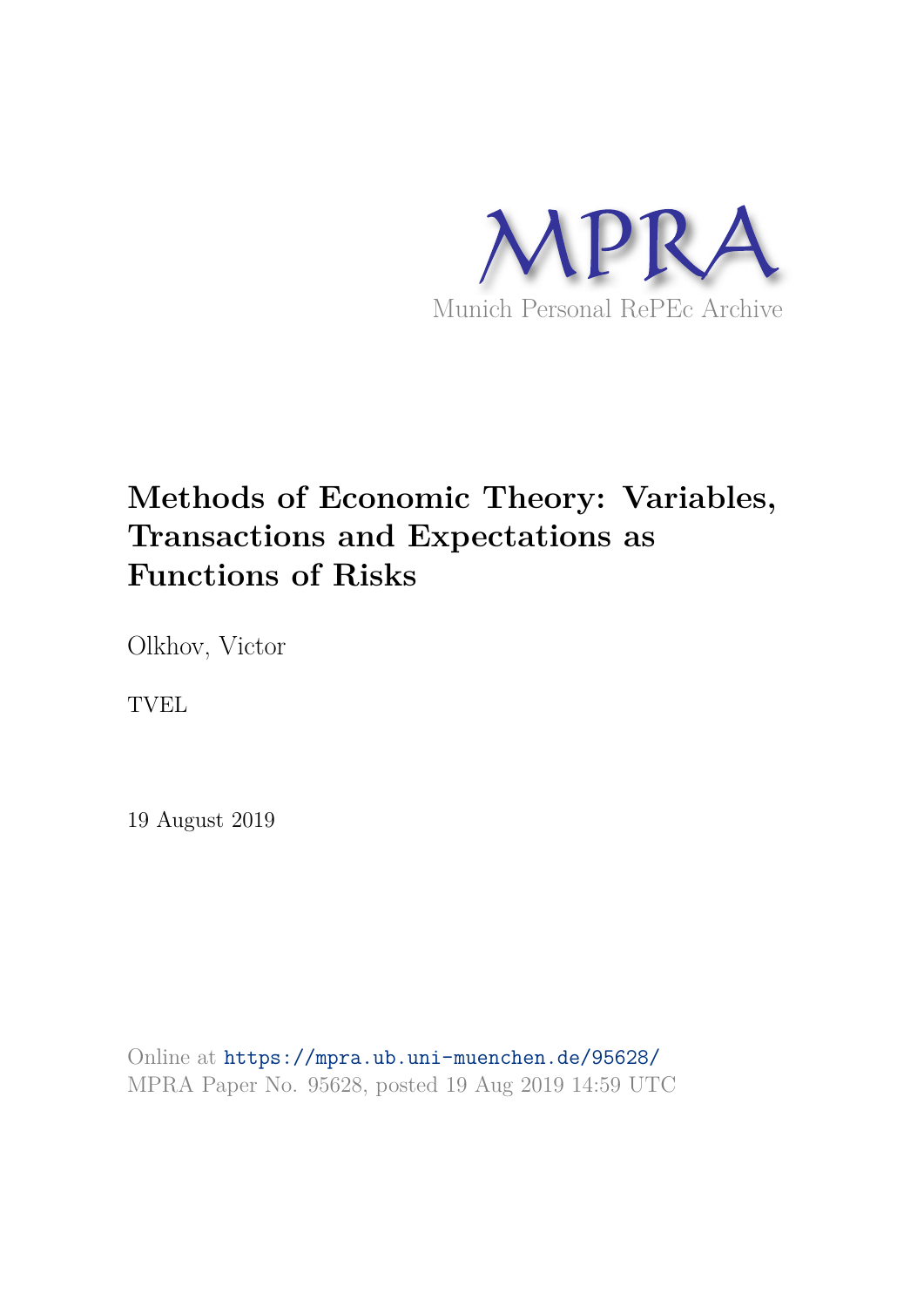MPRA

Munich Personal RePEc Archive

# Methods of Economic Theory: Variables, Transactions and Expectations as Functions of Risks

Olkhov, Victor

TVEL

19 August 2019

Online at https://mpra.ub.uni-muenchen.de/95628/
MPRA Paper No. 95628, posted 19 Aug 2019 14:59 UTC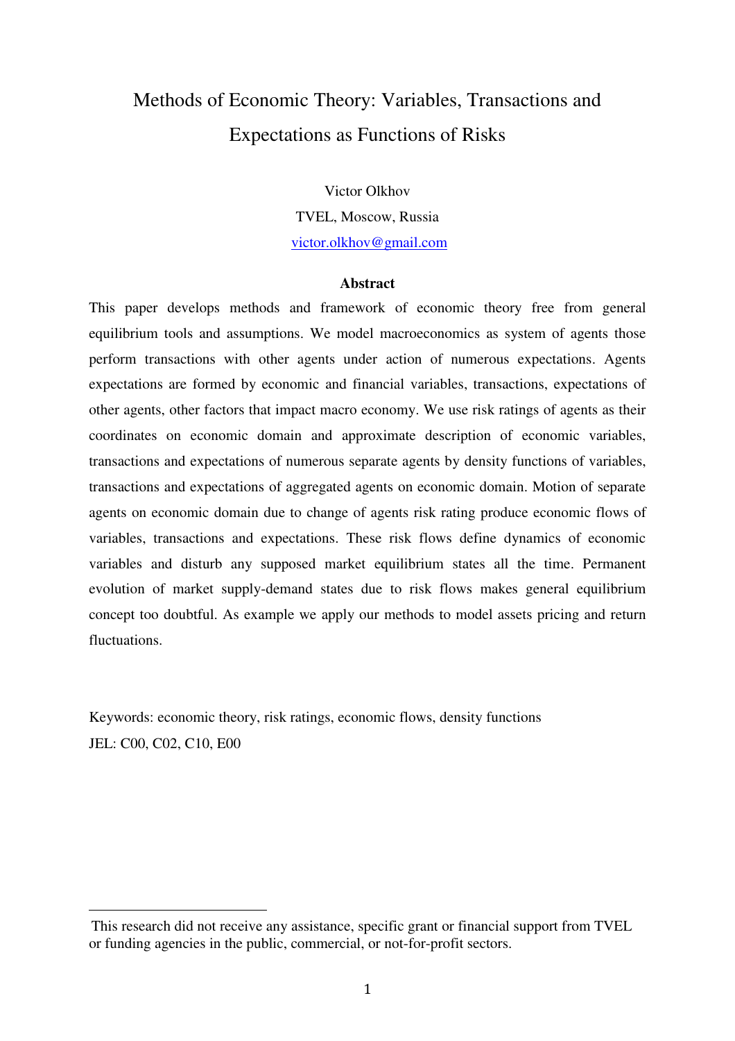# Methods of Economic Theory: Variables, Transactions and Expectations as Functions of Risks

Victor Olkhov

TVEL, Moscow, Russia

victor.olkhov@gmail.com

**Abstract**

This paper develops methods and framework of economic theory free from general equilibrium tools and assumptions. We model macroeconomics as system of agents those perform transactions with other agents under action of numerous expectations. Agents expectations are formed by economic and financial variables, transactions, expectations of other agents, other factors that impact macro economy. We use risk ratings of agents as their coordinates on economic domain and approximate description of economic variables, transactions and expectations of numerous separate agents by density functions of variables, transactions and expectations of aggregated agents on economic domain. Motion of separate agents on economic domain due to change of agents risk rating produce economic flows of variables, transactions and expectations. These risk flows define dynamics of economic variables and disturb any supposed market equilibrium states all the time. Permanent evolution of market supply-demand states due to risk flows makes general equilibrium concept too doubtful. As example we apply our methods to model assets pricing and return fluctuations.

Keywords: economic theory, risk ratings, economic flows, density functions

JEL: C00, C02, C10, E00

---

This research did not receive any assistance, specific grant or financial support from TVEL or funding agencies in the public, commercial, or not-for-profit sectors.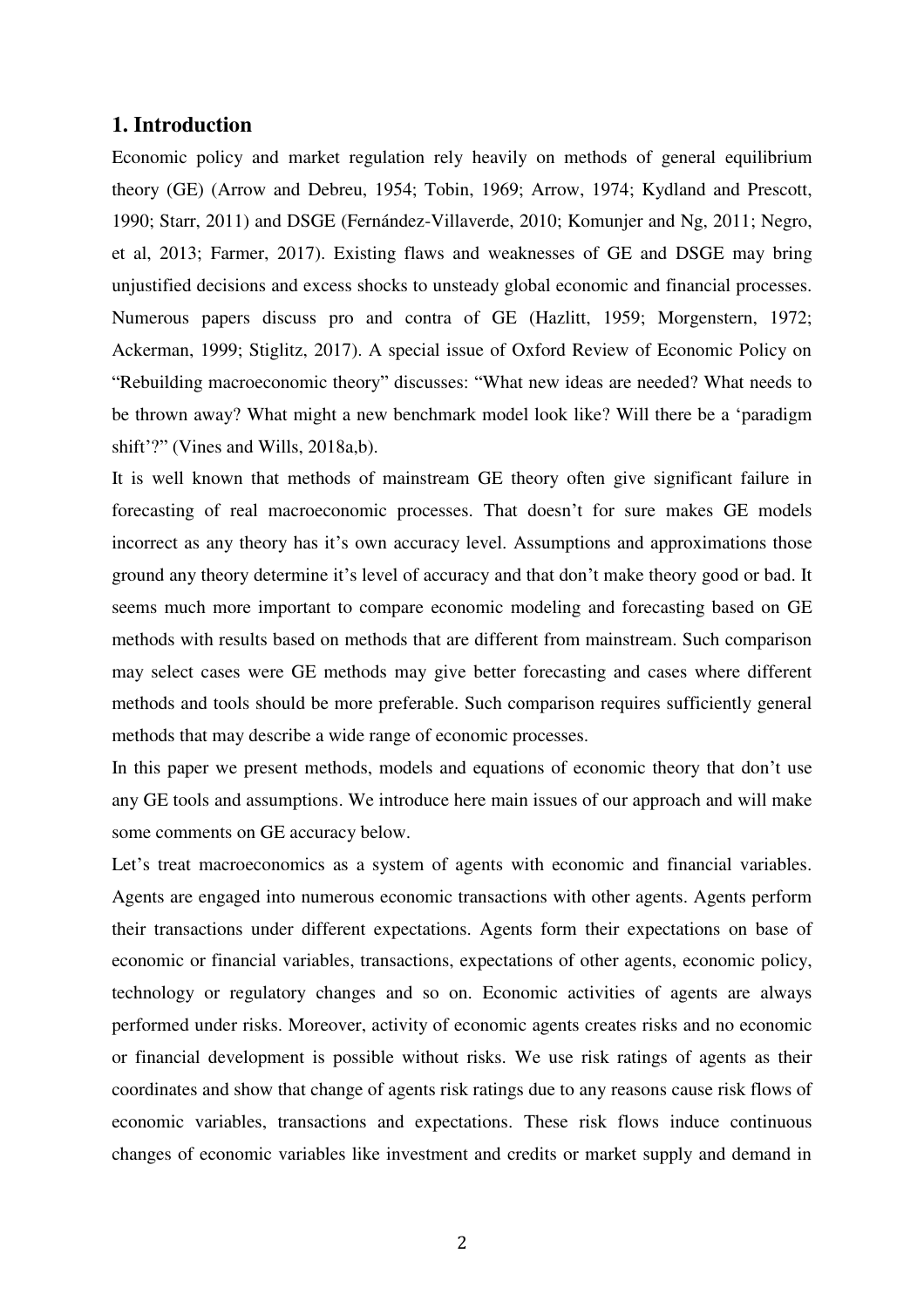## 1. Introduction

Economic policy and market regulation rely heavily on methods of general equilibrium theory (GE) (Arrow and Debreu, 1954; Tobin, 1969; Arrow, 1974; Kydland and Prescott, 1990; Starr, 2011) and DSGE (Fernández-Villaverde, 2010; Komunjer and Ng, 2011; Negro, et al, 2013; Farmer, 2017). Existing flaws and weaknesses of GE and DSGE may bring unjustified decisions and excess shocks to unsteady global economic and financial processes. Numerous papers discuss pro and contra of GE (Hazlitt, 1959; Morgenstern, 1972; Ackerman, 1999; Stiglitz, 2017). A special issue of Oxford Review of Economic Policy on "Rebuilding macroeconomic theory" discusses: "What new ideas are needed? What needs to be thrown away? What might a new benchmark model look like? Will there be a 'paradigm shift'?" (Vines and Wills, 2018a,b).

It is well known that methods of mainstream GE theory often give significant failure in forecasting of real macroeconomic processes. That doesn't for sure makes GE models incorrect as any theory has it's own accuracy level. Assumptions and approximations those ground any theory determine it's level of accuracy and that don't make theory good or bad. It seems much more important to compare economic modeling and forecasting based on GE methods with results based on methods that are different from mainstream. Such comparison may select cases were GE methods may give better forecasting and cases where different methods and tools should be more preferable. Such comparison requires sufficiently general methods that may describe a wide range of economic processes.

In this paper we present methods, models and equations of economic theory that don't use any GE tools and assumptions. We introduce here main issues of our approach and will make some comments on GE accuracy below.

Let's treat macroeconomics as a system of agents with economic and financial variables. Agents are engaged into numerous economic transactions with other agents. Agents perform their transactions under different expectations. Agents form their expectations on base of economic or financial variables, transactions, expectations of other agents, economic policy, technology or regulatory changes and so on. Economic activities of agents are always performed under risks. Moreover, activity of economic agents creates risks and no economic or financial development is possible without risks. We use risk ratings of agents as their coordinates and show that change of agents risk ratings due to any reasons cause risk flows of economic variables, transactions and expectations. These risk flows induce continuous changes of economic variables like investment and credits or market supply and demand in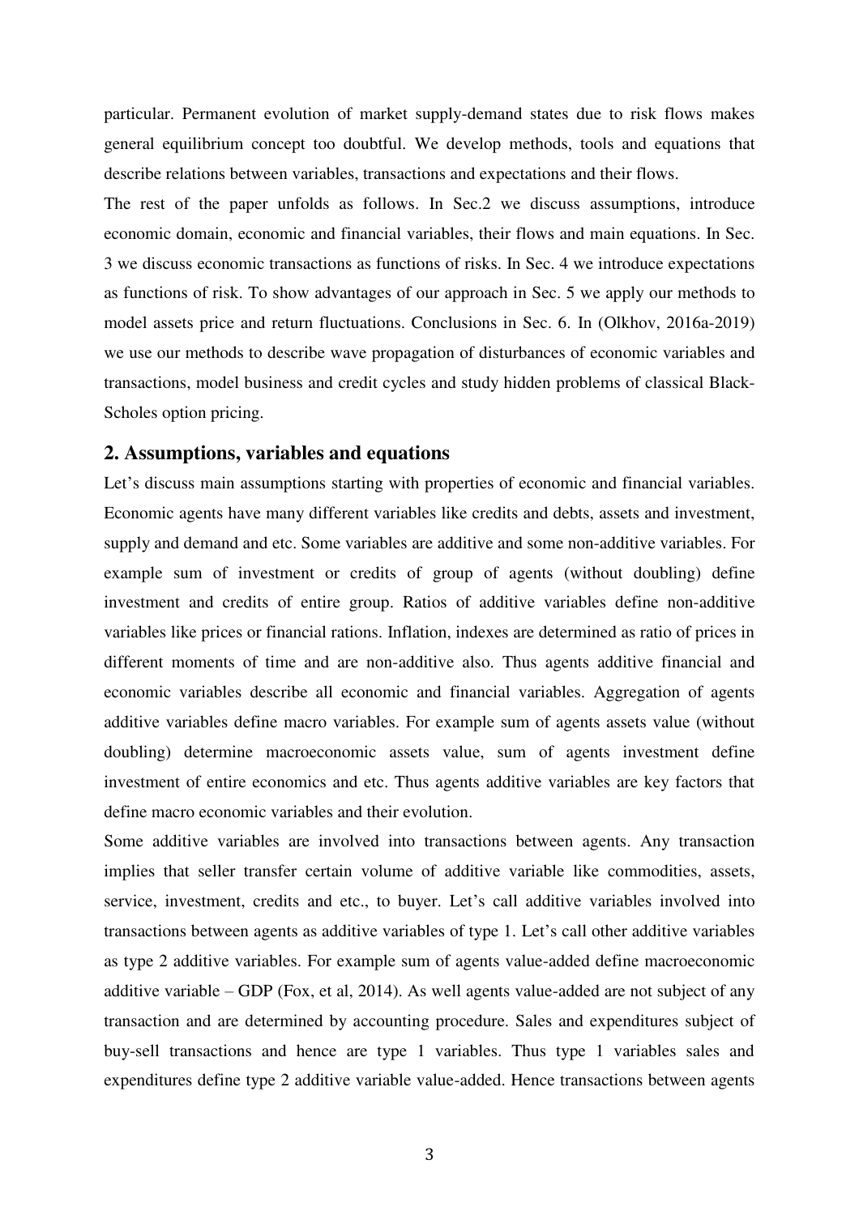particular. Permanent evolution of market supply-demand states due to risk flows makes general equilibrium concept too doubtful. We develop methods, tools and equations that describe relations between variables, transactions and expectations and their flows.

The rest of the paper unfolds as follows. In Sec.2 we discuss assumptions, introduce economic domain, economic and financial variables, their flows and main equations. In Sec. 3 we discuss economic transactions as functions of risks. In Sec. 4 we introduce expectations as functions of risk. To show advantages of our approach in Sec. 5 we apply our methods to model assets price and return fluctuations. Conclusions in Sec. 6. In (Olkhov, 2016a-2019) we use our methods to describe wave propagation of disturbances of economic variables and transactions, model business and credit cycles and study hidden problems of classical Black-Scholes option pricing.

## 2. Assumptions, variables and equations

Let's discuss main assumptions starting with properties of economic and financial variables. Economic agents have many different variables like credits and debts, assets and investment, supply and demand and etc. Some variables are additive and some non-additive variables. For example sum of investment or credits of group of agents (without doubling) define investment and credits of entire group. Ratios of additive variables define non-additive variables like prices or financial rations. Inflation, indexes are determined as ratio of prices in different moments of time and are non-additive also. Thus agents additive financial and economic variables describe all economic and financial variables. Aggregation of agents additive variables define macro variables. For example sum of agents assets value (without doubling) determine macroeconomic assets value, sum of agents investment define investment of entire economics and etc. Thus agents additive variables are key factors that define macro economic variables and their evolution.

Some additive variables are involved into transactions between agents. Any transaction implies that seller transfer certain volume of additive variable like commodities, assets, service, investment, credits and etc., to buyer. Let's call additive variables involved into transactions between agents as additive variables of type 1. Let's call other additive variables as type 2 additive variables. For example sum of agents value-added define macroeconomic additive variable – GDP (Fox, et al, 2014). As well agents value-added are not subject of any transaction and are determined by accounting procedure. Sales and expenditures subject of buy-sell transactions and hence are type 1 variables. Thus type 1 variables sales and expenditures define type 2 additive variable value-added. Hence transactions between agents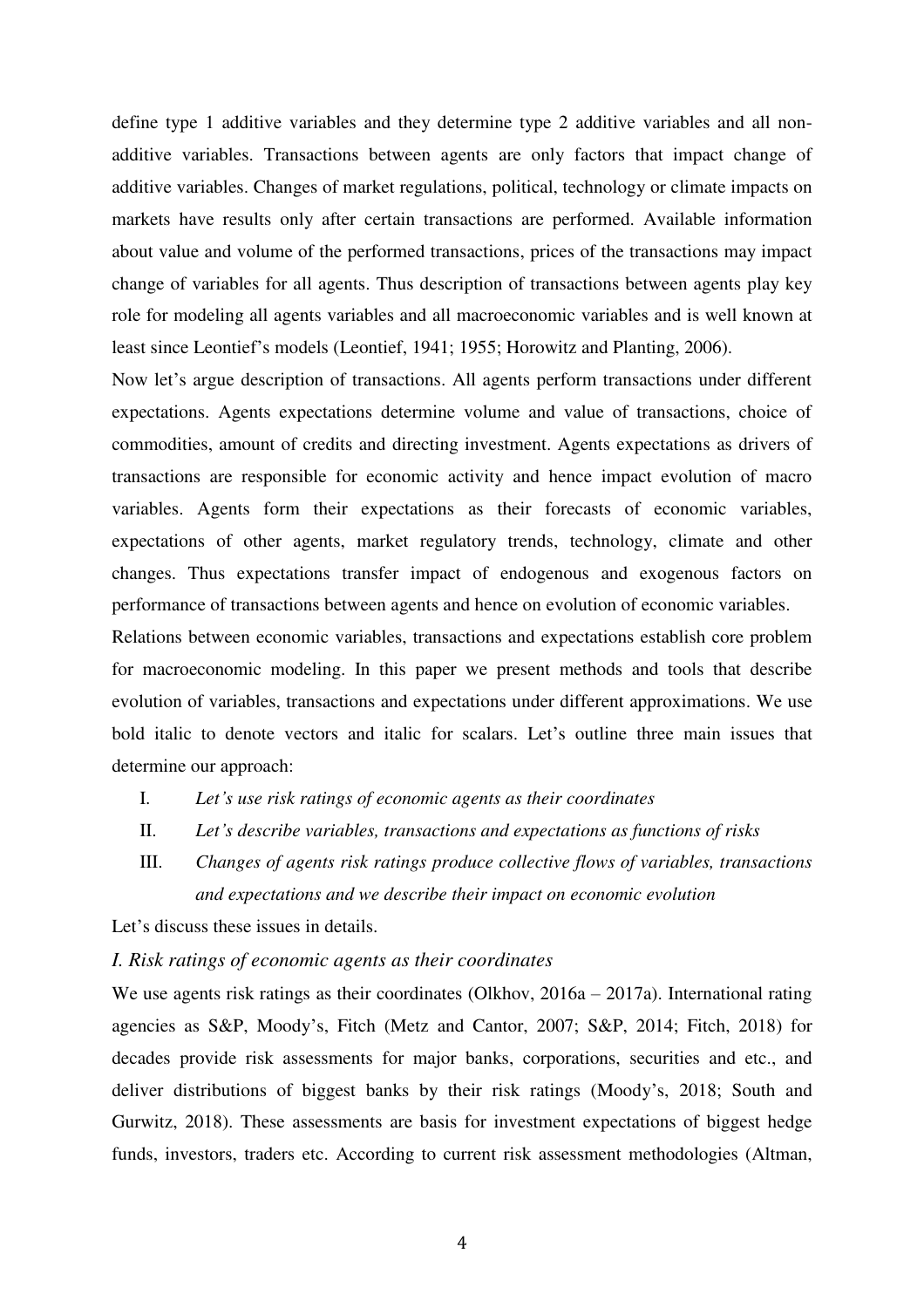define type 1 additive variables and they determine type 2 additive variables and all non-additive variables. Transactions between agents are only factors that impact change of additive variables. Changes of market regulations, political, technology or climate impacts on markets have results only after certain transactions are performed. Available information about value and volume of the performed transactions, prices of the transactions may impact change of variables for all agents. Thus description of transactions between agents play key role for modeling all agents variables and all macroeconomic variables and is well known at least since Leontief's models (Leontief, 1941; 1955; Horowitz and Planting, 2006).

Now let's argue description of transactions. All agents perform transactions under different expectations. Agents expectations determine volume and value of transactions, choice of commodities, amount of credits and directing investment. Agents expectations as drivers of transactions are responsible for economic activity and hence impact evolution of macro variables. Agents form their expectations as their forecasts of economic variables, expectations of other agents, market regulatory trends, technology, climate and other changes. Thus expectations transfer impact of endogenous and exogenous factors on performance of transactions between agents and hence on evolution of economic variables.

Relations between economic variables, transactions and expectations establish core problem for macroeconomic modeling. In this paper we present methods and tools that describe evolution of variables, transactions and expectations under different approximations. We use bold italic to denote vectors and italic for scalars. Let's outline three main issues that determine our approach:

I. *Let's use risk ratings of economic agents as their coordinates*
II. *Let's describe variables, transactions and expectations as functions of risks*
III. *Changes of agents risk ratings produce collective flows of variables, transactions and expectations and we describe their impact on economic evolution*

Let's discuss these issues in details.

*I. Risk ratings of economic agents as their coordinates*

We use agents risk ratings as their coordinates (Olkhov, 2016a – 2017a). International rating agencies as S&P, Moody's, Fitch (Metz and Cantor, 2007; S&P, 2014; Fitch, 2018) for decades provide risk assessments for major banks, corporations, securities and etc., and deliver distributions of biggest banks by their risk ratings (Moody's, 2018; South and Gurwitz, 2018). These assessments are basis for investment expectations of biggest hedge funds, investors, traders etc. According to current risk assessment methodologies (Altman,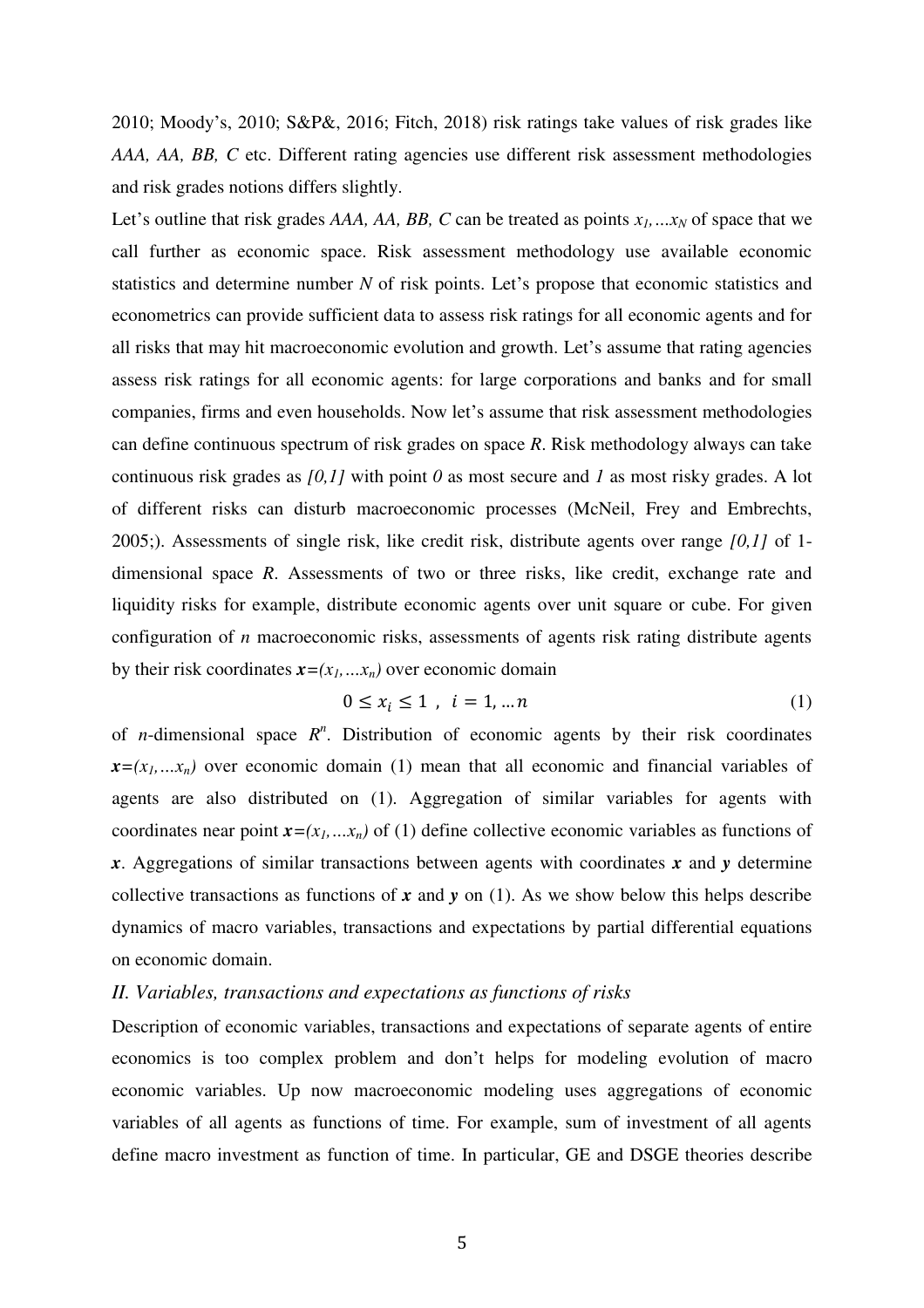2010; Moody's, 2010; S&P&, 2016; Fitch, 2018) risk ratings take values of risk grades like *AAA, AA, BB, C* etc. Different rating agencies use different risk assessment methodologies and risk grades notions differs slightly.

Let's outline that risk grades *AAA, AA, BB, C* can be treated as points $x_1,...x_N$ of space that we call further as economic space. Risk assessment methodology use available economic statistics and determine number *N* of risk points. Let's propose that economic statistics and econometrics can provide sufficient data to assess risk ratings for all economic agents and for all risks that may hit macroeconomic evolution and growth. Let's assume that rating agencies assess risk ratings for all economic agents: for large corporations and banks and for small companies, firms and even households. Now let's assume that risk assessment methodologies can define continuous spectrum of risk grades on space *R*. Risk methodology always can take continuous risk grades as *[0,1]* with point *0* as most secure and *1* as most risky grades. A lot of different risks can disturb macroeconomic processes (McNeil, Frey and Embrechts, 2005;). Assessments of single risk, like credit risk, distribute agents over range *[0,1]* of 1-dimensional space *R*. Assessments of two or three risks, like credit, exchange rate and liquidity risks for example, distribute economic agents over unit square or cube. For given configuration of *n* macroeconomic risks, assessments of agents risk rating distribute agents by their risk coordinates $\boldsymbol{x}=(x_1,...x_n)$ over economic domain

$$0 \leq x_i \leq 1 \ , \ i = 1, ... n \tag{1}$$

of *n*-dimensional space $R^n$. Distribution of economic agents by their risk coordinates $\boldsymbol{x}=(x_1,...x_n)$ over economic domain (1) mean that all economic and financial variables of agents are also distributed on (1). Aggregation of similar variables for agents with coordinates near point $\boldsymbol{x}=(x_1,...x_n)$ of (1) define collective economic variables as functions of $\boldsymbol{x}$. Aggregations of similar transactions between agents with coordinates $\boldsymbol{x}$ and $\boldsymbol{y}$ determine collective transactions as functions of $\boldsymbol{x}$ and $\boldsymbol{y}$ on (1). As we show below this helps describe dynamics of macro variables, transactions and expectations by partial differential equations on economic domain.

## *II. Variables, transactions and expectations as functions of risks*

Description of economic variables, transactions and expectations of separate agents of entire economics is too complex problem and don't helps for modeling evolution of macro economic variables. Up now macroeconomic modeling uses aggregations of economic variables of all agents as functions of time. For example, sum of investment of all agents define macro investment as function of time. In particular, GE and DSGE theories describe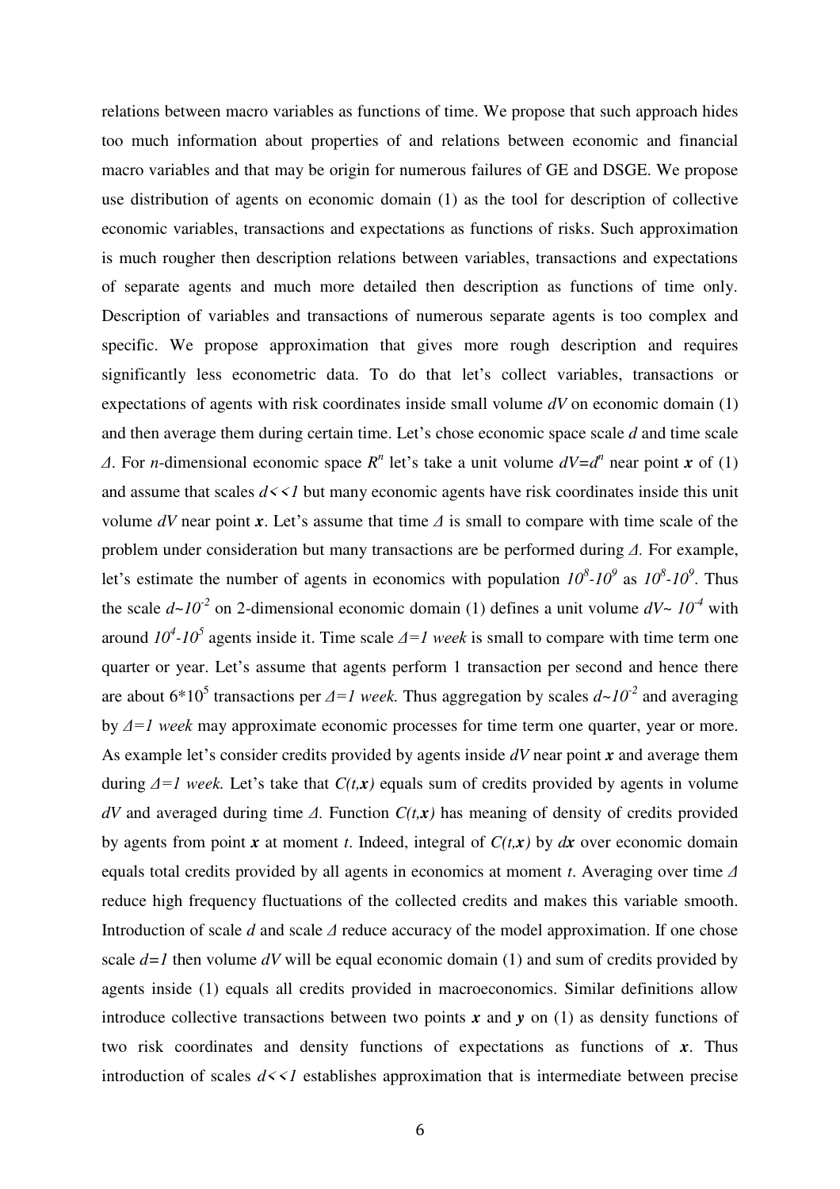relations between macro variables as functions of time. We propose that such approach hides too much information about properties of and relations between economic and financial macro variables and that may be origin for numerous failures of GE and DSGE. We propose use distribution of agents on economic domain (1) as the tool for description of collective economic variables, transactions and expectations as functions of risks. Such approximation is much rougher then description relations between variables, transactions and expectations of separate agents and much more detailed then description as functions of time only. Description of variables and transactions of numerous separate agents is too complex and specific. We propose approximation that gives more rough description and requires significantly less econometric data. To do that let's collect variables, transactions or expectations of agents with risk coordinates inside small volume $dV$ on economic domain (1) and then average them during certain time. Let's chose economic space scale $d$ and time scale $\Delta$. For $n$-dimensional economic space $R^n$ let's take a unit volume $dV=d^n$ near point $\boldsymbol{x}$ of (1) and assume that scales $d<<1$ but many economic agents have risk coordinates inside this unit volume $dV$ near point $\boldsymbol{x}$. Let's assume that time $\Delta$ is small to compare with time scale of the problem under consideration but many transactions are be performed during $\Delta$. For example, let's estimate the number of agents in economics with population $10^8$-$10^9$ as $10^8$-$10^9$. Thus the scale $d\sim10^{-2}$ on 2-dimensional economic domain (1) defines a unit volume $dV\sim 10^{-4}$ with around $10^4$-$10^5$ agents inside it. Time scale $\Delta=1$ *week* is small to compare with time term one quarter or year. Let's assume that agents perform 1 transaction per second and hence there are about $6*10^5$ transactions per $\Delta=1$ *week.* Thus aggregation by scales $d\sim10^{-2}$ and averaging by $\Delta=1$ *week* may approximate economic processes for time term one quarter, year or more. As example let's consider credits provided by agents inside $dV$ near point $\boldsymbol{x}$ and average them during $\Delta=1$ *week.* Let's take that $C(t,\boldsymbol{x})$ equals sum of credits provided by agents in volume $dV$ and averaged during time $\Delta$. Function $C(t,\boldsymbol{x})$ has meaning of density of credits provided by agents from point $\boldsymbol{x}$ at moment $t$. Indeed, integral of $C(t,\boldsymbol{x})$ by $d\boldsymbol{x}$ over economic domain equals total credits provided by all agents in economics at moment $t$. Averaging over time $\Delta$ reduce high frequency fluctuations of the collected credits and makes this variable smooth. Introduction of scale $d$ and scale $\Delta$ reduce accuracy of the model approximation. If one chose scale $d=1$ then volume $dV$ will be equal economic domain (1) and sum of credits provided by agents inside (1) equals all credits provided in macroeconomics. Similar definitions allow introduce collective transactions between two points $\boldsymbol{x}$ and $\boldsymbol{y}$ on (1) as density functions of two risk coordinates and density functions of expectations as functions of $\boldsymbol{x}$. Thus introduction of scales $d<<1$ establishes approximation that is intermediate between precise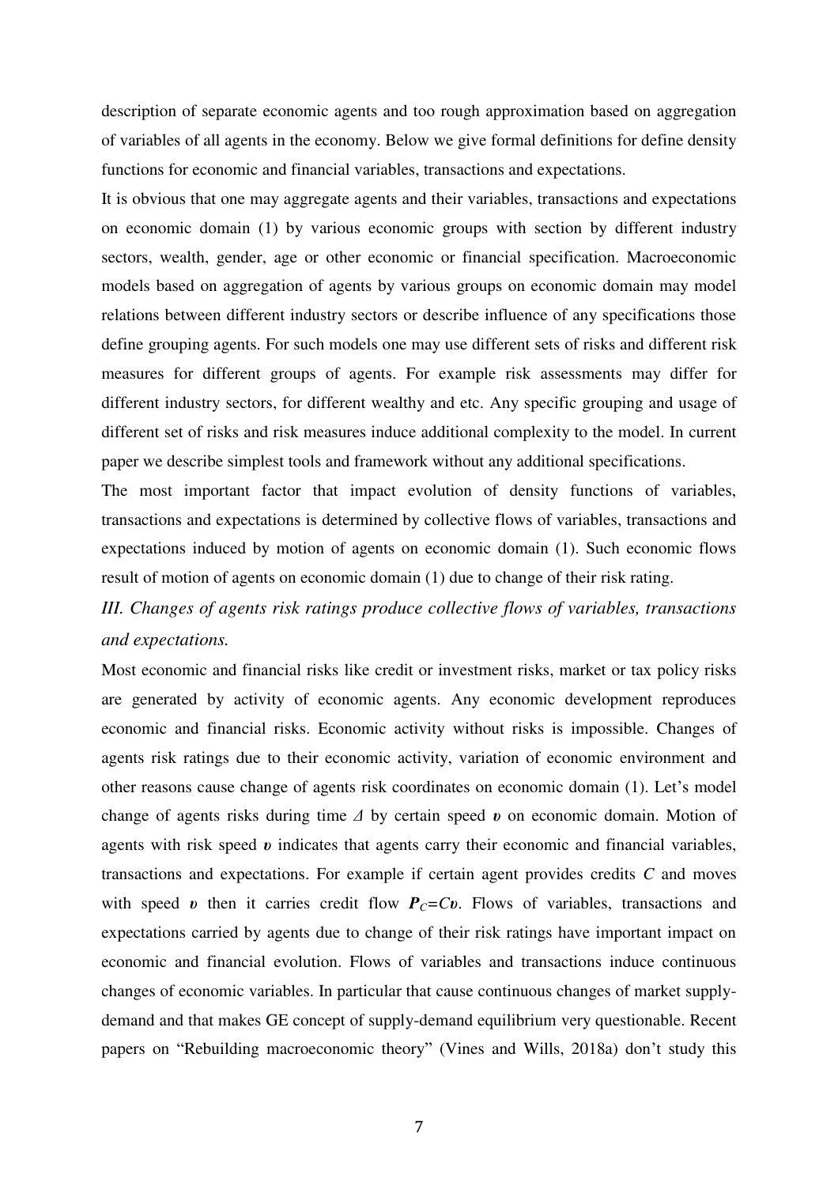description of separate economic agents and too rough approximation based on aggregation of variables of all agents in the economy. Below we give formal definitions for define density functions for economic and financial variables, transactions and expectations.

It is obvious that one may aggregate agents and their variables, transactions and expectations on economic domain (1) by various economic groups with section by different industry sectors, wealth, gender, age or other economic or financial specification. Macroeconomic models based on aggregation of agents by various groups on economic domain may model relations between different industry sectors or describe influence of any specifications those define grouping agents. For such models one may use different sets of risks and different risk measures for different groups of agents. For example risk assessments may differ for different industry sectors, for different wealthy and etc. Any specific grouping and usage of different set of risks and risk measures induce additional complexity to the model. In current paper we describe simplest tools and framework without any additional specifications.

The most important factor that impact evolution of density functions of variables, transactions and expectations is determined by collective flows of variables, transactions and expectations induced by motion of agents on economic domain (1). Such economic flows result of motion of agents on economic domain (1) due to change of their risk rating.

### *III. Changes of agents risk ratings produce collective flows of variables, transactions and expectations.*

Most economic and financial risks like credit or investment risks, market or tax policy risks are generated by activity of economic agents. Any economic development reproduces economic and financial risks. Economic activity without risks is impossible. Changes of agents risk ratings due to their economic activity, variation of economic environment and other reasons cause change of agents risk coordinates on economic domain (1). Let's model change of agents risks during time $\Delta$ by certain speed $\boldsymbol{\upsilon}$ on economic domain. Motion of agents with risk speed $\boldsymbol{\upsilon}$ indicates that agents carry their economic and financial variables, transactions and expectations. For example if certain agent provides credits $C$ and moves with speed $\boldsymbol{\upsilon}$ then it carries credit flow $\boldsymbol{P}_C=C\boldsymbol{\upsilon}$. Flows of variables, transactions and expectations carried by agents due to change of their risk ratings have important impact on economic and financial evolution. Flows of variables and transactions induce continuous changes of economic variables. In particular that cause continuous changes of market supply-demand and that makes GE concept of supply-demand equilibrium very questionable. Recent papers on "Rebuilding macroeconomic theory" (Vines and Wills, 2018a) don't study this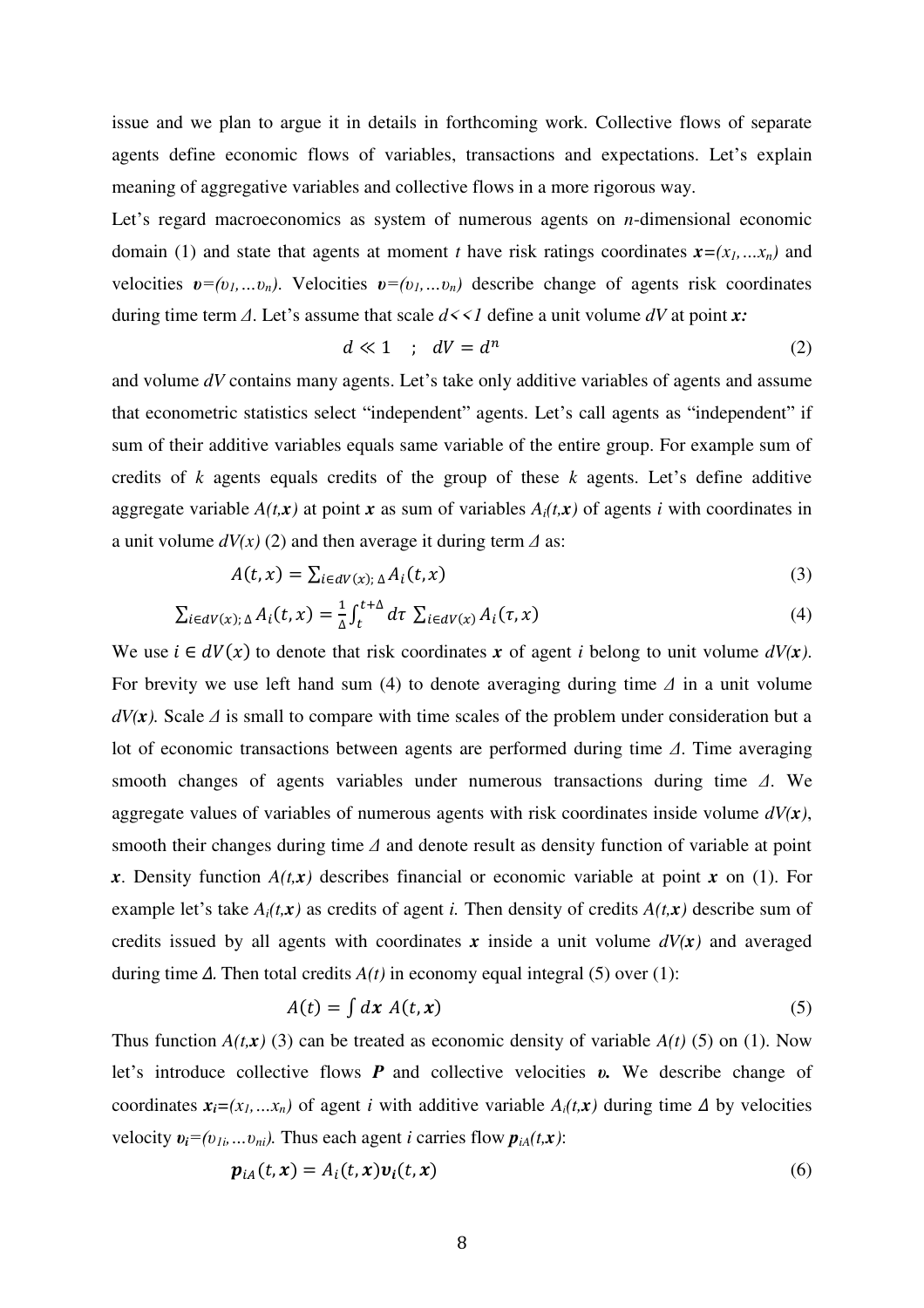issue and we plan to argue it in details in forthcoming work. Collective flows of separate agents define economic flows of variables, transactions and expectations. Let's explain meaning of aggregative variables and collective flows in a more rigorous way.

Let's regard macroeconomics as system of numerous agents on *n*-dimensional economic domain (1) and state that agents at moment *t* have risk ratings coordinates $\boldsymbol{x}=(x_1,\dots x_n)$ and velocities $\boldsymbol{\upsilon}=(\upsilon_1,\dots\upsilon_n)$. Velocities $\boldsymbol{\upsilon}=(\upsilon_1,\dots\upsilon_n)$ describe change of agents risk coordinates during time term $\Delta$. Let's assume that scale $d \ll 1$ define a unit volume $dV$ at point $\boldsymbol{x}$:

$$d \ll 1 \quad ; \quad dV = d^n \tag{2}$$

and volume $dV$ contains many agents. Let's take only additive variables of agents and assume that econometric statistics select "independent" agents. Let's call agents as "independent" if sum of their additive variables equals same variable of the entire group. For example sum of credits of *k* agents equals credits of the group of these *k* agents. Let's define additive aggregate variable $A(t,\boldsymbol{x})$ at point $\boldsymbol{x}$ as sum of variables $A_i(t,\boldsymbol{x})$ of agents *i* with coordinates in a unit volume $dV(x)$ (2) and then average it during term $\Delta$ as:

$$A(t,x) = \sum_{i \in dV(x);\, \Delta} A_i(t,x) \tag{3}$$

$$\sum_{i \in dV(x);\, \Delta} A_i(t,x) = \frac{1}{\Delta}\int_t^{t+\Delta} d\tau \sum_{i \in dV(x)} A_i(\tau,x) \tag{4}$$

We use $i \in dV(x)$ to denote that risk coordinates $\boldsymbol{x}$ of agent *i* belong to unit volume $dV(\boldsymbol{x})$. For brevity we use left hand sum (4) to denote averaging during time $\Delta$ in a unit volume $dV(\boldsymbol{x})$. Scale $\Delta$ is small to compare with time scales of the problem under consideration but a lot of economic transactions between agents are performed during time $\Delta$. Time averaging smooth changes of agents variables under numerous transactions during time $\Delta$. We aggregate values of variables of numerous agents with risk coordinates inside volume $dV(\boldsymbol{x})$, smooth their changes during time $\Delta$ and denote result as density function of variable at point $\boldsymbol{x}$. Density function $A(t,\boldsymbol{x})$ describes financial or economic variable at point $\boldsymbol{x}$ on (1). For example let's take $A_i(t,\boldsymbol{x})$ as credits of agent *i.* Then density of credits $A(t,\boldsymbol{x})$ describe sum of credits issued by all agents with coordinates $\boldsymbol{x}$ inside a unit volume $dV(\boldsymbol{x})$ and averaged during time $\Delta$. Then total credits $A(t)$ in economy equal integral (5) over (1):

$$A(t) = \int d\boldsymbol{x}\; A(t,\boldsymbol{x}) \tag{5}$$

Thus function $A(t,\boldsymbol{x})$ (3) can be treated as economic density of variable $A(t)$ (5) on (1). Now let's introduce collective flows $\boldsymbol{P}$ and collective velocities $\boldsymbol{\upsilon}$. We describe change of coordinates $\boldsymbol{x_i}=(x_1,\dots x_n)$ of agent *i* with additive variable $A_i(t,\boldsymbol{x})$ during time $\Delta$ by velocities velocity $\boldsymbol{\upsilon_i}=(\upsilon_{1i},\dots\upsilon_{ni})$. Thus each agent *i* carries flow $\boldsymbol{p}_{iA}(t,\boldsymbol{x})$:

$$\boldsymbol{p}_{iA}(t,\boldsymbol{x}) = A_i(t,\boldsymbol{x})\boldsymbol{\upsilon_i}(t,\boldsymbol{x}) \tag{6}$$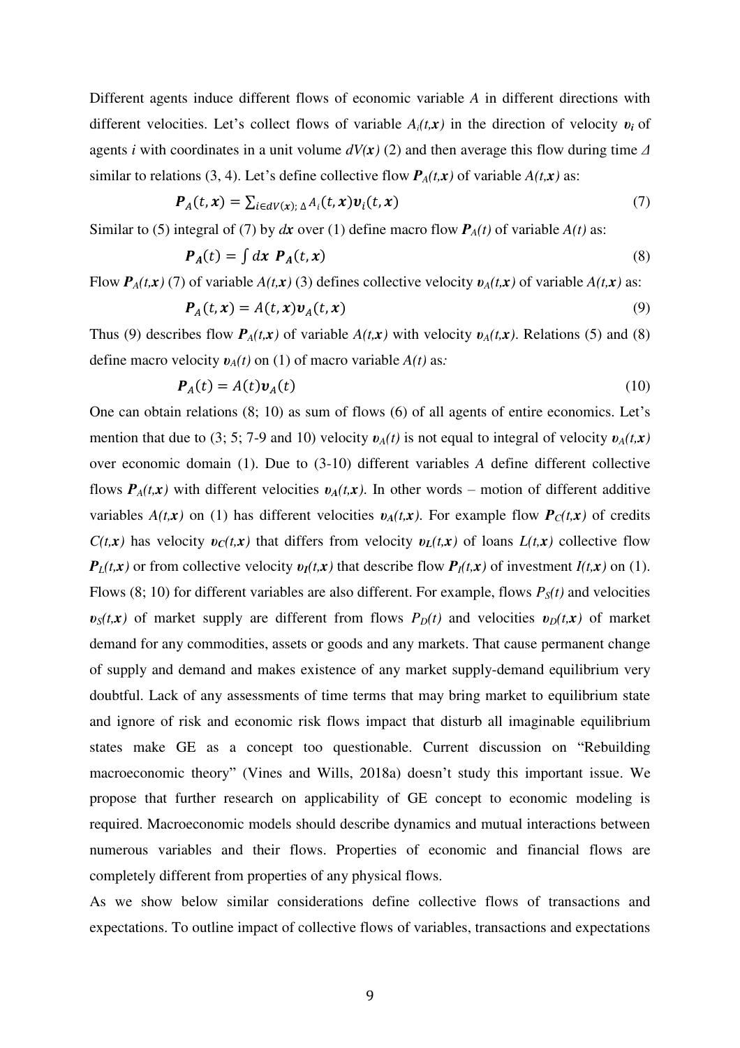Different agents induce different flows of economic variable $A$ in different directions with different velocities. Let's collect flows of variable $A_i(t,\boldsymbol{x})$ in the direction of velocity $\boldsymbol{v}_i$ of agents $i$ with coordinates in a unit volume $dV(\boldsymbol{x})$ (2) and then average this flow during time $\Delta$ similar to relations (3, 4). Let's define collective flow $\boldsymbol{P}_A(t,\boldsymbol{x})$ of variable $A(t,\boldsymbol{x})$ as:

$$\boldsymbol{P}_A(t,\boldsymbol{x}) = \sum_{i \in dV(\boldsymbol{x});\,\Delta} A_i(t,\boldsymbol{x})\boldsymbol{v}_i(t,\boldsymbol{x}) \tag{7}$$

Similar to (5) integral of (7) by $d\boldsymbol{x}$ over (1) define macro flow $\boldsymbol{P}_A(t)$ of variable $A(t)$ as:

$$\boldsymbol{P}_A(t) = \int d\boldsymbol{x}\; \boldsymbol{P}_A(t,\boldsymbol{x}) \tag{8}$$

Flow $\boldsymbol{P}_A(t,\boldsymbol{x})$ (7) of variable $A(t,\boldsymbol{x})$ (3) defines collective velocity $\boldsymbol{v}_A(t,\boldsymbol{x})$ of variable $A(t,\boldsymbol{x})$ as:

$$\boldsymbol{P}_A(t,\boldsymbol{x}) = A(t,\boldsymbol{x})\boldsymbol{v}_A(t,\boldsymbol{x}) \tag{9}$$

Thus (9) describes flow $\boldsymbol{P}_A(t,\boldsymbol{x})$ of variable $A(t,\boldsymbol{x})$ with velocity $\boldsymbol{v}_A(t,\boldsymbol{x})$. Relations (5) and (8) define macro velocity $\boldsymbol{v}_A(t)$ on (1) of macro variable $A(t)$ as:

$$\boldsymbol{P}_A(t) = A(t)\boldsymbol{v}_A(t) \tag{10}$$

One can obtain relations (8; 10) as sum of flows (6) of all agents of entire economics. Let's mention that due to (3; 5; 7-9 and 10) velocity $\boldsymbol{v}_A(t)$ is not equal to integral of velocity $\boldsymbol{v}_A(t,\boldsymbol{x})$ over economic domain (1). Due to (3-10) different variables $A$ define different collective flows $\boldsymbol{P}_A(t,\boldsymbol{x})$ with different velocities $\boldsymbol{v}_A(t,\boldsymbol{x})$. In other words – motion of different additive variables $A(t,\boldsymbol{x})$ on (1) has different velocities $\boldsymbol{v}_A(t,\boldsymbol{x})$. For example flow $\boldsymbol{P}_C(t,\boldsymbol{x})$ of credits $C(t,\boldsymbol{x})$ has velocity $\boldsymbol{v}_C(t,\boldsymbol{x})$ that differs from velocity $\boldsymbol{v}_L(t,\boldsymbol{x})$ of loans $L(t,\boldsymbol{x})$ collective flow $\boldsymbol{P}_L(t,\boldsymbol{x})$ or from collective velocity $\boldsymbol{v}_I(t,\boldsymbol{x})$ that describe flow $\boldsymbol{P}_I(t,\boldsymbol{x})$ of investment $I(t,\boldsymbol{x})$ on (1). Flows (8; 10) for different variables are also different. For example, flows $P_S(t)$ and velocities $\boldsymbol{v}_S(t,\boldsymbol{x})$ of market supply are different from flows $P_D(t)$ and velocities $\boldsymbol{v}_D(t,\boldsymbol{x})$ of market demand for any commodities, assets or goods and any markets. That cause permanent change of supply and demand and makes existence of any market supply-demand equilibrium very doubtful. Lack of any assessments of time terms that may bring market to equilibrium state and ignore of risk and economic risk flows impact that disturb all imaginable equilibrium states make GE as a concept too questionable. Current discussion on "Rebuilding macroeconomic theory" (Vines and Wills, 2018a) doesn't study this important issue. We propose that further research on applicability of GE concept to economic modeling is required. Macroeconomic models should describe dynamics and mutual interactions between numerous variables and their flows. Properties of economic and financial flows are completely different from properties of any physical flows.

As we show below similar considerations define collective flows of transactions and expectations. To outline impact of collective flows of variables, transactions and expectations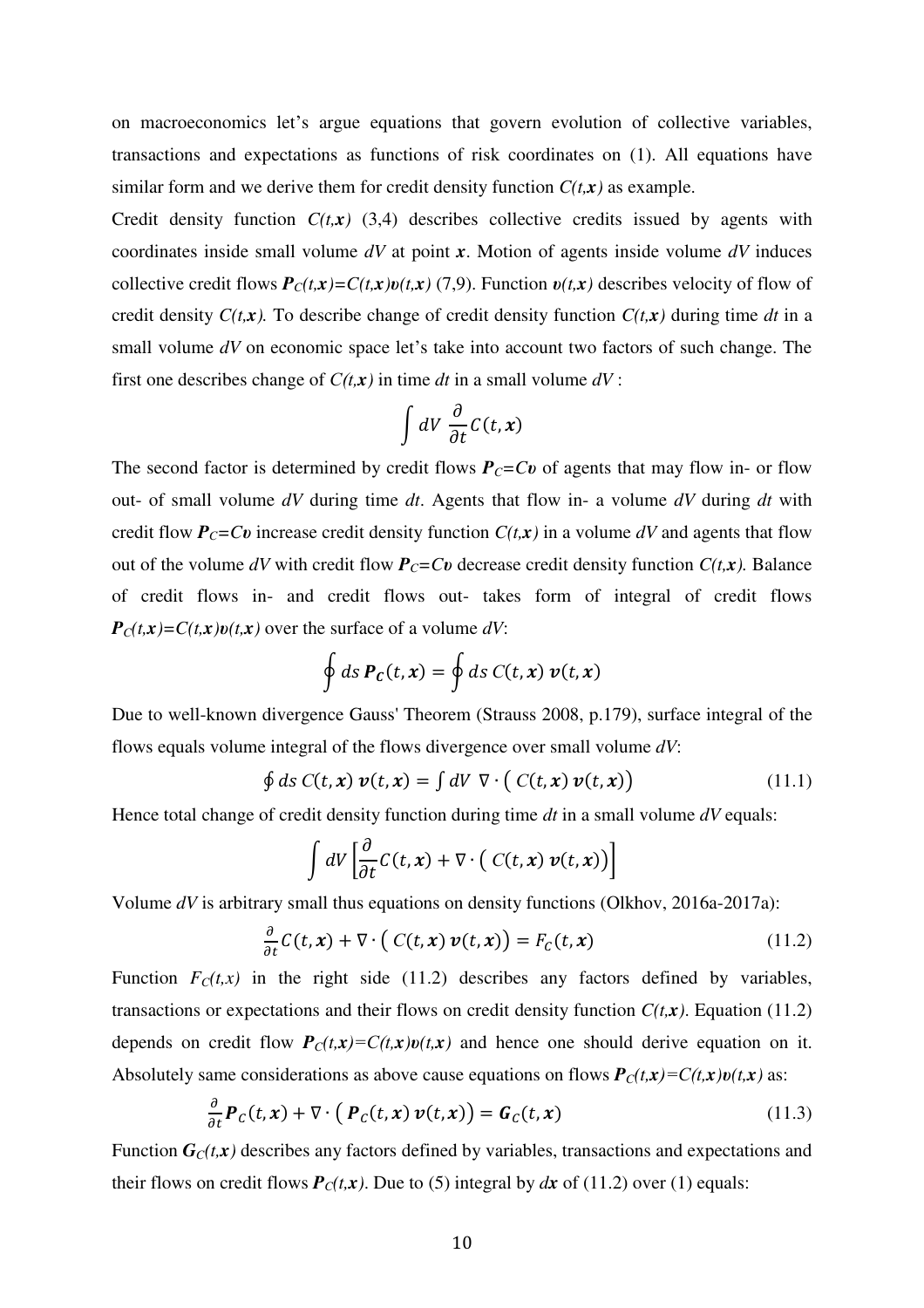on macroeconomics let's argue equations that govern evolution of collective variables, transactions and expectations as functions of risk coordinates on (1). All equations have similar form and we derive them for credit density function $C(t,\boldsymbol{x})$ as example.

Credit density function $C(t,\boldsymbol{x})$ (3,4) describes collective credits issued by agents with coordinates inside small volume $dV$ at point $\boldsymbol{x}$. Motion of agents inside volume $dV$ induces collective credit flows $\boldsymbol{P}_C(t,\boldsymbol{x})=C(t,\boldsymbol{x})\boldsymbol{\upsilon}(t,\boldsymbol{x})$ (7,9). Function $\boldsymbol{\upsilon}(t,\boldsymbol{x})$ describes velocity of flow of credit density $C(t,\boldsymbol{x})$. To describe change of credit density function $C(t,\boldsymbol{x})$ during time $dt$ in a small volume $dV$ on economic space let's take into account two factors of such change. The first one describes change of $C(t,\boldsymbol{x})$ in time $dt$ in a small volume $dV$ :

$$\int dV \; \frac{\partial}{\partial t} C(t,\boldsymbol{x})$$

The second factor is determined by credit flows $\boldsymbol{P}_C=C\boldsymbol{\upsilon}$ of agents that may flow in- or flow out- of small volume $dV$ during time $dt$. Agents that flow in- a volume $dV$ during $dt$ with credit flow $\boldsymbol{P}_C=C\boldsymbol{\upsilon}$ increase credit density function $C(t,\boldsymbol{x})$ in a volume $dV$ and agents that flow out of the volume $dV$ with credit flow $\boldsymbol{P}_C=C\boldsymbol{\upsilon}$ decrease credit density function $C(t,\boldsymbol{x})$. Balance of credit flows in- and credit flows out- takes form of integral of credit flows $\boldsymbol{P}_C(t,\boldsymbol{x})=C(t,\boldsymbol{x})\boldsymbol{\upsilon}(t,\boldsymbol{x})$ over the surface of a volume $dV$:

$$\oint ds \, \boldsymbol{P_C}(t,\boldsymbol{x}) = \oint ds \; C(t,\boldsymbol{x}) \; \boldsymbol{v}(t,\boldsymbol{x})$$

Due to well-known divergence Gauss' Theorem (Strauss 2008, p.179), surface integral of the flows equals volume integral of the flows divergence over small volume $dV$:

$$\oint ds \; C(t,\boldsymbol{x}) \; \boldsymbol{v}(t,\boldsymbol{x}) = \int dV \;\; \nabla \cdot \big( \; C(t,\boldsymbol{x}) \; \boldsymbol{v}(t,\boldsymbol{x}) \big) \tag{11.1}$$

Hence total change of credit density function during time $dt$ in a small volume $dV$ equals:

$$\int dV \left[ \frac{\partial}{\partial t} C(t,\boldsymbol{x}) + \nabla \cdot \big( \; C(t,\boldsymbol{x}) \; \boldsymbol{v}(t,\boldsymbol{x}) \big) \right]$$

Volume $dV$ is arbitrary small thus equations on density functions (Olkhov, 2016a-2017a):

$$\frac{\partial}{\partial t} C(t,\boldsymbol{x}) + \nabla \cdot \big( \; C(t,\boldsymbol{x}) \; \boldsymbol{v}(t,\boldsymbol{x}) \big) = F_C(t,\boldsymbol{x}) \tag{11.2}$$

Function $F_C(t,x)$ in the right side (11.2) describes any factors defined by variables, transactions or expectations and their flows on credit density function $C(t,\boldsymbol{x})$. Equation (11.2) depends on credit flow $\boldsymbol{P}_C(t,\boldsymbol{x})=C(t,\boldsymbol{x})\boldsymbol{\upsilon}(t,\boldsymbol{x})$ and hence one should derive equation on it. Absolutely same considerations as above cause equations on flows $\boldsymbol{P}_C(t,\boldsymbol{x})=C(t,\boldsymbol{x})\boldsymbol{\upsilon}(t,\boldsymbol{x})$ as:

$$\frac{\partial}{\partial t} \boldsymbol{P}_C(t,\boldsymbol{x}) + \nabla \cdot \big( \boldsymbol{P}_C(t,\boldsymbol{x}) \; \boldsymbol{v}(t,\boldsymbol{x}) \big) = \boldsymbol{G}_C(t,\boldsymbol{x}) \tag{11.3}$$

Function $\boldsymbol{G}_C(t,\boldsymbol{x})$ describes any factors defined by variables, transactions and expectations and their flows on credit flows $\boldsymbol{P}_C(t,\boldsymbol{x})$. Due to (5) integral by $d\boldsymbol{x}$ of (11.2) over (1) equals: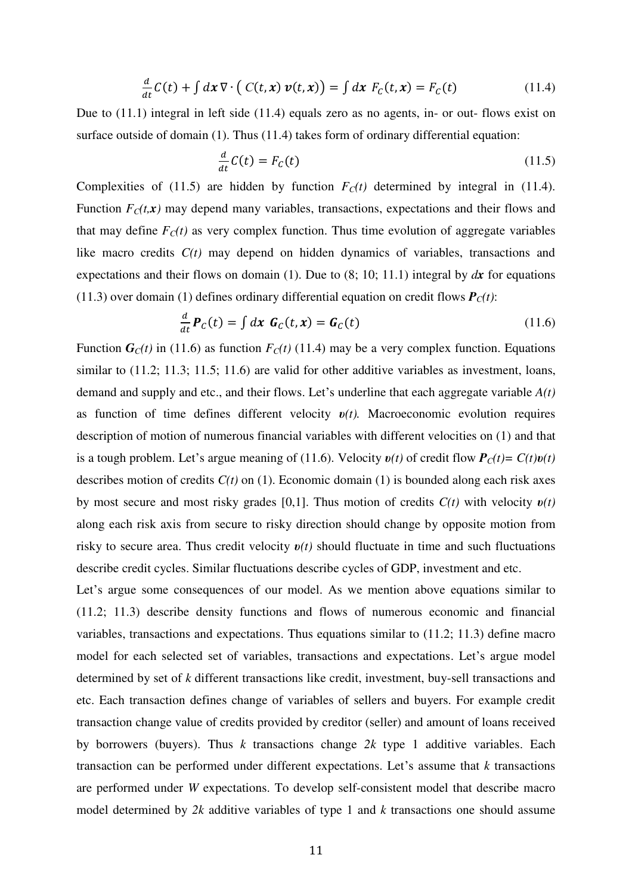$$\frac{d}{dt}C(t) + \int d\boldsymbol{x}\, \nabla \cdot \big( C(t,\boldsymbol{x})\, \boldsymbol{v}(t,\boldsymbol{x}) \big) = \int d\boldsymbol{x}\ F_C(t,\boldsymbol{x}) = F_C(t) \tag{11.4}$$

Due to (11.1) integral in left side (11.4) equals zero as no agents, in- or out- flows exist on surface outside of domain (1). Thus (11.4) takes form of ordinary differential equation:

$$\frac{d}{dt}C(t) = F_C(t) \tag{11.5}$$

Complexities of (11.5) are hidden by function $F_C(t)$ determined by integral in (11.4). Function $F_C(t,\boldsymbol{x})$ may depend many variables, transactions, expectations and their flows and that may define $F_C(t)$ as very complex function. Thus time evolution of aggregate variables like macro credits $C(t)$ may depend on hidden dynamics of variables, transactions and expectations and their flows on domain (1). Due to (8; 10; 11.1) integral by $d\boldsymbol{x}$ for equations (11.3) over domain (1) defines ordinary differential equation on credit flows $\boldsymbol{P}_C(t)$:

$$\frac{d}{dt}\boldsymbol{P}_C(t) = \int d\boldsymbol{x}\ \boldsymbol{G}_C(t,\boldsymbol{x}) = \boldsymbol{G}_C(t) \tag{11.6}$$

Function $\boldsymbol{G}_C(t)$ in (11.6) as function $F_C(t)$ (11.4) may be a very complex function. Equations similar to (11.2; 11.3; 11.5; 11.6) are valid for other additive variables as investment, loans, demand and supply and etc., and their flows. Let's underline that each aggregate variable $A(t)$ as function of time defines different velocity $\boldsymbol{v}(t)$. Macroeconomic evolution requires description of motion of numerous financial variables with different velocities on (1) and that is a tough problem. Let's argue meaning of (11.6). Velocity $\boldsymbol{v}(t)$ of credit flow $\boldsymbol{P}_C(t) = C(t)\boldsymbol{v}(t)$ describes motion of credits $C(t)$ on (1). Economic domain (1) is bounded along each risk axes by most secure and most risky grades [0,1]. Thus motion of credits $C(t)$ with velocity $\boldsymbol{v}(t)$ along each risk axis from secure to risky direction should change by opposite motion from risky to secure area. Thus credit velocity $\boldsymbol{v}(t)$ should fluctuate in time and such fluctuations describe credit cycles. Similar fluctuations describe cycles of GDP, investment and etc.

Let's argue some consequences of our model. As we mention above equations similar to (11.2; 11.3) describe density functions and flows of numerous economic and financial variables, transactions and expectations. Thus equations similar to (11.2; 11.3) define macro model for each selected set of variables, transactions and expectations. Let's argue model determined by set of $k$ different transactions like credit, investment, buy-sell transactions and etc. Each transaction defines change of variables of sellers and buyers. For example credit transaction change value of credits provided by creditor (seller) and amount of loans received by borrowers (buyers). Thus $k$ transactions change $2k$ type 1 additive variables. Each transaction can be performed under different expectations. Let's assume that $k$ transactions are performed under $W$ expectations. To develop self-consistent model that describe macro model determined by $2k$ additive variables of type 1 and $k$ transactions one should assume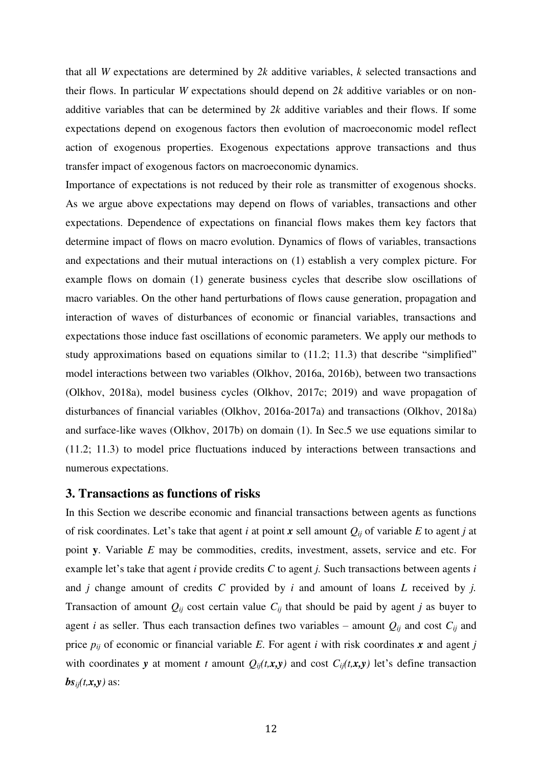that all *W* expectations are determined by *2k* additive variables, *k* selected transactions and their flows. In particular *W* expectations should depend on *2k* additive variables or on non-additive variables that can be determined by *2k* additive variables and their flows. If some expectations depend on exogenous factors then evolution of macroeconomic model reflect action of exogenous properties. Exogenous expectations approve transactions and thus transfer impact of exogenous factors on macroeconomic dynamics.

Importance of expectations is not reduced by their role as transmitter of exogenous shocks. As we argue above expectations may depend on flows of variables, transactions and other expectations. Dependence of expectations on financial flows makes them key factors that determine impact of flows on macro evolution. Dynamics of flows of variables, transactions and expectations and their mutual interactions on (1) establish a very complex picture. For example flows on domain (1) generate business cycles that describe slow oscillations of macro variables. On the other hand perturbations of flows cause generation, propagation and interaction of waves of disturbances of economic or financial variables, transactions and expectations those induce fast oscillations of economic parameters. We apply our methods to study approximations based on equations similar to (11.2; 11.3) that describe "simplified" model interactions between two variables (Olkhov, 2016a, 2016b), between two transactions (Olkhov, 2018a), model business cycles (Olkhov, 2017c; 2019) and wave propagation of disturbances of financial variables (Olkhov, 2016a-2017a) and transactions (Olkhov, 2018a) and surface-like waves (Olkhov, 2017b) on domain (1). In Sec.5 we use equations similar to (11.2; 11.3) to model price fluctuations induced by interactions between transactions and numerous expectations.

## 3. Transactions as functions of risks

In this Section we describe economic and financial transactions between agents as functions of risk coordinates. Let's take that agent *i* at point $\boldsymbol{x}$ sell amount $Q_{ij}$ of variable *E* to agent *j* at point $\mathbf{y}$. Variable *E* may be commodities, credits, investment, assets, service and etc. For example let's take that agent *i* provide credits *C* to agent *j.* Such transactions between agents *i* and *j* change amount of credits *C* provided by *i* and amount of loans *L* received by *j.* Transaction of amount $Q_{ij}$ cost certain value $C_{ij}$ that should be paid by agent *j* as buyer to agent *i* as seller. Thus each transaction defines two variables – amount $Q_{ij}$ and cost $C_{ij}$ and price $p_{ij}$ of economic or financial variable *E*. For agent *i* with risk coordinates $\boldsymbol{x}$ and agent *j* with coordinates $\boldsymbol{y}$ at moment *t* amount $Q_{ij}(t,\boldsymbol{x},\boldsymbol{y})$ and cost $C_{ij}(t,\boldsymbol{x},\boldsymbol{y})$ let's define transaction $\boldsymbol{bs}_{ij}(t,\boldsymbol{x},\boldsymbol{y})$ as: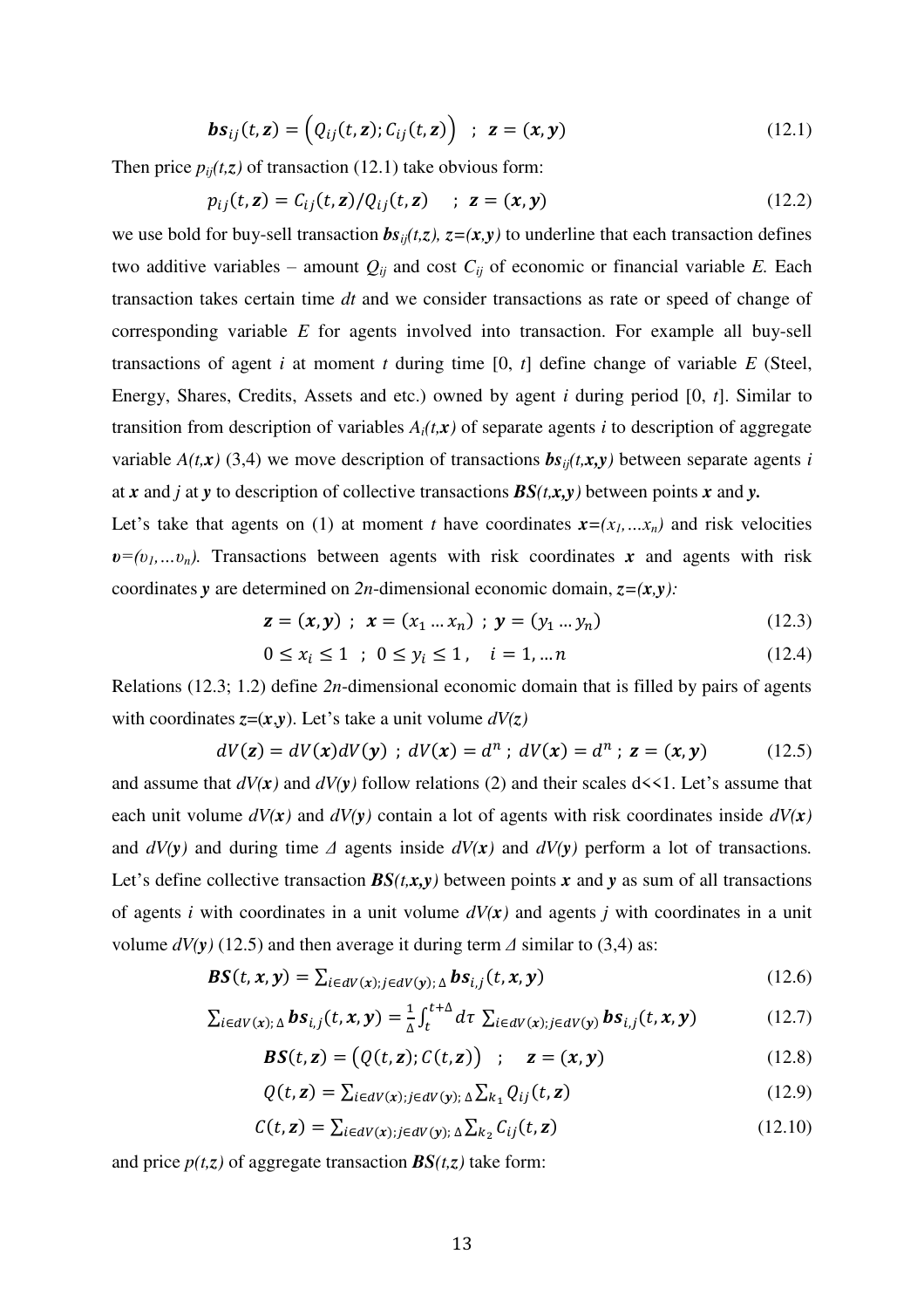$$\boldsymbol{bs}_{ij}(t,\boldsymbol{z}) = \left(Q_{ij}(t,\boldsymbol{z}); C_{ij}(t,\boldsymbol{z})\right) \quad ; \quad \boldsymbol{z} = (\boldsymbol{x},\boldsymbol{y}) \tag{12.1}$$

Then price $p_{ij}(t,z)$ of transaction (12.1) take obvious form:

$$p_{ij}(t,\boldsymbol{z}) = C_{ij}(t,\boldsymbol{z})/Q_{ij}(t,\boldsymbol{z}) \quad ; \quad \boldsymbol{z} = (\boldsymbol{x},\boldsymbol{y}) \tag{12.2}$$

we use bold for buy-sell transaction $\boldsymbol{bs}_{ij}(t,z)$, $z=(\boldsymbol{x},\boldsymbol{y})$ to underline that each transaction defines two additive variables – amount $Q_{ij}$ and cost $C_{ij}$ of economic or financial variable *E*. Each transaction takes certain time *dt* and we consider transactions as rate or speed of change of corresponding variable *E* for agents involved into transaction. For example all buy-sell transactions of agent *i* at moment *t* during time [0, *t*] define change of variable *E* (Steel, Energy, Shares, Credits, Assets and etc.) owned by agent *i* during period [0, *t*]. Similar to transition from description of variables $A_i(t,\boldsymbol{x})$ of separate agents *i* to description of aggregate variable $A(t,\boldsymbol{x})$ (3,4) we move description of transactions $\boldsymbol{bs}_{ij}(t,\boldsymbol{x},\boldsymbol{y})$ between separate agents *i* at $\boldsymbol{x}$ and *j* at $\boldsymbol{y}$ to description of collective transactions $\boldsymbol{BS}(t,\boldsymbol{x},\boldsymbol{y})$ between points $\boldsymbol{x}$ and $\boldsymbol{y}$.

Let's take that agents on (1) at moment *t* have coordinates $\boldsymbol{x}=(x_1,\dots x_n)$ and risk velocities $\boldsymbol{\upsilon}=(\upsilon_1,\dots\upsilon_n)$. Transactions between agents with risk coordinates $\boldsymbol{x}$ and agents with risk coordinates $\boldsymbol{y}$ are determined on *2n*-dimensional economic domain, $z=(\boldsymbol{x},\boldsymbol{y})$:

$$\boldsymbol{z} = (\boldsymbol{x},\boldsymbol{y}) \; ; \; \boldsymbol{x} = (x_1 \dots x_n) \; ; \; \boldsymbol{y} = (y_1 \dots y_n) \tag{12.3}$$

$$0 \le x_i \le 1 \quad ; \quad 0 \le y_i \le 1 \, , \quad i = 1, \dots n \tag{12.4}$$

Relations (12.3; 1.2) define *2n*-dimensional economic domain that is filled by pairs of agents with coordinates $z=(\boldsymbol{x},\boldsymbol{y})$. Let's take a unit volume $dV(z)$

$$dV(\boldsymbol{z}) = dV(\boldsymbol{x})dV(\boldsymbol{y}) \; ; \; dV(\boldsymbol{x}) = d^n \; ; \; dV(\boldsymbol{x}) = d^n \; ; \; \boldsymbol{z} = (\boldsymbol{x},\boldsymbol{y}) \tag{12.5}$$

and assume that $dV(\boldsymbol{x})$ and $dV(\boldsymbol{y})$ follow relations (2) and their scales d<<1. Let's assume that each unit volume $dV(\boldsymbol{x})$ and $dV(\boldsymbol{y})$ contain a lot of agents with risk coordinates inside $dV(\boldsymbol{x})$ and $dV(\boldsymbol{y})$ and during time $\Delta$ agents inside $dV(\boldsymbol{x})$ and $dV(\boldsymbol{y})$ perform a lot of transactions. Let's define collective transaction $\boldsymbol{BS}(t,\boldsymbol{x},\boldsymbol{y})$ between points $\boldsymbol{x}$ and $\boldsymbol{y}$ as sum of all transactions of agents *i* with coordinates in a unit volume $dV(\boldsymbol{x})$ and agents *j* with coordinates in a unit volume $dV(\boldsymbol{y})$ (12.5) and then average it during term $\Delta$ similar to (3,4) as:

$$\boldsymbol{BS}(t,\boldsymbol{x},\boldsymbol{y}) = \sum_{i\in dV(\boldsymbol{x}); j\in dV(\boldsymbol{y}); \Delta} \boldsymbol{bs}_{i,j}(t,\boldsymbol{x},\boldsymbol{y}) \tag{12.6}$$

$$\sum_{i\in dV(\boldsymbol{x}); \Delta} \boldsymbol{bs}_{i,j}(t,\boldsymbol{x},\boldsymbol{y}) = \frac{1}{\Delta}\int_t^{t+\Delta} d\tau \sum_{i\in dV(\boldsymbol{x}); j\in dV(\boldsymbol{y})} \boldsymbol{bs}_{i,j}(t,\boldsymbol{x},\boldsymbol{y}) \tag{12.7}$$

$$\boldsymbol{BS}(t,\boldsymbol{z}) = \left(Q(t,\boldsymbol{z}); C(t,\boldsymbol{z})\right) \quad ; \quad \boldsymbol{z} = (\boldsymbol{x},\boldsymbol{y}) \tag{12.8}$$

$$Q(t,\boldsymbol{z}) = \sum_{i\in dV(\boldsymbol{x}); j\in dV(\boldsymbol{y}); \Delta} \sum_{k_1} Q_{ij}(t,\boldsymbol{z}) \tag{12.9}$$

$$C(t,\boldsymbol{z}) = \sum_{i\in dV(\boldsymbol{x}); j\in dV(\boldsymbol{y}); \Delta} \sum_{k_2} C_{ij}(t,\boldsymbol{z}) \tag{12.10}$$

and price $p(t,z)$ of aggregate transaction $\boldsymbol{BS}(t,z)$ take form: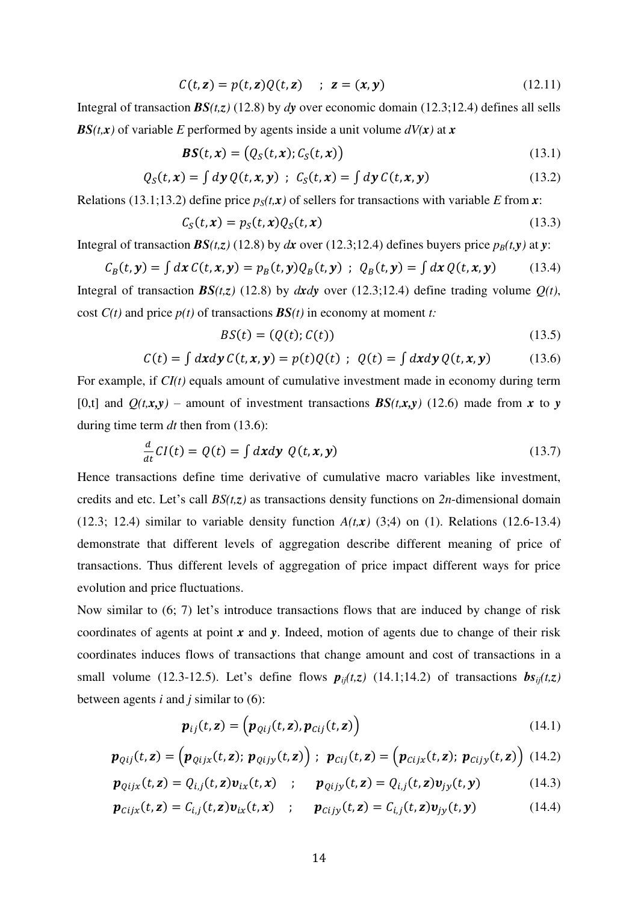$$C(t,\boldsymbol{z}) = p(t,\boldsymbol{z})Q(t,\boldsymbol{z}) \quad ; \quad \boldsymbol{z} = (\boldsymbol{x},\boldsymbol{y}) \tag{12.11}$$

Integral of transaction $\boldsymbol{BS}(t,z)$ (12.8) by $d\boldsymbol{y}$ over economic domain (12.3;12.4) defines all sells $\boldsymbol{BS}(t,\boldsymbol{x})$ of variable $E$ performed by agents inside a unit volume $dV(\boldsymbol{x})$ at $\boldsymbol{x}$

$$\boldsymbol{BS}(t,\boldsymbol{x}) = \big(Q_S(t,\boldsymbol{x}); C_S(t,\boldsymbol{x})\big) \tag{13.1}$$

$$Q_S(t,\boldsymbol{x}) = \int d\boldsymbol{y}\, Q(t,\boldsymbol{x},\boldsymbol{y}) \ ; \ C_S(t,\boldsymbol{x}) = \int d\boldsymbol{y}\, C(t,\boldsymbol{x},\boldsymbol{y}) \tag{13.2}$$

Relations (13.1;13.2) define price $p_S(t,\boldsymbol{x})$ of sellers for transactions with variable $E$ from $\boldsymbol{x}$:

$$C_S(t,\boldsymbol{x}) = p_S(t,\boldsymbol{x})Q_S(t,\boldsymbol{x}) \tag{13.3}$$

Integral of transaction $\boldsymbol{BS}(t,z)$ (12.8) by $d\boldsymbol{x}$ over (12.3;12.4) defines buyers price $p_B(t,\boldsymbol{y})$ at $\boldsymbol{y}$:

$$C_B(t,\boldsymbol{y}) = \int d\boldsymbol{x}\, C(t,\boldsymbol{x},\boldsymbol{y}) = p_B(t,\boldsymbol{y})Q_B(t,\boldsymbol{y}) \ ; \ Q_B(t,\boldsymbol{y}) = \int d\boldsymbol{x}\, Q(t,\boldsymbol{x},\boldsymbol{y}) \tag{13.4}$$

Integral of transaction $\boldsymbol{BS}(t,z)$ (12.8) by $d\boldsymbol{x}d\boldsymbol{y}$ over (12.3;12.4) define trading volume $Q(t)$, cost $C(t)$ and price $p(t)$ of transactions $\boldsymbol{BS}(t)$ in economy at moment $t$:

$$BS(t) = (Q(t); C(t)) \tag{13.5}$$

$$C(t) = \int d\boldsymbol{x}d\boldsymbol{y}\, C(t,\boldsymbol{x},\boldsymbol{y}) = p(t)Q(t) \ ; \ Q(t) = \int d\boldsymbol{x}d\boldsymbol{y}\, Q(t,\boldsymbol{x},\boldsymbol{y}) \tag{13.6}$$

For example, if $CI(t)$ equals amount of cumulative investment made in economy during term [0,t] and $Q(t,\boldsymbol{x},\boldsymbol{y})$ – amount of investment transactions $\boldsymbol{BS}(t,\boldsymbol{x},\boldsymbol{y})$ (12.6) made from $\boldsymbol{x}$ to $\boldsymbol{y}$ during time term $dt$ then from (13.6):

$$\frac{d}{dt}CI(t) = Q(t) = \int d\boldsymbol{x}d\boldsymbol{y}\ Q(t,\boldsymbol{x},\boldsymbol{y}) \tag{13.7}$$

Hence transactions define time derivative of cumulative macro variables like investment, credits and etc. Let's call $BS(t,z)$ as transactions density functions on $2n$-dimensional domain (12.3; 12.4) similar to variable density function $A(t,\boldsymbol{x})$ (3;4) on (1). Relations (12.6-13.4) demonstrate that different levels of aggregation describe different meaning of price of transactions. Thus different levels of aggregation of price impact different ways for price evolution and price fluctuations.

Now similar to (6; 7) let's introduce transactions flows that are induced by change of risk coordinates of agents at point $\boldsymbol{x}$ and $\boldsymbol{y}$. Indeed, motion of agents due to change of their risk coordinates induces flows of transactions that change amount and cost of transactions in a small volume (12.3-12.5). Let's define flows $\boldsymbol{p}_{ij}(t,z)$ (14.1;14.2) of transactions $\boldsymbol{bs}_{ij}(t,z)$ between agents $i$ and $j$ similar to (6):

$$\boldsymbol{p}_{ij}(t,\boldsymbol{z}) = \big(\boldsymbol{p}_{Qij}(t,\boldsymbol{z}), \boldsymbol{p}_{Cij}(t,\boldsymbol{z})\big) \tag{14.1}$$

$$\boldsymbol{p}_{Qij}(t,\boldsymbol{z}) = \big(\boldsymbol{p}_{Qijx}(t,\boldsymbol{z}); \boldsymbol{p}_{Qijy}(t,\boldsymbol{z})\big) \ ; \ \boldsymbol{p}_{Cij}(t,\boldsymbol{z}) = \big(\boldsymbol{p}_{Cijx}(t,\boldsymbol{z}); \boldsymbol{p}_{Cijy}(t,\boldsymbol{z})\big) \tag{14.2}$$

$$\boldsymbol{p}_{Qijx}(t,\boldsymbol{z}) = Q_{i,j}(t,\boldsymbol{z})\boldsymbol{v}_{ix}(t,\boldsymbol{x}) \quad ; \quad \boldsymbol{p}_{Qijy}(t,\boldsymbol{z}) = Q_{i,j}(t,\boldsymbol{z})\boldsymbol{v}_{jy}(t,\boldsymbol{y}) \tag{14.3}$$

$$\boldsymbol{p}_{Cijx}(t,\boldsymbol{z}) = C_{i,j}(t,\boldsymbol{z})\boldsymbol{v}_{ix}(t,\boldsymbol{x}) \quad ; \quad \boldsymbol{p}_{Cijy}(t,\boldsymbol{z}) = C_{i,j}(t,\boldsymbol{z})\boldsymbol{v}_{jy}(t,\boldsymbol{y}) \tag{14.4}$$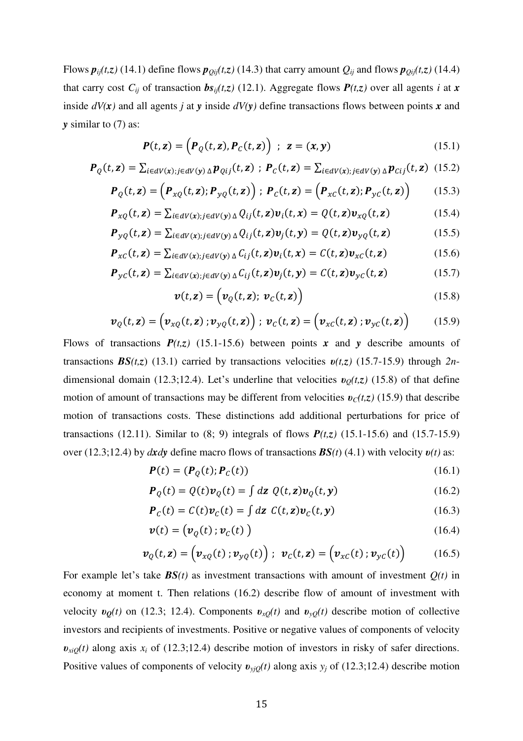Flows $\boldsymbol{p}_{ij}(t,z)$ (14.1) define flows $\boldsymbol{p}_{Qij}(t,z)$ (14.3) that carry amount $Q_{ij}$ and flows $\boldsymbol{p}_{Qij}(t,z)$ (14.4) that carry cost $C_{ij}$ of transaction $\boldsymbol{bs}_{ij}(t,z)$ (12.1). Aggregate flows $\boldsymbol{P}(t,z)$ over all agents $i$ at $\boldsymbol{x}$ inside $dV(\boldsymbol{x})$ and all agents $j$ at $\boldsymbol{y}$ inside $dV(\boldsymbol{y})$ define transactions flows between points $\boldsymbol{x}$ and $\boldsymbol{y}$ similar to (7) as:

$$\boldsymbol{P}(t,\boldsymbol{z}) = \left(\boldsymbol{P}_Q(t,\boldsymbol{z}), \boldsymbol{P}_C(t,\boldsymbol{z})\right) \; ; \; \boldsymbol{z} = (\boldsymbol{x},\boldsymbol{y}) \tag{15.1}$$

$$\boldsymbol{P}_Q(t,\boldsymbol{z}) = \sum_{i\in dV(\boldsymbol{x}); j\in dV(\boldsymbol{y})\,\Delta} \boldsymbol{p}_{Qij}(t,\boldsymbol{z}) \; ; \; \boldsymbol{P}_C(t,\boldsymbol{z}) = \sum_{i\in dV(\boldsymbol{x}); j\in dV(\boldsymbol{y})\,\Delta} \boldsymbol{p}_{Cij}(t,\boldsymbol{z}) \tag{15.2}$$

$$\boldsymbol{P}_Q(t,\boldsymbol{z}) = \left(\boldsymbol{P}_{xQ}(t,\boldsymbol{z}); \boldsymbol{P}_{yQ}(t,\boldsymbol{z})\right) \; ; \; \boldsymbol{P}_C(t,\boldsymbol{z}) = \left(\boldsymbol{P}_{xC}(t,\boldsymbol{z}); \boldsymbol{P}_{yC}(t,\boldsymbol{z})\right) \tag{15.3}$$

$$\boldsymbol{P}_{xQ}(t,\boldsymbol{z}) = \sum_{i\in dV(\boldsymbol{x}); j\in dV(\boldsymbol{y})\,\Delta} Q_{ij}(t,\boldsymbol{z})\boldsymbol{v}_i(t,\boldsymbol{x}) = Q(t,\boldsymbol{z})\boldsymbol{v}_{xQ}(t,\boldsymbol{z}) \tag{15.4}$$

$$\boldsymbol{P}_{yQ}(t,\boldsymbol{z}) = \sum_{i\in dV(\boldsymbol{x}); j\in dV(\boldsymbol{y})\,\Delta} Q_{ij}(t,\boldsymbol{z})\boldsymbol{v}_j(t,\boldsymbol{y}) = Q(t,\boldsymbol{z})\boldsymbol{v}_{yQ}(t,\boldsymbol{z}) \tag{15.5}$$

$$\boldsymbol{P}_{xC}(t,\boldsymbol{z}) = \sum_{i\in dV(\boldsymbol{x}); j\in dV(\boldsymbol{y})\,\Delta} C_{ij}(t,\boldsymbol{z})\boldsymbol{v}_i(t,\boldsymbol{x}) = C(t,\boldsymbol{z})\boldsymbol{v}_{xC}(t,\boldsymbol{z}) \tag{15.6}$$

$$\boldsymbol{P}_{yC}(t,\boldsymbol{z}) = \sum_{i\in dV(\boldsymbol{x}); j\in dV(\boldsymbol{y})\,\Delta} C_{ij}(t,\boldsymbol{z})\boldsymbol{v}_j(t,\boldsymbol{y}) = C(t,\boldsymbol{z})\boldsymbol{v}_{yC}(t,\boldsymbol{z}) \tag{15.7}$$

$$\boldsymbol{v}(t,\boldsymbol{z}) = \left(\boldsymbol{v}_Q(t,\boldsymbol{z}); \; \boldsymbol{v}_C(t,\boldsymbol{z})\right) \tag{15.8}$$

$$\boldsymbol{v}_Q(t,\boldsymbol{z}) = \left(\boldsymbol{v}_{xQ}(t,\boldsymbol{z})\,; \boldsymbol{v}_{yQ}(t,\boldsymbol{z})\right) \; ; \; \boldsymbol{v}_C(t,\boldsymbol{z}) = \left(\boldsymbol{v}_{xC}(t,\boldsymbol{z})\,; \boldsymbol{v}_{yC}(t,\boldsymbol{z})\right) \tag{15.9}$$

Flows of transactions $\boldsymbol{P}(t,z)$ (15.1-15.6) between points $\boldsymbol{x}$ and $\boldsymbol{y}$ describe amounts of transactions $\boldsymbol{BS}(t,z)$ (13.1) carried by transactions velocities $\boldsymbol{v}(t,z)$ (15.7-15.9) through $2n$-dimensional domain (12.3;12.4). Let's underline that velocities $\boldsymbol{v}_Q(t,z)$ (15.8) of that define motion of amount of transactions may be different from velocities $\boldsymbol{v}_C(t,z)$ (15.9) that describe motion of transactions costs. These distinctions add additional perturbations for price of transactions (12.11). Similar to (8; 9) integrals of flows $\boldsymbol{P}(t,z)$ (15.1-15.6) and (15.7-15.9) over (12.3;12.4) by $d\boldsymbol{x}d\boldsymbol{y}$ define macro flows of transactions $\boldsymbol{BS}(t)$ (4.1) with velocity $\boldsymbol{v}(t)$ as:

$$\boldsymbol{P}(t) = (\boldsymbol{P}_Q(t); \boldsymbol{P}_C(t)) \tag{16.1}$$

$$\boldsymbol{P}_Q(t) = Q(t)\boldsymbol{v}_Q(t) = \int d\boldsymbol{z}\; Q(t,\boldsymbol{z})\boldsymbol{v}_Q(t,\boldsymbol{y}) \tag{16.2}$$

$$\boldsymbol{P}_C(t) = C(t)\boldsymbol{v}_C(t) = \int d\boldsymbol{z}\; C(t,\boldsymbol{z})\boldsymbol{v}_C(t,\boldsymbol{y}) \tag{16.3}$$

$$\boldsymbol{v}(t) = \left(\boldsymbol{v}_Q(t)\,; \boldsymbol{v}_C(t)\,\right) \tag{16.4}$$

$$\boldsymbol{v}_Q(t,\boldsymbol{z}) = \left(\boldsymbol{v}_{xQ}(t)\,; \boldsymbol{v}_{yQ}(t)\right) \; ; \;\; \boldsymbol{v}_C(t,\boldsymbol{z}) = \left(\boldsymbol{v}_{xC}(t)\,; \boldsymbol{v}_{yC}(t)\right) \tag{16.5}$$

For example let's take $\boldsymbol{BS}(t)$ as investment transactions with amount of investment $Q(t)$ in economy at moment t. Then relations (16.2) describe flow of amount of investment with velocity $\boldsymbol{v}_Q(t)$ on (12.3; 12.4). Components $\boldsymbol{v}_{xQ}(t)$ and $\boldsymbol{v}_{yQ}(t)$ describe motion of collective investors and recipients of investments. Positive or negative values of components of velocity $\boldsymbol{v}_{xiQ}(t)$ along axis $x_i$ of (12.3;12.4) describe motion of investors in risky of safer directions. Positive values of components of velocity $\boldsymbol{v}_{yjQ}(t)$ along axis $y_j$ of (12.3;12.4) describe motion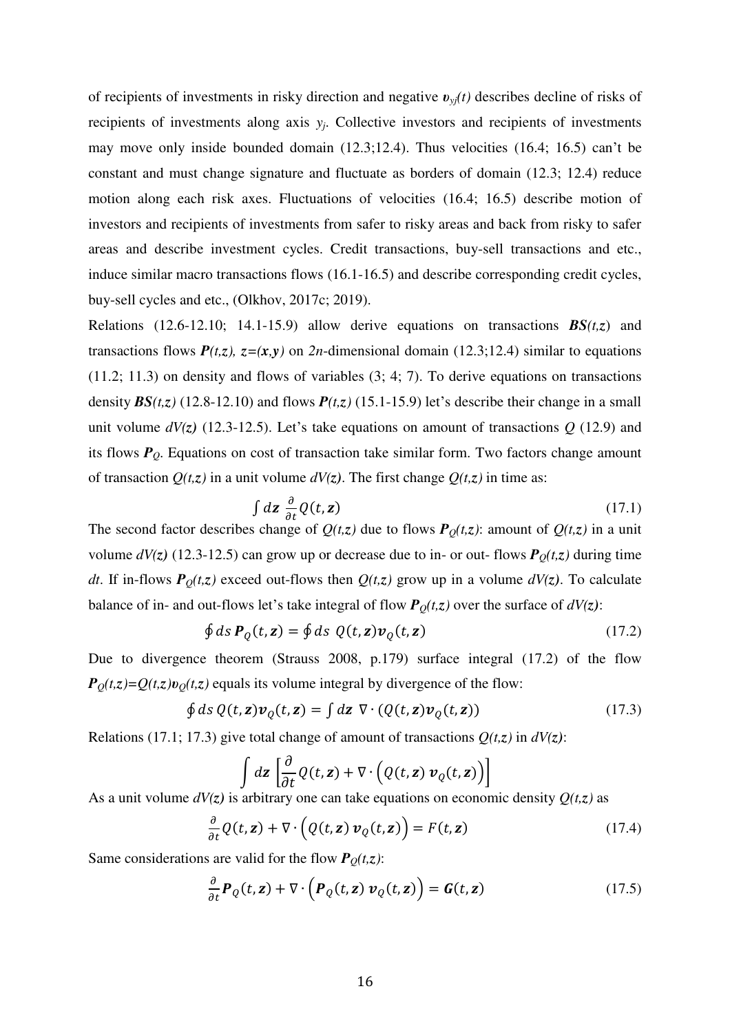of recipients of investments in risky direction and negative $\boldsymbol{\upsilon}_{yj}(t)$ describes decline of risks of recipients of investments along axis $y_j$. Collective investors and recipients of investments may move only inside bounded domain (12.3;12.4). Thus velocities (16.4; 16.5) can't be constant and must change signature and fluctuate as borders of domain (12.3; 12.4) reduce motion along each risk axes. Fluctuations of velocities (16.4; 16.5) describe motion of investors and recipients of investments from safer to risky areas and back from risky to safer areas and describe investment cycles. Credit transactions, buy-sell transactions and etc., induce similar macro transactions flows (16.1-16.5) and describe corresponding credit cycles, buy-sell cycles and etc., (Olkhov, 2017c; 2019).

Relations (12.6-12.10; 14.1-15.9) allow derive equations on transactions $\boldsymbol{BS}(t,z)$ and transactions flows $\boldsymbol{P}(t,z)$, $z=(\boldsymbol{x},\boldsymbol{y})$ on $2n$-dimensional domain (12.3;12.4) similar to equations (11.2; 11.3) on density and flows of variables (3; 4; 7). To derive equations on transactions density $\boldsymbol{BS}(t,z)$ (12.8-12.10) and flows $\boldsymbol{P}(t,z)$ (15.1-15.9) let's describe their change in a small unit volume $dV(z)$ (12.3-12.5). Let's take equations on amount of transactions $Q$ (12.9) and its flows $\boldsymbol{P}_Q$. Equations on cost of transaction take similar form. Two factors change amount of transaction $Q(t,z)$ in a unit volume $dV(z)$. The first change $Q(t,z)$ in time as:

$$\int d\boldsymbol{z}\ \frac{\partial}{\partial t} Q(t,\boldsymbol{z}) \tag{17.1}$$

The second factor describes change of $Q(t,z)$ due to flows $\boldsymbol{P}_Q(t,z)$: amount of $Q(t,z)$ in a unit volume $dV(z)$ (12.3-12.5) can grow up or decrease due to in- or out- flows $\boldsymbol{P}_Q(t,z)$ during time $dt$. If in-flows $\boldsymbol{P}_Q(t,z)$ exceed out-flows then $Q(t,z)$ grow up in a volume $dV(z)$. To calculate balance of in- and out-flows let's take integral of flow $\boldsymbol{P}_Q(t,z)$ over the surface of $dV(z)$:

$$\oint ds\, \boldsymbol{P}_Q(t,\boldsymbol{z}) = \oint ds\ Q(t,\boldsymbol{z})\boldsymbol{v}_Q(t,\boldsymbol{z}) \tag{17.2}$$

Due to divergence theorem (Strauss 2008, p.179) surface integral (17.2) of the flow $\boldsymbol{P}_Q(t,z)=Q(t,z)\boldsymbol{v}_Q(t,z)$ equals its volume integral by divergence of the flow:

$$\oint ds\, Q(t,\boldsymbol{z})\boldsymbol{v}_Q(t,\boldsymbol{z}) = \int d\boldsymbol{z}\ \nabla\cdot(Q(t,\boldsymbol{z})\boldsymbol{v}_Q(t,\boldsymbol{z})) \tag{17.3}$$

Relations (17.1; 17.3) give total change of amount of transactions $Q(t,z)$ in $dV(z)$:

$$\int d\boldsymbol{z}\ \left[\frac{\partial}{\partial t} Q(t,\boldsymbol{z}) + \nabla\cdot\Big(Q(t,\boldsymbol{z})\ \boldsymbol{v}_Q(t,\boldsymbol{z})\Big)\right]$$

As a unit volume $dV(z)$ is arbitrary one can take equations on economic density $Q(t,z)$ as

$$\frac{\partial}{\partial t} Q(t,\boldsymbol{z}) + \nabla\cdot\Big(Q(t,\boldsymbol{z})\ \boldsymbol{v}_Q(t,\boldsymbol{z})\Big) = F(t,\boldsymbol{z}) \tag{17.4}$$

Same considerations are valid for the flow $\boldsymbol{P}_Q(t,z)$:

$$\frac{\partial}{\partial t} \boldsymbol{P}_Q(t,\boldsymbol{z}) + \nabla\cdot\Big(\boldsymbol{P}_Q(t,\boldsymbol{z})\ \boldsymbol{v}_Q(t,\boldsymbol{z})\Big) = \boldsymbol{G}(t,\boldsymbol{z}) \tag{17.5}$$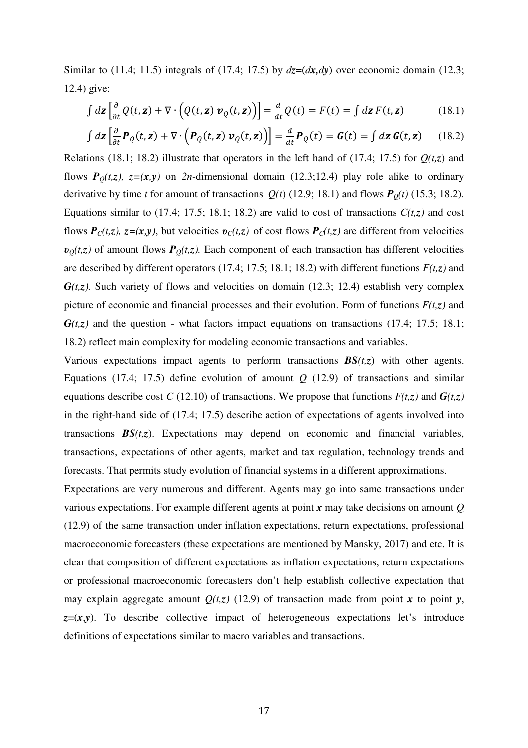Similar to (11.4; 11.5) integrals of (17.4; 17.5) by $dz=(d\boldsymbol{x},d\boldsymbol{y})$ over economic domain (12.3; 12.4) give:

$$\int d\boldsymbol{z}\left[\frac{\partial}{\partial t}Q(t,\boldsymbol{z})+\nabla\cdot\left(Q(t,\boldsymbol{z})\,\boldsymbol{v}_Q(t,\boldsymbol{z})\right)\right]=\frac{d}{dt}Q(t)=F(t)=\int d\boldsymbol{z}\,F(t,\boldsymbol{z}) \tag{18.1}$$

$$\int d\boldsymbol{z}\left[\frac{\partial}{\partial t}\boldsymbol{P}_Q(t,\boldsymbol{z})+\nabla\cdot\left(\boldsymbol{P}_Q(t,\boldsymbol{z})\,\boldsymbol{v}_Q(t,\boldsymbol{z})\right)\right]=\frac{d}{dt}\boldsymbol{P}_Q(t)=\boldsymbol{G}(t)=\int d\boldsymbol{z}\,\boldsymbol{G}(t,\boldsymbol{z}) \tag{18.2}$$

Relations (18.1; 18.2) illustrate that operators in the left hand of (17.4; 17.5) for $Q(t,z)$ and flows $\boldsymbol{P}_Q(t,z)$, $z=(\boldsymbol{x},\boldsymbol{y})$ on $2n$-dimensional domain (12.3;12.4) play role alike to ordinary derivative by time $t$ for amount of transactions $Q(t)$ (12.9; 18.1) and flows $\boldsymbol{P}_Q(t)$ (15.3; 18.2). Equations similar to (17.4; 17.5; 18.1; 18.2) are valid to cost of transactions $C(t,z)$ and cost flows $\boldsymbol{P}_C(t,z)$, $z=(\boldsymbol{x},\boldsymbol{y})$, but velocities $\boldsymbol{v}_C(t,z)$ of cost flows $\boldsymbol{P}_C(t,z)$ are different from velocities $\boldsymbol{v}_Q(t,z)$ of amount flows $\boldsymbol{P}_Q(t,z)$. Each component of each transaction has different velocities are described by different operators (17.4; 17.5; 18.1; 18.2) with different functions $F(t,z)$ and $\boldsymbol{G}(t,z)$. Such variety of flows and velocities on domain (12.3; 12.4) establish very complex picture of economic and financial processes and their evolution. Form of functions $F(t,z)$ and $\boldsymbol{G}(t,z)$ and the question - what factors impact equations on transactions (17.4; 17.5; 18.1; 18.2) reflect main complexity for modeling economic transactions and variables.

Various expectations impact agents to perform transactions $\boldsymbol{BS}(t,z)$ with other agents. Equations (17.4; 17.5) define evolution of amount $Q$ (12.9) of transactions and similar equations describe cost $C$ (12.10) of transactions. We propose that functions $F(t,z)$ and $\boldsymbol{G}(t,z)$ in the right-hand side of (17.4; 17.5) describe action of expectations of agents involved into transactions $\boldsymbol{BS}(t,z)$. Expectations may depend on economic and financial variables, transactions, expectations of other agents, market and tax regulation, technology trends and forecasts. That permits study evolution of financial systems in a different approximations.

Expectations are very numerous and different. Agents may go into same transactions under various expectations. For example different agents at point $\boldsymbol{x}$ may take decisions on amount $Q$ (12.9) of the same transaction under inflation expectations, return expectations, professional macroeconomic forecasters (these expectations are mentioned by Mansky, 2017) and etc. It is clear that composition of different expectations as inflation expectations, return expectations or professional macroeconomic forecasters don't help establish collective expectation that may explain aggregate amount $Q(t,z)$ (12.9) of transaction made from point $\boldsymbol{x}$ to point $\boldsymbol{y}$, $z=(\boldsymbol{x},\boldsymbol{y})$. To describe collective impact of heterogeneous expectations let's introduce definitions of expectations similar to macro variables and transactions.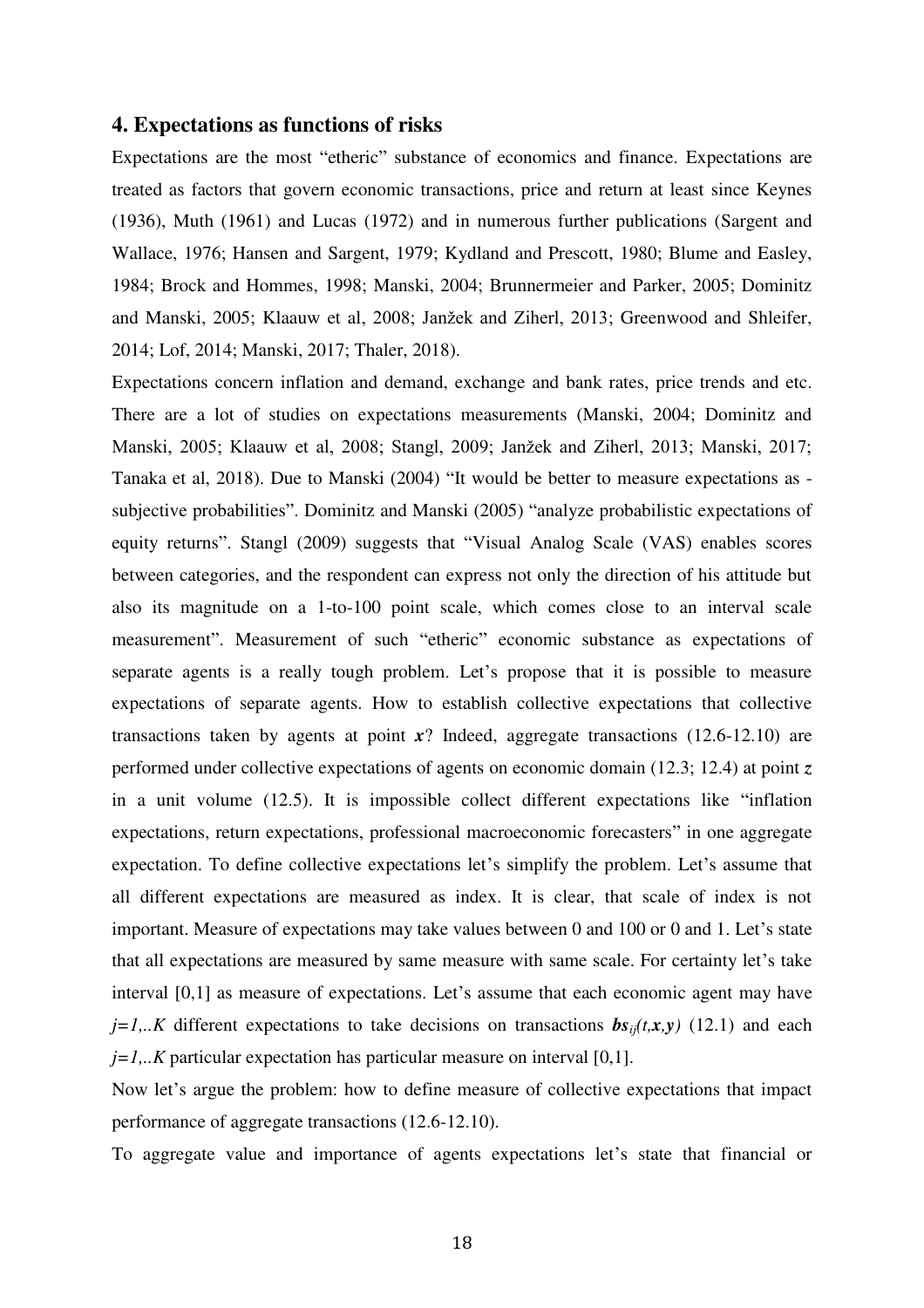## 4. Expectations as functions of risks

Expectations are the most "etheric" substance of economics and finance. Expectations are treated as factors that govern economic transactions, price and return at least since Keynes (1936), Muth (1961) and Lucas (1972) and in numerous further publications (Sargent and Wallace, 1976; Hansen and Sargent, 1979; Kydland and Prescott, 1980; Blume and Easley, 1984; Brock and Hommes, 1998; Manski, 2004; Brunnermeier and Parker, 2005; Dominitz and Manski, 2005; Klaauw et al, 2008; Janžek and Ziherl, 2013; Greenwood and Shleifer, 2014; Lof, 2014; Manski, 2017; Thaler, 2018).

Expectations concern inflation and demand, exchange and bank rates, price trends and etc. There are a lot of studies on expectations measurements (Manski, 2004; Dominitz and Manski, 2005; Klaauw et al, 2008; Stangl, 2009; Janžek and Ziherl, 2013; Manski, 2017; Tanaka et al, 2018). Due to Manski (2004) "It would be better to measure expectations as - subjective probabilities". Dominitz and Manski (2005) "analyze probabilistic expectations of equity returns". Stangl (2009) suggests that "Visual Analog Scale (VAS) enables scores between categories, and the respondent can express not only the direction of his attitude but also its magnitude on a 1-to-100 point scale, which comes close to an interval scale measurement". Measurement of such "etheric" economic substance as expectations of separate agents is a really tough problem. Let's propose that it is possible to measure expectations of separate agents. How to establish collective expectations that collective transactions taken by agents at point $\boldsymbol{x}$? Indeed, aggregate transactions (12.6-12.10) are performed under collective expectations of agents on economic domain (12.3; 12.4) at point $\boldsymbol{z}$ in a unit volume (12.5). It is impossible collect different expectations like "inflation expectations, return expectations, professional macroeconomic forecasters" in one aggregate expectation. To define collective expectations let's simplify the problem. Let's assume that all different expectations are measured as index. It is clear, that scale of index is not important. Measure of expectations may take values between 0 and 100 or 0 and 1. Let's state that all expectations are measured by same measure with same scale. For certainty let's take interval [0,1] as measure of expectations. Let's assume that each economic agent may have $j=1,..K$ different expectations to take decisions on transactions $\boldsymbol{bs}_{ij}(t,\boldsymbol{x},\boldsymbol{y})$ (12.1) and each $j=1,..K$ particular expectation has particular measure on interval [0,1].

Now let's argue the problem: how to define measure of collective expectations that impact performance of aggregate transactions (12.6-12.10).

To aggregate value and importance of agents expectations let's state that financial or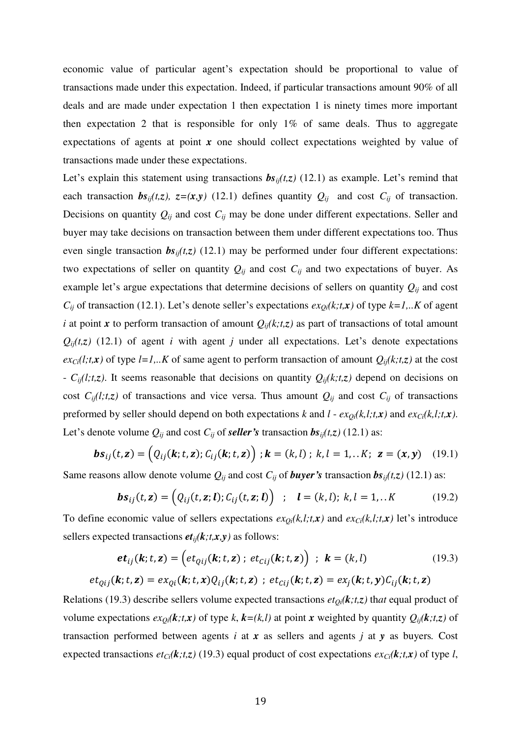economic value of particular agent's expectation should be proportional to value of transactions made under this expectation. Indeed, if particular transactions amount 90% of all deals and are made under expectation 1 then expectation 1 is ninety times more important then expectation 2 that is responsible for only 1% of same deals. Thus to aggregate expectations of agents at point $\boldsymbol{x}$ one should collect expectations weighted by value of transactions made under these expectations.

Let's explain this statement using transactions $\boldsymbol{bs}_{ij}(t,z)$ (12.1) as example. Let's remind that each transaction $\boldsymbol{bs}_{ij}(t,z)$, $z=(\boldsymbol{x},\boldsymbol{y})$ (12.1) defines quantity $Q_{ij}$ and cost $C_{ij}$ of transaction. Decisions on quantity $Q_{ij}$ and cost $C_{ij}$ may be done under different expectations. Seller and buyer may take decisions on transaction between them under different expectations too. Thus even single transaction $\boldsymbol{bs}_{ij}(t,z)$ (12.1) may be performed under four different expectations: two expectations of seller on quantity $Q_{ij}$ and cost $C_{ij}$ and two expectations of buyer. As example let's argue expectations that determine decisions of sellers on quantity $Q_{ij}$ and cost $C_{ij}$ of transaction (12.1). Let's denote seller's expectations $ex_{Qi}(k;t,\boldsymbol{x})$ of type $k=1,..K$ of agent $i$ at point $\boldsymbol{x}$ to perform transaction of amount $Q_{ij}(k;t,z)$ as part of transactions of total amount $Q_{ij}(t,z)$ (12.1) of agent $i$ with agent $j$ under all expectations. Let's denote expectations $ex_{Ci}(l;t,\boldsymbol{x})$ of type $l=1,..K$ of same agent to perform transaction of amount $Q_{ij}(k;t,z)$ at the cost - $C_{ij}(l;t,z)$. It seems reasonable that decisions on quantity $Q_{ij}(k;t,z)$ depend on decisions on cost $C_{ij}(l;t,z)$ of transactions and vice versa. Thus amount $Q_{ij}$ and cost $C_{ij}$ of transactions preformed by seller should depend on both expectations $k$ and $l$ - $ex_{Qi}(k,l;t,\boldsymbol{x})$ and $ex_{Ci}(k,l;t,\boldsymbol{x})$. Let's denote volume $Q_{ij}$ and cost $C_{ij}$ of ***seller's*** transaction $\boldsymbol{bs}_{ij}(t,z)$ (12.1) as:

$$\boldsymbol{bs}_{ij}(t,\boldsymbol{z}) = \left(Q_{ij}(\boldsymbol{k};t,\boldsymbol{z}); C_{ij}(\boldsymbol{k};t,\boldsymbol{z})\right) ; \boldsymbol{k}=(k,l) ; \ k,l = 1,..K; \ \ \boldsymbol{z}=(\boldsymbol{x},\boldsymbol{y}) \quad (19.1)$$

Same reasons allow denote volume $Q_{ij}$ and cost $C_{ij}$ of ***buyer's*** transaction $\boldsymbol{bs}_{ij}(t,z)$ (12.1) as:

$$\boldsymbol{bs}_{ij}(t,\boldsymbol{z}) = \left(Q_{ij}(t,\boldsymbol{z};\boldsymbol{l}); C_{ij}(t,\boldsymbol{z};\boldsymbol{l})\right) \ \ ; \quad \boldsymbol{l}=(k,l); \ k,l = 1,..K \quad (19.2)$$

To define economic value of sellers expectations $ex_{Qi}(k,l;t,\boldsymbol{x})$ and $ex_{Ci}(k,l;t,\boldsymbol{x})$ let's introduce sellers expected transactions $\boldsymbol{et}_{ij}(\boldsymbol{k};t,\boldsymbol{x},\boldsymbol{y})$ as follows:

$$\boldsymbol{et}_{ij}(\boldsymbol{k};t,\boldsymbol{z}) = \left(et_{Qij}(\boldsymbol{k};t,\boldsymbol{z}) \ ; \ et_{Cij}(\boldsymbol{k};t,\boldsymbol{z})\right) \ \ ; \ \ \boldsymbol{k}=(k,l) \quad (19.3)$$

$$et_{Qij}(\boldsymbol{k};t,\boldsymbol{z}) = ex_{Qi}(\boldsymbol{k};t,\boldsymbol{x})Q_{ij}(\boldsymbol{k};t,\boldsymbol{z}) \ ; \ et_{Cij}(\boldsymbol{k};t,\boldsymbol{z}) = ex_{j}(\boldsymbol{k};t,\boldsymbol{y})C_{ij}(\boldsymbol{k};t,\boldsymbol{z})$$

Relations (19.3) describe sellers volume expected transactions $et_{Qi}(\boldsymbol{k};t,z)$ that equal product of volume expectations $ex_{Qi}(\boldsymbol{k};t,\boldsymbol{x})$ of type $k$, $\boldsymbol{k}=(k,l)$ at point $\boldsymbol{x}$ weighted by quantity $Q_{ij}(\boldsymbol{k};t,z)$ of transaction performed between agents $i$ at $\boldsymbol{x}$ as sellers and agents $j$ at $\boldsymbol{y}$ as buyers. Cost expected transactions $et_{Ci}(\boldsymbol{k};t,z)$ (19.3) equal product of cost expectations $ex_{Ci}(\boldsymbol{k};t,\boldsymbol{x})$ of type $l$,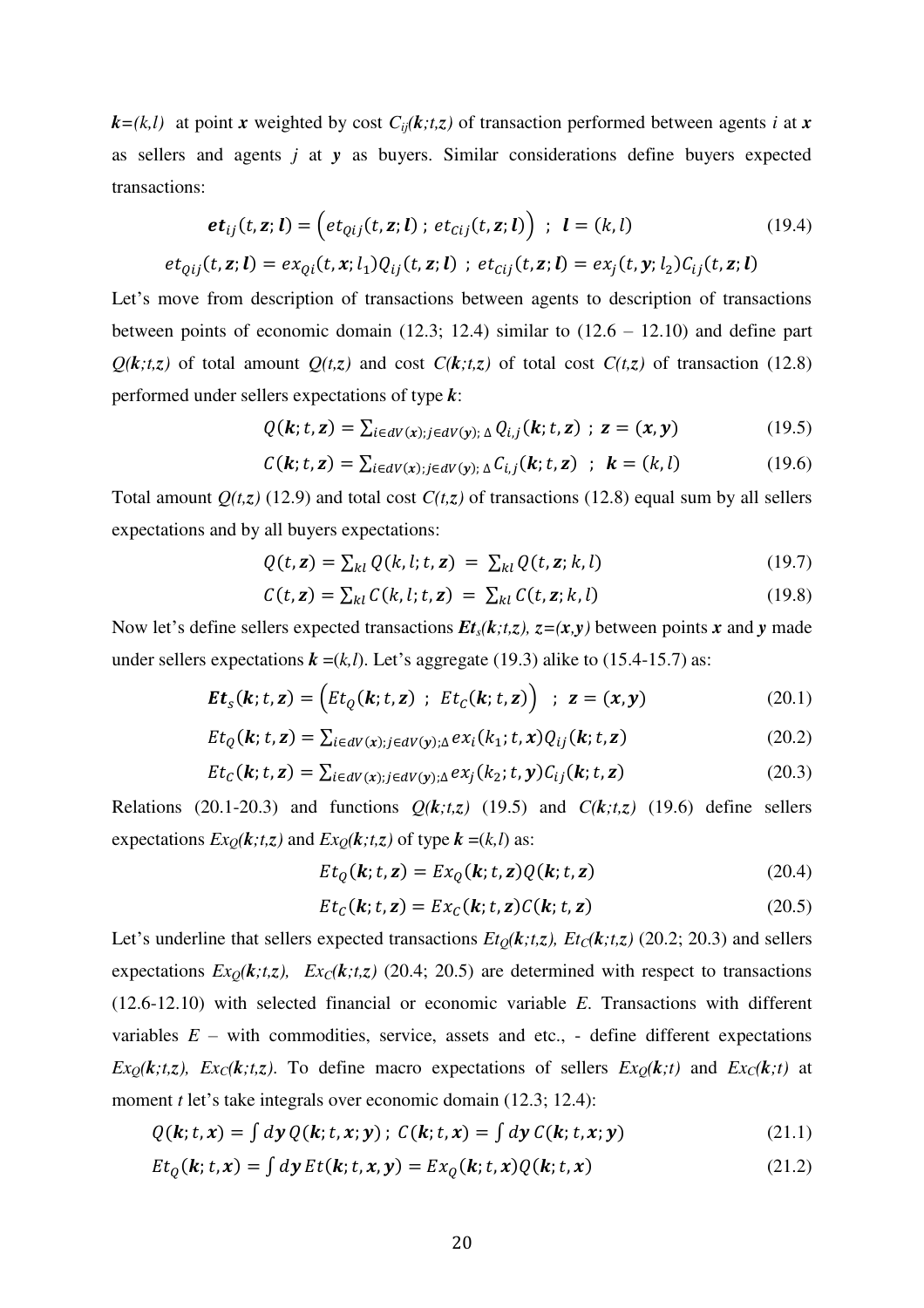$\boldsymbol{k}=(k,l)$ at point $\boldsymbol{x}$ weighted by cost $C_{ij}(\boldsymbol{k};t,z)$ of transaction performed between agents $i$ at $\boldsymbol{x}$ as sellers and agents $j$ at $\boldsymbol{y}$ as buyers. Similar considerations define buyers expected transactions:

$$\boldsymbol{et}_{ij}(t,\boldsymbol{z};\boldsymbol{l}) = \left(et_{Qij}(t,\boldsymbol{z};\boldsymbol{l})\,;\,et_{Cij}(t,\boldsymbol{z};\boldsymbol{l})\right)\ \ ;\ \ \boldsymbol{l}=(k,l) \tag{19.4}$$

$$et_{Qij}(t,\boldsymbol{z};\boldsymbol{l}) = ex_{Qi}(t,\boldsymbol{x};l_1)Q_{ij}(t,\boldsymbol{z};\boldsymbol{l})\ ;\ et_{Cij}(t,\boldsymbol{z};\boldsymbol{l}) = ex_j(t,\boldsymbol{y};l_2)C_{ij}(t,\boldsymbol{z};\boldsymbol{l})$$

Let's move from description of transactions between agents to description of transactions between points of economic domain (12.3; 12.4) similar to (12.6 – 12.10) and define part $Q(\boldsymbol{k};t,z)$ of total amount $Q(t,z)$ and cost $C(\boldsymbol{k};t,z)$ of total cost $C(t,z)$ of transaction (12.8) performed under sellers expectations of type $\boldsymbol{k}$:

$$Q(\boldsymbol{k};t,\boldsymbol{z}) = \sum_{i\in dV(\boldsymbol{x});j\in dV(\boldsymbol{y});\,\Delta} Q_{i,j}(\boldsymbol{k};t,\boldsymbol{z})\ ;\ \boldsymbol{z}=(\boldsymbol{x},\boldsymbol{y}) \tag{19.5}$$

$$C(\boldsymbol{k};t,\boldsymbol{z}) = \sum_{i\in dV(\boldsymbol{x});j\in dV(\boldsymbol{y});\,\Delta} C_{i,j}(\boldsymbol{k};t,\boldsymbol{z})\ \ ;\ \ \boldsymbol{k}=(k,l) \tag{19.6}$$

Total amount $Q(t,z)$ (12.9) and total cost $C(t,z)$ of transactions (12.8) equal sum by all sellers expectations and by all buyers expectations:

$$Q(t,\boldsymbol{z}) = \sum_{kl} Q(k,l;t,\boldsymbol{z})\ =\ \sum_{kl} Q(t,\boldsymbol{z};k,l) \tag{19.7}$$

$$C(t,\boldsymbol{z}) = \sum_{kl} C(k,l;t,\boldsymbol{z})\ =\ \sum_{kl} C(t,\boldsymbol{z};k,l) \tag{19.8}$$

Now let's define sellers expected transactions $\boldsymbol{Et}_s(\boldsymbol{k};t,z)$, $z=(\boldsymbol{x},\boldsymbol{y})$ between points $\boldsymbol{x}$ and $\boldsymbol{y}$ made under sellers expectations $\boldsymbol{k}=(k,l)$. Let's aggregate (19.3) alike to (15.4-15.7) as:

$$\boldsymbol{Et}_s(\boldsymbol{k};t,\boldsymbol{z}) = \left(Et_Q(\boldsymbol{k};t,\boldsymbol{z})\ ;\ Et_C(\boldsymbol{k};t,\boldsymbol{z})\right)\ \ ;\ \ \boldsymbol{z}=(\boldsymbol{x},\boldsymbol{y}) \tag{20.1}$$

$$Et_Q(\boldsymbol{k};t,\boldsymbol{z}) = \sum_{i\in dV(\boldsymbol{x});j\in dV(\boldsymbol{y});\Delta} ex_i(k_1;t,\boldsymbol{x})Q_{ij}(\boldsymbol{k};t,\boldsymbol{z}) \tag{20.2}$$

$$Et_C(\boldsymbol{k};t,\boldsymbol{z}) = \sum_{i\in dV(\boldsymbol{x});j\in dV(\boldsymbol{y});\Delta} ex_j(k_2;t,\boldsymbol{y})C_{ij}(\boldsymbol{k};t,\boldsymbol{z}) \tag{20.3}$$

Relations (20.1-20.3) and functions $Q(\boldsymbol{k};t,z)$ (19.5) and $C(\boldsymbol{k};t,z)$ (19.6) define sellers expectations $Ex_Q(\boldsymbol{k};t,z)$ and $Ex_Q(\boldsymbol{k};t,z)$ of type $\boldsymbol{k}=(k,l)$ as:

$$Et_Q(\boldsymbol{k};t,\boldsymbol{z}) = Ex_Q(\boldsymbol{k};t,\boldsymbol{z})Q(\boldsymbol{k};t,\boldsymbol{z}) \tag{20.4}$$

$$Et_C(\boldsymbol{k};t,\boldsymbol{z}) = Ex_C(\boldsymbol{k};t,\boldsymbol{z})C(\boldsymbol{k};t,\boldsymbol{z}) \tag{20.5}$$

Let's underline that sellers expected transactions $Et_Q(\boldsymbol{k};t,z)$, $Et_C(\boldsymbol{k};t,z)$ (20.2; 20.3) and sellers expectations $Ex_Q(\boldsymbol{k};t,z)$, $Ex_C(\boldsymbol{k};t,z)$ (20.4; 20.5) are determined with respect to transactions (12.6-12.10) with selected financial or economic variable $E$. Transactions with different variables $E$ – with commodities, service, assets and etc., - define different expectations $Ex_Q(\boldsymbol{k};t,z)$, $Ex_C(\boldsymbol{k};t,z)$. To define macro expectations of sellers $Ex_Q(\boldsymbol{k};t)$ and $Ex_C(\boldsymbol{k};t)$ at moment $t$ let's take integrals over economic domain (12.3; 12.4):

$$Q(\boldsymbol{k};t,\boldsymbol{x}) = \int d\boldsymbol{y}\,Q(\boldsymbol{k};t,\boldsymbol{x};\boldsymbol{y})\ ;\ C(\boldsymbol{k};t,\boldsymbol{x}) = \int d\boldsymbol{y}\,C(\boldsymbol{k};t,\boldsymbol{x};\boldsymbol{y}) \tag{21.1}$$

$$Et_Q(\boldsymbol{k};t,\boldsymbol{x}) = \int d\boldsymbol{y}\,Et(\boldsymbol{k};t,\boldsymbol{x},\boldsymbol{y}) = Ex_Q(\boldsymbol{k};t,\boldsymbol{x})Q(\boldsymbol{k};t,\boldsymbol{x}) \tag{21.2}$$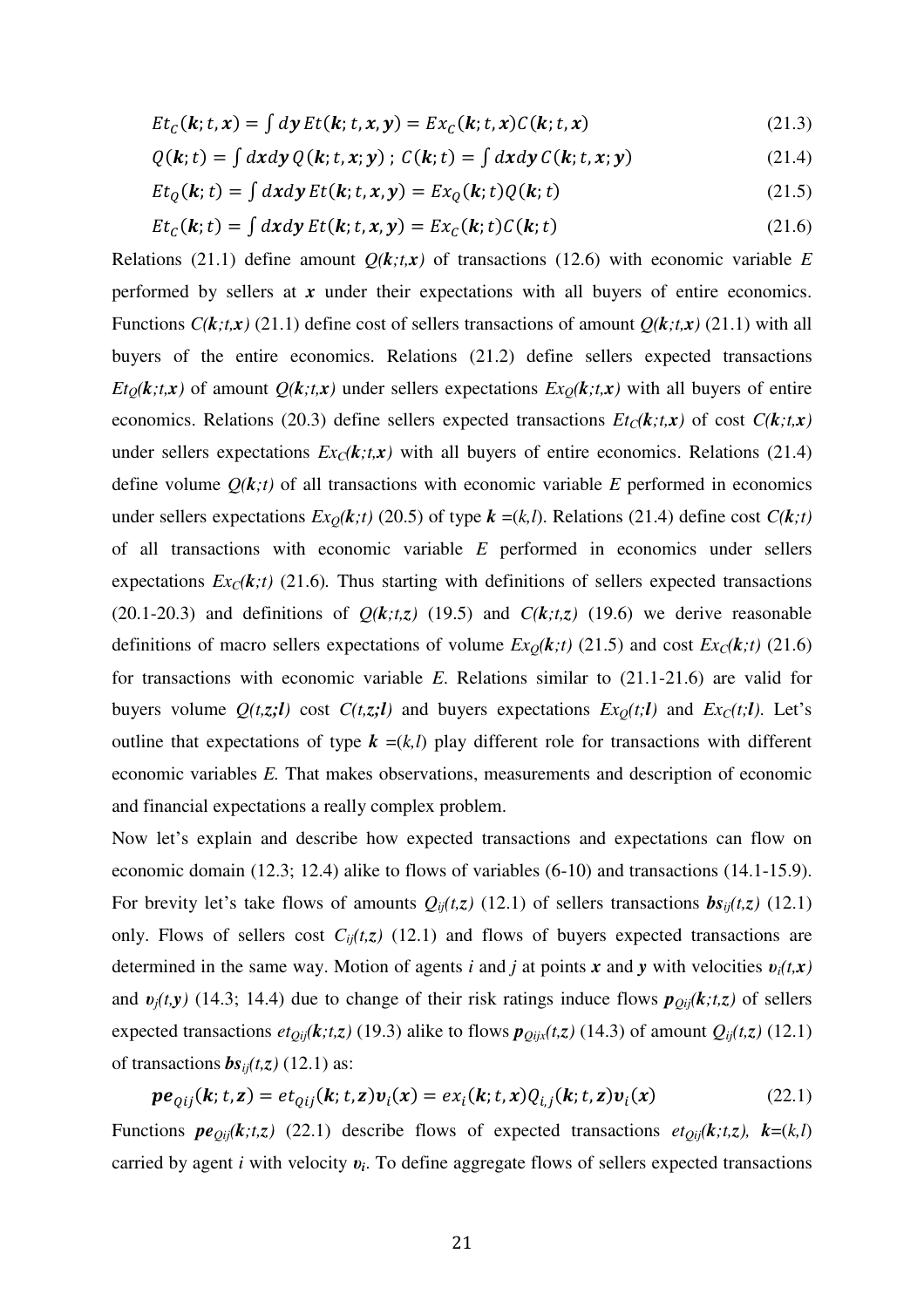$$Et_C(\boldsymbol{k};t,\boldsymbol{x}) = \int d\boldsymbol{y}\, Et(\boldsymbol{k};t,\boldsymbol{x},\boldsymbol{y}) = Ex_C(\boldsymbol{k};t,\boldsymbol{x})C(\boldsymbol{k};t,\boldsymbol{x}) \tag{21.3}$$

$$Q(\boldsymbol{k};t) = \int d\boldsymbol{x}d\boldsymbol{y}\, Q(\boldsymbol{k};t,\boldsymbol{x};\boldsymbol{y})\ ;\ C(\boldsymbol{k};t) = \int d\boldsymbol{x}d\boldsymbol{y}\, C(\boldsymbol{k};t,\boldsymbol{x};\boldsymbol{y}) \tag{21.4}$$

$$Et_Q(\boldsymbol{k};t) = \int d\boldsymbol{x}d\boldsymbol{y}\, Et(\boldsymbol{k};t,\boldsymbol{x},\boldsymbol{y}) = Ex_Q(\boldsymbol{k};t)Q(\boldsymbol{k};t) \tag{21.5}$$

$$Et_C(\boldsymbol{k};t) = \int d\boldsymbol{x}d\boldsymbol{y}\, Et(\boldsymbol{k};t,\boldsymbol{x},\boldsymbol{y}) = Ex_C(\boldsymbol{k};t)C(\boldsymbol{k};t) \tag{21.6}$$

Relations (21.1) define amount $Q(\boldsymbol{k};t,\boldsymbol{x})$ of transactions (12.6) with economic variable $E$ performed by sellers at $\boldsymbol{x}$ under their expectations with all buyers of entire economics. Functions $C(\boldsymbol{k};t,\boldsymbol{x})$ (21.1) define cost of sellers transactions of amount $Q(\boldsymbol{k};t,\boldsymbol{x})$ (21.1) with all buyers of the entire economics. Relations (21.2) define sellers expected transactions $Et_Q(\boldsymbol{k};t,\boldsymbol{x})$ of amount $Q(\boldsymbol{k};t,\boldsymbol{x})$ under sellers expectations $Ex_Q(\boldsymbol{k};t,\boldsymbol{x})$ with all buyers of entire economics. Relations (20.3) define sellers expected transactions $Et_C(\boldsymbol{k};t,\boldsymbol{x})$ of cost $C(\boldsymbol{k};t,\boldsymbol{x})$ under sellers expectations $Ex_C(\boldsymbol{k};t,\boldsymbol{x})$ with all buyers of entire economics. Relations (21.4) define volume $Q(\boldsymbol{k};t)$ of all transactions with economic variable $E$ performed in economics under sellers expectations $Ex_Q(\boldsymbol{k};t)$ (20.5) of type $\boldsymbol{k}=(k,l)$. Relations (21.4) define cost $C(\boldsymbol{k};t)$ of all transactions with economic variable $E$ performed in economics under sellers expectations $Ex_C(\boldsymbol{k};t)$ (21.6). Thus starting with definitions of sellers expected transactions (20.1-20.3) and definitions of $Q(\boldsymbol{k};t,z)$ (19.5) and $C(\boldsymbol{k};t,z)$ (19.6) we derive reasonable definitions of macro sellers expectations of volume $Ex_Q(\boldsymbol{k};t)$ (21.5) and cost $Ex_C(\boldsymbol{k};t)$ (21.6) for transactions with economic variable $E$. Relations similar to (21.1-21.6) are valid for buyers volume $Q(t,z;\boldsymbol{l})$ cost $C(t,z;\boldsymbol{l})$ and buyers expectations $Ex_Q(t;\boldsymbol{l})$ and $Ex_C(t;\boldsymbol{l})$. Let's outline that expectations of type $\boldsymbol{k}=(k,l)$ play different role for transactions with different economic variables $E$. That makes observations, measurements and description of economic and financial expectations a really complex problem.

Now let's explain and describe how expected transactions and expectations can flow on economic domain (12.3; 12.4) alike to flows of variables (6-10) and transactions (14.1-15.9). For brevity let's take flows of amounts $Q_{ij}(t,z)$ (12.1) of sellers transactions $\boldsymbol{bs}_{ij}(t,z)$ (12.1) only. Flows of sellers cost $C_{ij}(t,z)$ (12.1) and flows of buyers expected transactions are determined in the same way. Motion of agents $i$ and $j$ at points $\boldsymbol{x}$ and $\boldsymbol{y}$ with velocities $\boldsymbol{v}_i(t,\boldsymbol{x})$ and $\boldsymbol{v}_j(t,\boldsymbol{y})$ (14.3; 14.4) due to change of their risk ratings induce flows $\boldsymbol{p}_{Qij}(\boldsymbol{k};t,z)$ of sellers expected transactions $et_{Qij}(\boldsymbol{k};t,z)$ (19.3) alike to flows $\boldsymbol{p}_{Qijx}(t,z)$ (14.3) of amount $Q_{ij}(t,z)$ (12.1) of transactions $\boldsymbol{bs}_{ij}(t,z)$ (12.1) as:

$$\boldsymbol{pe}_{Qij}(\boldsymbol{k};t,\boldsymbol{z}) = et_{Qij}(\boldsymbol{k};t,\boldsymbol{z})\boldsymbol{v}_i(\boldsymbol{x}) = ex_i(\boldsymbol{k};t,\boldsymbol{x})Q_{i,j}(\boldsymbol{k};t,\boldsymbol{z})\boldsymbol{v}_i(\boldsymbol{x}) \tag{22.1}$$

Functions $\boldsymbol{pe}_{Qij}(\boldsymbol{k};t,z)$ (22.1) describe flows of expected transactions $et_{Qij}(\boldsymbol{k};t,z)$, $\boldsymbol{k}=(k,l)$ carried by agent $i$ with velocity $\boldsymbol{v}_i$. To define aggregate flows of sellers expected transactions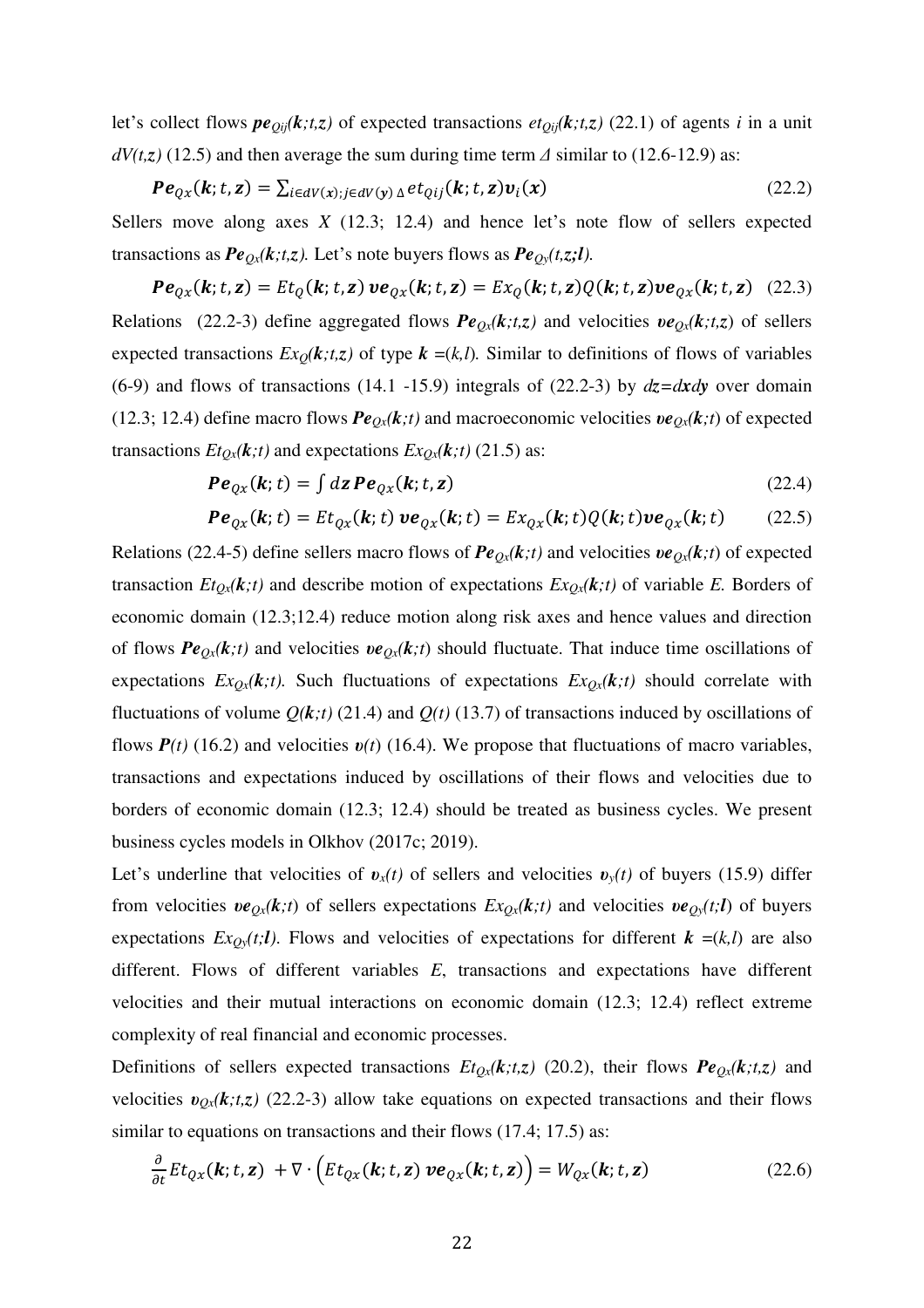let's collect flows $\boldsymbol{pe}_{Qij}(\boldsymbol{k};t,\boldsymbol{z})$ of expected transactions $et_{Qij}(\boldsymbol{k};t,\boldsymbol{z})$ (22.1) of agents $i$ in a unit $dV(t,\boldsymbol{z})$ (12.5) and then average the sum during time term $\Delta$ similar to (12.6-12.9) as:

$$\boldsymbol{Pe}_{Qx}(\boldsymbol{k};t,\boldsymbol{z}) = \sum_{i\in dV(\boldsymbol{x});j\in dV(\boldsymbol{y})\,\Delta} et_{Qij}(\boldsymbol{k};t,\boldsymbol{z})\boldsymbol{v}_i(\boldsymbol{x}) \tag{22.2}$$

Sellers move along axes $X$ (12.3; 12.4) and hence let's note flow of sellers expected transactions as $\boldsymbol{Pe}_{Qx}(\boldsymbol{k};t,\boldsymbol{z})$. Let's note buyers flows as $\boldsymbol{Pe}_{Qy}(t,\boldsymbol{z};\boldsymbol{l})$.

$$\boldsymbol{Pe}_{Qx}(\boldsymbol{k};t,\boldsymbol{z}) = Et_Q(\boldsymbol{k};t,\boldsymbol{z})\,\boldsymbol{ve}_{Qx}(\boldsymbol{k};t,\boldsymbol{z}) = Ex_Q(\boldsymbol{k};t,\boldsymbol{z})Q(\boldsymbol{k};t,\boldsymbol{z})\boldsymbol{ve}_{Qx}(\boldsymbol{k};t,\boldsymbol{z}) \tag{22.3}$$

Relations (22.2-3) define aggregated flows $\boldsymbol{Pe}_{Qx}(\boldsymbol{k};t,\boldsymbol{z})$ and velocities $\boldsymbol{ve}_{Qx}(\boldsymbol{k};t,\boldsymbol{z})$ of sellers expected transactions $Ex_Q(\boldsymbol{k};t,\boldsymbol{z})$ of type $\boldsymbol{k}=(k,l)$. Similar to definitions of flows of variables (6-9) and flows of transactions (14.1 -15.9) integrals of (22.2-3) by $d\boldsymbol{z}=d\boldsymbol{x}d\boldsymbol{y}$ over domain (12.3; 12.4) define macro flows $\boldsymbol{Pe}_{Qx}(\boldsymbol{k};t)$ and macroeconomic velocities $\boldsymbol{ve}_{Qx}(\boldsymbol{k};t)$ of expected transactions $Et_{Qx}(\boldsymbol{k};t)$ and expectations $Ex_{Qx}(\boldsymbol{k};t)$ (21.5) as:

$$\boldsymbol{Pe}_{Qx}(\boldsymbol{k};t) = \int d\boldsymbol{z}\,\boldsymbol{Pe}_{Qx}(\boldsymbol{k};t,\boldsymbol{z}) \tag{22.4}$$

$$\boldsymbol{Pe}_{Qx}(\boldsymbol{k};t) = Et_{Qx}(\boldsymbol{k};t)\,\boldsymbol{ve}_{Qx}(\boldsymbol{k};t) = Ex_{Qx}(\boldsymbol{k};t)Q(\boldsymbol{k};t)\boldsymbol{ve}_{Qx}(\boldsymbol{k};t) \tag{22.5}$$

Relations (22.4-5) define sellers macro flows of $\boldsymbol{Pe}_{Qx}(\boldsymbol{k};t)$ and velocities $\boldsymbol{ve}_{Qx}(\boldsymbol{k};t)$ of expected transaction $Et_{Qx}(\boldsymbol{k};t)$ and describe motion of expectations $Ex_{Qx}(\boldsymbol{k};t)$ of variable $E$. Borders of economic domain (12.3;12.4) reduce motion along risk axes and hence values and direction of flows $\boldsymbol{Pe}_{Qx}(\boldsymbol{k};t)$ and velocities $\boldsymbol{ve}_{Qx}(\boldsymbol{k};t)$ should fluctuate. That induce time oscillations of expectations $Ex_{Qx}(\boldsymbol{k};t)$. Such fluctuations of expectations $Ex_{Qx}(\boldsymbol{k};t)$ should correlate with fluctuations of volume $Q(\boldsymbol{k};t)$ (21.4) and $Q(t)$ (13.7) of transactions induced by oscillations of flows $\boldsymbol{P}(t)$ (16.2) and velocities $\boldsymbol{v}(t)$ (16.4). We propose that fluctuations of macro variables, transactions and expectations induced by oscillations of their flows and velocities due to borders of economic domain (12.3; 12.4) should be treated as business cycles. We present business cycles models in Olkhov (2017c; 2019).

Let's underline that velocities of $\boldsymbol{v}_x(t)$ of sellers and velocities $\boldsymbol{v}_y(t)$ of buyers (15.9) differ from velocities $\boldsymbol{ve}_{Qx}(\boldsymbol{k};t)$ of sellers expectations $Ex_{Qx}(\boldsymbol{k};t)$ and velocities $\boldsymbol{ve}_{Qy}(t;\boldsymbol{l})$ of buyers expectations $Ex_{Qy}(t;\boldsymbol{l})$. Flows and velocities of expectations for different $\boldsymbol{k}=(k,l)$ are also different. Flows of different variables $E$, transactions and expectations have different velocities and their mutual interactions on economic domain (12.3; 12.4) reflect extreme complexity of real financial and economic processes.

Definitions of sellers expected transactions $Et_{Qx}(\boldsymbol{k};t,\boldsymbol{z})$ (20.2), their flows $\boldsymbol{Pe}_{Qx}(\boldsymbol{k};t,\boldsymbol{z})$ and velocities $\boldsymbol{v}_{Qx}(\boldsymbol{k};t,\boldsymbol{z})$ (22.2-3) allow take equations on expected transactions and their flows similar to equations on transactions and their flows (17.4; 17.5) as:

$$\frac{\partial}{\partial t}Et_{Qx}(\boldsymbol{k};t,\boldsymbol{z}) + \nabla\cdot\left(Et_{Qx}(\boldsymbol{k};t,\boldsymbol{z})\,\boldsymbol{ve}_{Qx}(\boldsymbol{k};t,\boldsymbol{z})\right) = W_{Qx}(\boldsymbol{k};t,\boldsymbol{z}) \tag{22.6}$$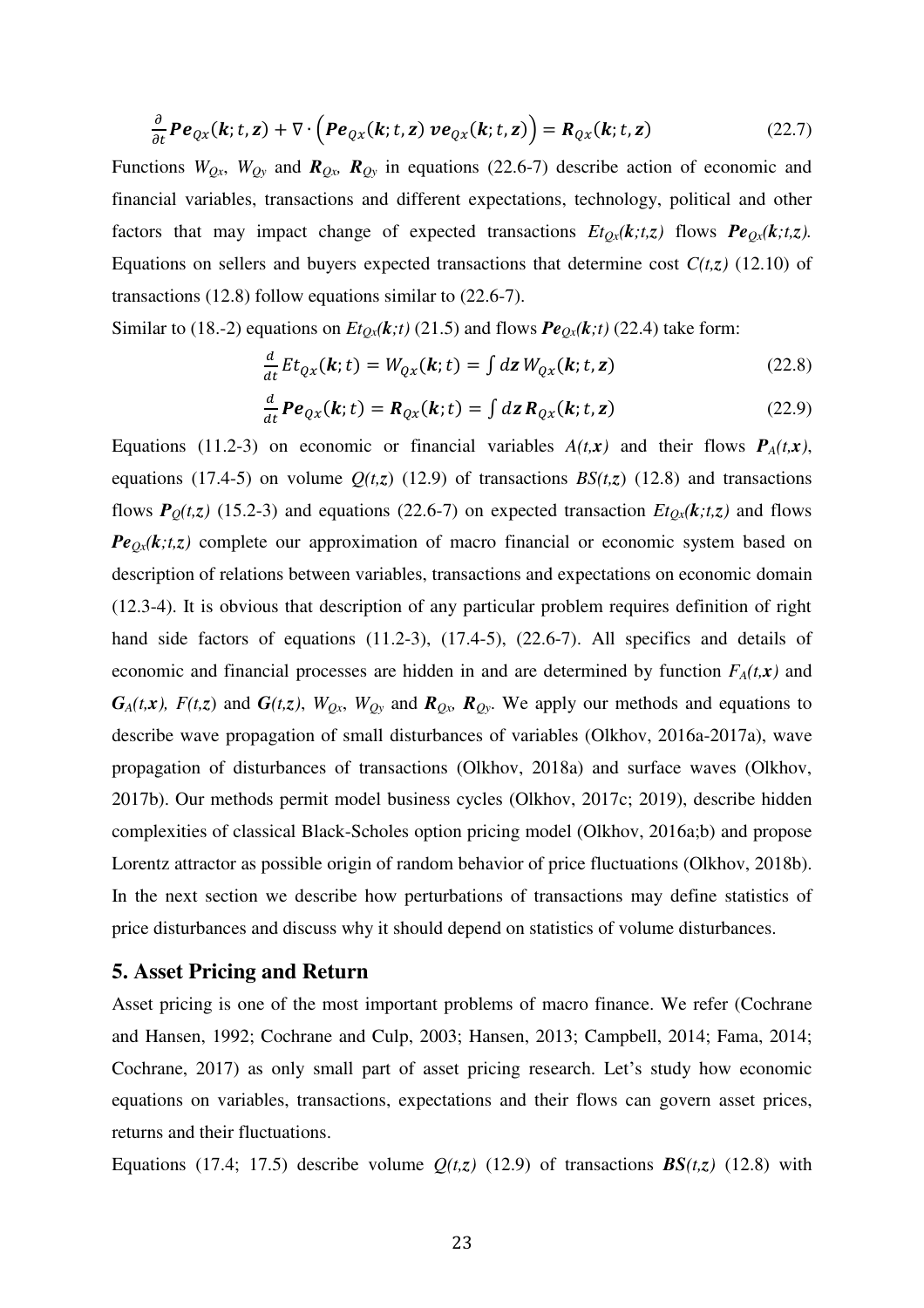$$\frac{\partial}{\partial t}\boldsymbol{Pe}_{Qx}(\boldsymbol{k};t,\boldsymbol{z}) + \nabla\cdot\left(\boldsymbol{Pe}_{Qx}(\boldsymbol{k};t,\boldsymbol{z})\,\boldsymbol{ve}_{Qx}(\boldsymbol{k};t,\boldsymbol{z})\right) = \boldsymbol{R}_{Qx}(\boldsymbol{k};t,\boldsymbol{z}) \tag{22.7}$$

Functions $W_{Qx}$, $W_{Qy}$ and $\boldsymbol{R}_{Qx}$, $\boldsymbol{R}_{Qy}$ in equations (22.6-7) describe action of economic and financial variables, transactions and different expectations, technology, political and other factors that may impact change of expected transactions $Et_{Qx}(\boldsymbol{k};t,z)$ flows $\boldsymbol{Pe}_{Qx}(\boldsymbol{k};t,z)$. Equations on sellers and buyers expected transactions that determine cost $C(t,z)$ (12.10) of transactions (12.8) follow equations similar to (22.6-7).

Similar to (18.-2) equations on $Et_{Qx}(\boldsymbol{k};t)$ (21.5) and flows $\boldsymbol{Pe}_{Qx}(\boldsymbol{k};t)$ (22.4) take form:

$$\frac{d}{dt}Et_{Qx}(\boldsymbol{k};t) = W_{Qx}(\boldsymbol{k};t) = \int d\boldsymbol{z}\, W_{Qx}(\boldsymbol{k};t,\boldsymbol{z}) \tag{22.8}$$

$$\frac{d}{dt}\boldsymbol{Pe}_{Qx}(\boldsymbol{k};t) = \boldsymbol{R}_{Qx}(\boldsymbol{k};t) = \int d\boldsymbol{z}\, \boldsymbol{R}_{Qx}(\boldsymbol{k};t,\boldsymbol{z}) \tag{22.9}$$

Equations (11.2-3) on economic or financial variables $A(t,\boldsymbol{x})$ and their flows $\boldsymbol{P}_A(t,\boldsymbol{x})$, equations (17.4-5) on volume $Q(t,z)$ (12.9) of transactions $BS(t,z)$ (12.8) and transactions flows $\boldsymbol{P}_Q(t,z)$ (15.2-3) and equations (22.6-7) on expected transaction $Et_{Qx}(\boldsymbol{k};t,z)$ and flows $\boldsymbol{Pe}_{Qx}(\boldsymbol{k};t,z)$ complete our approximation of macro financial or economic system based on description of relations between variables, transactions and expectations on economic domain (12.3-4). It is obvious that description of any particular problem requires definition of right hand side factors of equations (11.2-3), (17.4-5), (22.6-7). All specifics and details of economic and financial processes are hidden in and are determined by function $F_A(t,\boldsymbol{x})$ and $\boldsymbol{G}_A(t,\boldsymbol{x})$, $F(t,z)$ and $\boldsymbol{G}(t,z)$, $W_{Qx}$, $W_{Qy}$ and $\boldsymbol{R}_{Qx}$, $\boldsymbol{R}_{Qy}$. We apply our methods and equations to describe wave propagation of small disturbances of variables (Olkhov, 2016a-2017a), wave propagation of disturbances of transactions (Olkhov, 2018a) and surface waves (Olkhov, 2017b). Our methods permit model business cycles (Olkhov, 2017c; 2019), describe hidden complexities of classical Black-Scholes option pricing model (Olkhov, 2016a;b) and propose Lorentz attractor as possible origin of random behavior of price fluctuations (Olkhov, 2018b). In the next section we describe how perturbations of transactions may define statistics of price disturbances and discuss why it should depend on statistics of volume disturbances.

## 5. Asset Pricing and Return

Asset pricing is one of the most important problems of macro finance. We refer (Cochrane and Hansen, 1992; Cochrane and Culp, 2003; Hansen, 2013; Campbell, 2014; Fama, 2014; Cochrane, 2017) as only small part of asset pricing research. Let's study how economic equations on variables, transactions, expectations and their flows can govern asset prices, returns and their fluctuations.

Equations (17.4; 17.5) describe volume $Q(t,z)$ (12.9) of transactions $\boldsymbol{BS}(t,z)$ (12.8) with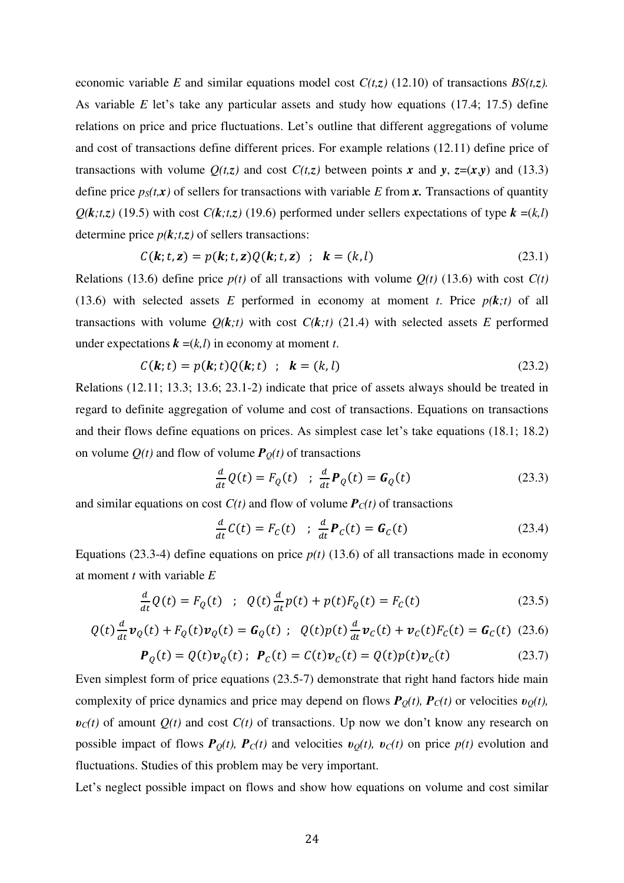economic variable $E$ and similar equations model cost $C(t,z)$ (12.10) of transactions $BS(t,z)$. As variable $E$ let's take any particular assets and study how equations (17.4; 17.5) define relations on price and price fluctuations. Let's outline that different aggregations of volume and cost of transactions define different prices. For example relations (12.11) define price of transactions with volume $Q(t,z)$ and cost $C(t,z)$ between points $\boldsymbol{x}$ and $\boldsymbol{y}$, $z=(\boldsymbol{x},\boldsymbol{y})$ and (13.3) define price $p_S(t,\boldsymbol{x})$ of sellers for transactions with variable $E$ from $\boldsymbol{x}$. Transactions of quantity $Q(\boldsymbol{k};t,z)$ (19.5) with cost $C(\boldsymbol{k};t,z)$ (19.6) performed under sellers expectations of type $\boldsymbol{k}=(k,l)$ determine price $p(\boldsymbol{k};t,z)$ of sellers transactions:

$$C(\boldsymbol{k};t,\boldsymbol{z}) = p(\boldsymbol{k};t,\boldsymbol{z})Q(\boldsymbol{k};t,\boldsymbol{z}) \quad ; \quad \boldsymbol{k} = (k,l) \tag{23.1}$$

Relations (13.6) define price $p(t)$ of all transactions with volume $Q(t)$ (13.6) with cost $C(t)$ (13.6) with selected assets $E$ performed in economy at moment $t$. Price $p(\boldsymbol{k};t)$ of all transactions with volume $Q(\boldsymbol{k};t)$ with cost $C(\boldsymbol{k};t)$ (21.4) with selected assets $E$ performed under expectations $\boldsymbol{k}=(k,l)$ in economy at moment $t$.

$$C(\boldsymbol{k};t) = p(\boldsymbol{k};t)Q(\boldsymbol{k};t) \quad ; \quad \boldsymbol{k} = (k,l) \tag{23.2}$$

Relations (12.11; 13.3; 13.6; 23.1-2) indicate that price of assets always should be treated in regard to definite aggregation of volume and cost of transactions. Equations on transactions and their flows define equations on prices. As simplest case let's take equations (18.1; 18.2) on volume $Q(t)$ and flow of volume $\boldsymbol{P}_Q(t)$ of transactions

$$\frac{d}{dt}Q(t) = F_Q(t) \quad ; \quad \frac{d}{dt}\boldsymbol{P}_Q(t) = \boldsymbol{G}_Q(t) \tag{23.3}$$

and similar equations on cost $C(t)$ and flow of volume $\boldsymbol{P}_C(t)$ of transactions

$$\frac{d}{dt}C(t) = F_C(t) \quad ; \quad \frac{d}{dt}\boldsymbol{P}_C(t) = \boldsymbol{G}_C(t) \tag{23.4}$$

Equations (23.3-4) define equations on price $p(t)$ (13.6) of all transactions made in economy at moment $t$ with variable $E$

$$\frac{d}{dt}Q(t) = F_Q(t) \quad ; \quad Q(t)\frac{d}{dt}p(t) + p(t)F_Q(t) = F_C(t) \tag{23.5}$$

$$Q(t)\frac{d}{dt}\boldsymbol{v}_Q(t) + F_Q(t)\boldsymbol{v}_Q(t) = \boldsymbol{G}_Q(t) \; ; \quad Q(t)p(t)\frac{d}{dt}\boldsymbol{v}_C(t) + \boldsymbol{v}_C(t)F_C(t) = \boldsymbol{G}_C(t) \tag{23.6}$$

$$\boldsymbol{P}_Q(t) = Q(t)\boldsymbol{v}_Q(t) \; ; \; \boldsymbol{P}_C(t) = C(t)\boldsymbol{v}_C(t) = Q(t)p(t)\boldsymbol{v}_C(t) \tag{23.7}$$

Even simplest form of price equations (23.5-7) demonstrate that right hand factors hide main complexity of price dynamics and price may depend on flows $\boldsymbol{P}_Q(t)$, $\boldsymbol{P}_C(t)$ or velocities $\boldsymbol{v}_Q(t)$, $\boldsymbol{v}_C(t)$ of amount $Q(t)$ and cost $C(t)$ of transactions. Up now we don't know any research on possible impact of flows $\boldsymbol{P}_Q(t)$, $\boldsymbol{P}_C(t)$ and velocities $\boldsymbol{v}_Q(t)$, $\boldsymbol{v}_C(t)$ on price $p(t)$ evolution and fluctuations. Studies of this problem may be very important.

Let's neglect possible impact on flows and show how equations on volume and cost similar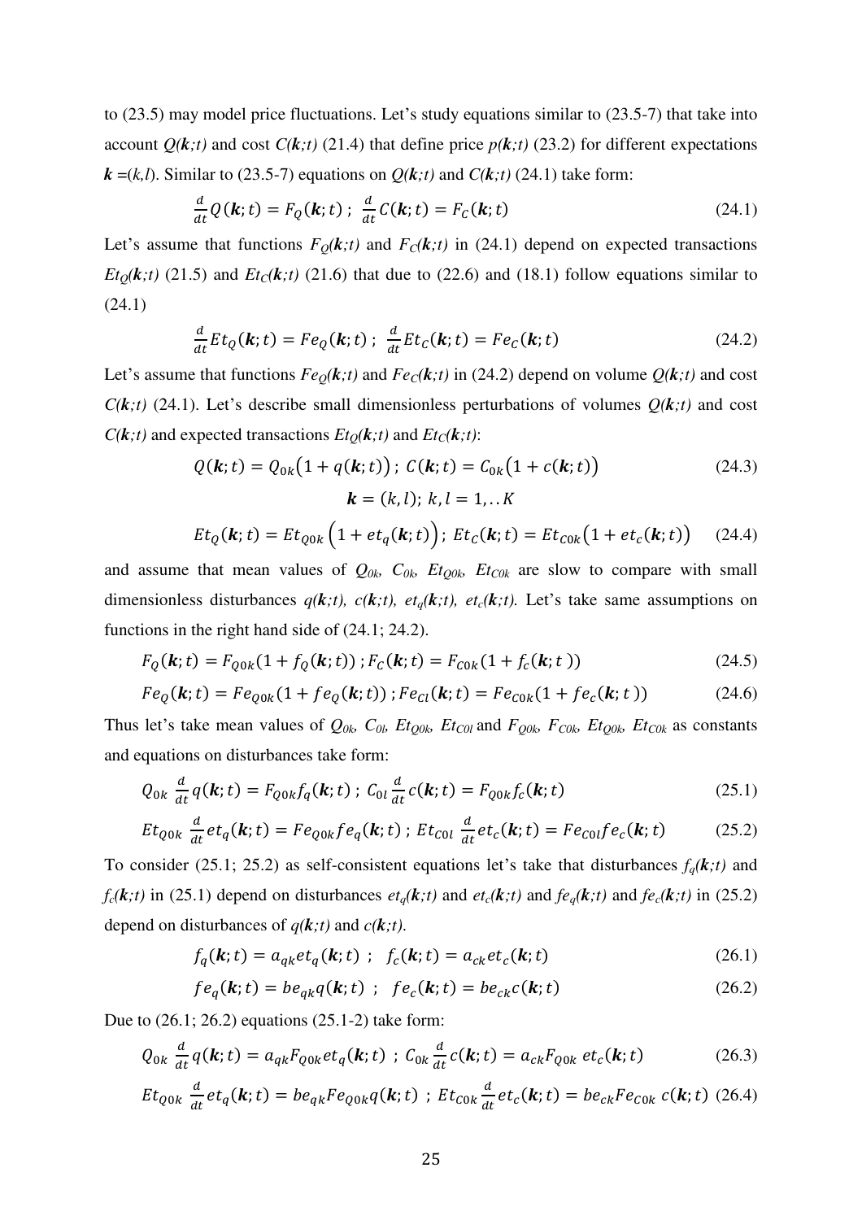to (23.5) may model price fluctuations. Let's study equations similar to (23.5-7) that take into account $Q(\boldsymbol{k};t)$ and cost $C(\boldsymbol{k};t)$ (21.4) that define price $p(\boldsymbol{k};t)$ (23.2) for different expectations $\boldsymbol{k}=(k,l)$. Similar to (23.5-7) equations on $Q(\boldsymbol{k};t)$ and $C(\boldsymbol{k};t)$ (24.1) take form:

$$\frac{d}{dt}Q(\boldsymbol{k};t) = F_Q(\boldsymbol{k};t)\ ;\ \frac{d}{dt}C(\boldsymbol{k};t) = F_C(\boldsymbol{k};t) \tag{24.1}$$

Let's assume that functions $F_Q(\boldsymbol{k};t)$ and $F_C(\boldsymbol{k};t)$ in (24.1) depend on expected transactions $Et_Q(\boldsymbol{k};t)$ (21.5) and $Et_C(\boldsymbol{k};t)$ (21.6) that due to (22.6) and (18.1) follow equations similar to (24.1)

$$\frac{d}{dt}Et_Q(\boldsymbol{k};t) = Fe_Q(\boldsymbol{k};t)\ ;\ \frac{d}{dt}Et_C(\boldsymbol{k};t) = Fe_C(\boldsymbol{k};t) \tag{24.2}$$

Let's assume that functions $Fe_Q(\boldsymbol{k};t)$ and $Fe_C(\boldsymbol{k};t)$ in (24.2) depend on volume $Q(\boldsymbol{k};t)$ and cost $C(\boldsymbol{k};t)$ (24.1). Let's describe small dimensionless perturbations of volumes $Q(\boldsymbol{k};t)$ and cost $C(\boldsymbol{k};t)$ and expected transactions $Et_Q(\boldsymbol{k};t)$ and $Et_C(\boldsymbol{k};t)$:

$$Q(\boldsymbol{k};t) = Q_{0k}\big(1+q(\boldsymbol{k};t)\big)\ ;\ C(\boldsymbol{k};t) = C_{0k}\big(1+c(\boldsymbol{k};t)\big) \tag{24.3}$$

$$\boldsymbol{k}=(k,l);\ k,l=1,..K$$

$$Et_Q(\boldsymbol{k};t) = Et_{Q0k}\left(1+et_q(\boldsymbol{k};t)\right);\ Et_C(\boldsymbol{k};t) = Et_{C0k}\big(1+et_c(\boldsymbol{k};t)\big) \tag{24.4}$$

and assume that mean values of $Q_{0k}$, $C_{0k}$, $Et_{Q0k}$, $Et_{C0k}$ are slow to compare with small dimensionless disturbances $q(\boldsymbol{k};t)$, $c(\boldsymbol{k};t)$, $et_q(\boldsymbol{k};t)$, $et_c(\boldsymbol{k};t)$. Let's take same assumptions on functions in the right hand side of (24.1; 24.2).

$$F_Q(\boldsymbol{k};t) = F_{Q0k}(1+f_Q(\boldsymbol{k};t))\ ; F_C(\boldsymbol{k};t) = F_{C0k}(1+f_c(\boldsymbol{k};t\ )) \tag{24.5}$$

$$Fe_Q(\boldsymbol{k};t) = Fe_{Q0k}(1+fe_Q(\boldsymbol{k};t))\ ; Fe_{Cl}(\boldsymbol{k};t) = Fe_{C0k}(1+fe_c(\boldsymbol{k};t\ )) \tag{24.6}$$

Thus let's take mean values of $Q_{0k}$, $C_{0l}$, $Et_{Q0k}$, $Et_{C0l}$ and $F_{Q0k}$, $F_{C0k}$, $Et_{Q0k}$, $Et_{C0k}$ as constants and equations on disturbances take form:

$$Q_{0k}\ \frac{d}{dt}q(\boldsymbol{k};t) = F_{Q0k}f_q(\boldsymbol{k};t)\ ;\ C_{0l}\frac{d}{dt}c(\boldsymbol{k};t) = F_{Q0k}f_c(\boldsymbol{k};t) \tag{25.1}$$

$$Et_{Q0k}\ \frac{d}{dt}et_q(\boldsymbol{k};t) = Fe_{Q0k}fe_q(\boldsymbol{k};t)\ ;\ Et_{C0l}\ \frac{d}{dt}et_c(\boldsymbol{k};t) = Fe_{C0l}fe_c(\boldsymbol{k};t) \tag{25.2}$$

To consider (25.1; 25.2) as self-consistent equations let's take that disturbances $f_q(\boldsymbol{k};t)$ and $f_c(\boldsymbol{k};t)$ in (25.1) depend on disturbances $et_q(\boldsymbol{k};t)$ and $et_c(\boldsymbol{k};t)$ and $fe_q(\boldsymbol{k};t)$ and $fe_c(\boldsymbol{k};t)$ in (25.2) depend on disturbances of $q(\boldsymbol{k};t)$ and $c(\boldsymbol{k};t)$.

$$f_q(\boldsymbol{k};t) = a_{qk}et_q(\boldsymbol{k};t)\ \ ;\ \ f_c(\boldsymbol{k};t) = a_{ck}et_c(\boldsymbol{k};t) \tag{26.1}$$

$$fe_q(\boldsymbol{k};t) = be_{qk}q(\boldsymbol{k};t)\ \ ;\ \ fe_c(\boldsymbol{k};t) = be_{ck}c(\boldsymbol{k};t) \tag{26.2}$$

Due to (26.1; 26.2) equations (25.1-2) take form:

$$Q_{0k}\ \frac{d}{dt}q(\boldsymbol{k};t) = a_{qk}F_{Q0k}et_q(\boldsymbol{k};t)\ ;\ C_{0k}\frac{d}{dt}c(\boldsymbol{k};t) = a_{ck}F_{Q0k}\ et_c(\boldsymbol{k};t) \tag{26.3}$$

$$Et_{Q0k}\ \frac{d}{dt}et_q(\boldsymbol{k};t) = be_{qk}Fe_{Q0k}q(\boldsymbol{k};t)\ ;\ Et_{C0k}\frac{d}{dt}et_c(\boldsymbol{k};t) = be_{ck}Fe_{C0k}\ c(\boldsymbol{k};t) \tag{26.4}$$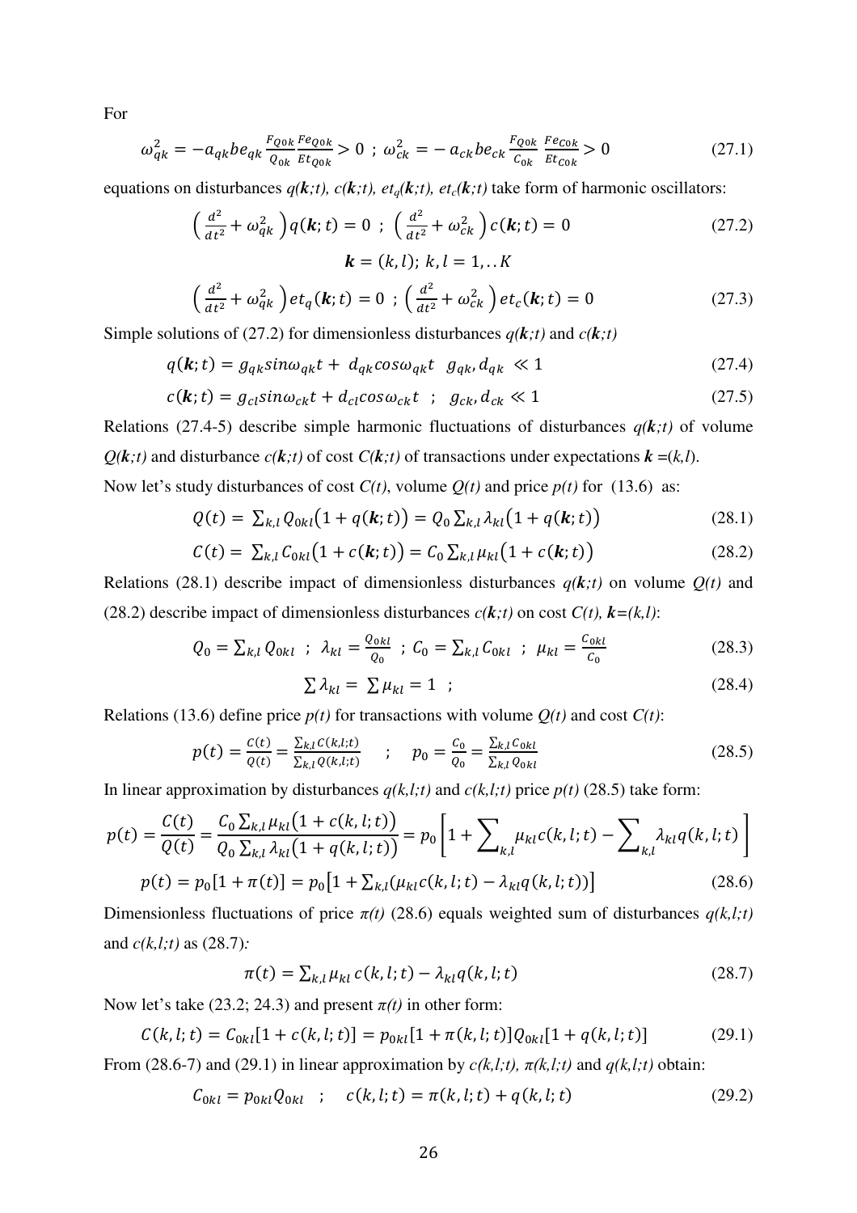For

$$\omega_{qk}^2 = -a_{qk} be_{qk} \frac{F_{Q0k}}{Q_{0k}} \frac{Fe_{Q0k}}{Et_{Q0k}} > 0 \; ; \; \omega_{ck}^2 = -\, a_{ck} be_{ck} \frac{F_{Q0k}}{C_{0k}} \frac{Fe_{C0k}}{Et_{C0k}} > 0 \tag{27.1}$$

equations on disturbances $q(\boldsymbol{k};t)$, $c(\boldsymbol{k};t)$, $et_q(\boldsymbol{k};t)$, $et_c(\boldsymbol{k};t)$ take form of harmonic oscillators:

$$\left(\frac{d^2}{dt^2} + \omega_{qk}^2\right) q(\boldsymbol{k};t) = 0 \; ; \; \left(\frac{d^2}{dt^2} + \omega_{ck}^2\right) c(\boldsymbol{k};t) = 0 \tag{27.2}$$

$$\boldsymbol{k} = (k,l); \; k,l = 1,..K$$

$$\left(\frac{d^2}{dt^2} + \omega_{qk}^2\right) et_q(\boldsymbol{k};t) = 0 \; ; \; \left(\frac{d^2}{dt^2} + \omega_{ck}^2\right) et_c(\boldsymbol{k};t) = 0 \tag{27.3}$$

Simple solutions of (27.2) for dimensionless disturbances $q(\boldsymbol{k};t)$ and $c(\boldsymbol{k};t)$

$$q(\boldsymbol{k};t) = g_{qk} sin\omega_{qk}t + \; d_{qk} cos\omega_{qk}t \quad g_{qk}, d_{qk} \; \ll 1 \tag{27.4}$$

$$c(\boldsymbol{k};t) = g_{cl} sin\omega_{ck}t + d_{cl} cos\omega_{ck}t \quad ; \quad g_{ck}, d_{ck} \ll 1 \tag{27.5}$$

Relations (27.4-5) describe simple harmonic fluctuations of disturbances $q(\boldsymbol{k};t)$ of volume $Q(\boldsymbol{k};t)$ and disturbance $c(\boldsymbol{k};t)$ of cost $C(\boldsymbol{k};t)$ of transactions under expectations $\boldsymbol{k} = (k,l)$.

Now let's study disturbances of cost $C(t)$, volume $Q(t)$ and price $p(t)$ for (13.6) as:

$$Q(t) = \; \sum_{k,l} Q_{0kl}\big(1 + q(\boldsymbol{k};t)\big) = Q_0 \sum_{k,l} \lambda_{kl}\big(1 + q(\boldsymbol{k};t)\big) \tag{28.1}$$

$$C(t) = \; \sum_{k,l} C_{0kl}\big(1 + c(\boldsymbol{k};t)\big) = C_0 \sum_{k,l} \mu_{kl}\big(1 + c(\boldsymbol{k};t)\big) \tag{28.2}$$

Relations (28.1) describe impact of dimensionless disturbances $q(\boldsymbol{k};t)$ on volume $Q(t)$ and (28.2) describe impact of dimensionless disturbances $c(\boldsymbol{k};t)$ on cost $C(t)$, $\boldsymbol{k}=(k,l)$:

$$Q_0 = \sum_{k,l} Q_{0kl} \;\; ; \;\; \lambda_{kl} = \frac{Q_{0kl}}{Q_0} \;\; ; \; C_0 = \sum_{k,l} C_{0kl} \;\; ; \;\; \mu_{kl} = \frac{C_{0kl}}{C_0} \tag{28.3}$$

$$\sum \lambda_{kl} = \; \sum \mu_{kl} = 1 \;\; ; \tag{28.4}$$

Relations (13.6) define price $p(t)$ for transactions with volume $Q(t)$ and cost $C(t)$:

$$p(t) = \frac{C(t)}{Q(t)} = \frac{\sum_{k,l} C(k,l;t)}{\sum_{k,l} Q(k,l;t)} \quad ; \quad p_0 = \frac{C_0}{Q_0} = \frac{\sum_{k,l} C_{0kl}}{\sum_{k,l} Q_{0kl}} \tag{28.5}$$

In linear approximation by disturbances $q(k,l;t)$ and $c(k,l;t)$ price $p(t)$ (28.5) take form:

$$p(t) = \frac{C(t)}{Q(t)} = \frac{C_0 \sum_{k,l} \mu_{kl}\big(1 + c(k,l;t)\big)}{Q_0 \sum_{k,l} \lambda_{kl}\big(1 + q(k,l;t)\big)} = p_0\left[1 + \sum\nolimits_{k,l} \mu_{kl} c(k,l;t) - \sum\nolimits_{k,l} \lambda_{kl} q(k,l;t)\right]$$

$$p(t) = p_0[1 + \pi(t)] = p_0\big[1 + \sum_{k,l}(\mu_{kl} c(k,l;t) - \lambda_{kl} q(k,l;t))\big] \tag{28.6}$$

Dimensionless fluctuations of price $\pi(t)$ (28.6) equals weighted sum of disturbances $q(k,l;t)$ and $c(k,l;t)$ as (28.7):

$$\pi(t) = \sum_{k,l} \mu_{kl}\, c(k,l;t) - \lambda_{kl} q(k,l;t) \tag{28.7}$$

Now let's take (23.2; 24.3) and present $\pi(t)$ in other form:

$$C(k,l;t) = C_{0kl}[1 + c(k,l;t)] = p_{0kl}[1 + \pi(k,l;t)] Q_{0kl}[1 + q(k,l;t)] \tag{29.1}$$

From (28.6-7) and (29.1) in linear approximation by $c(k,l;t)$, $\pi(k,l;t)$ and $q(k,l;t)$ obtain:

$$C_{0kl} = p_{0kl} Q_{0kl} \quad ; \quad c(k,l;t) = \pi(k,l;t) + q(k,l;t) \tag{29.2}$$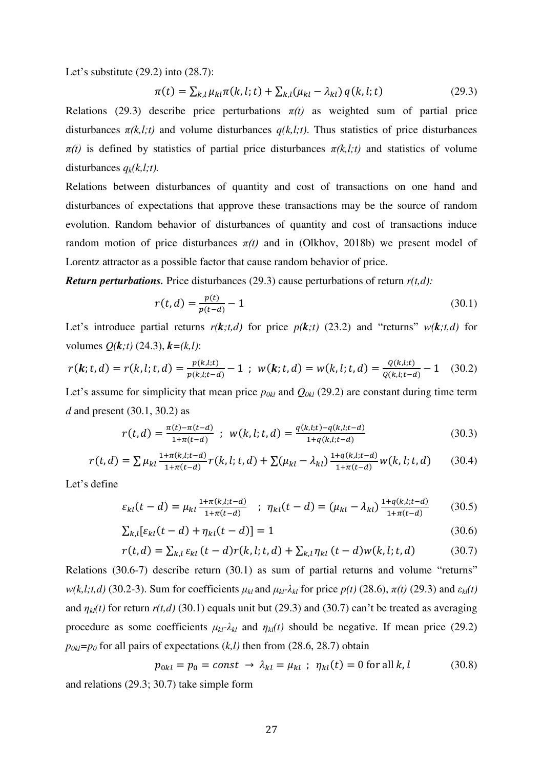Let's substitute (29.2) into (28.7):

$$\pi(t) = \sum_{k,l} \mu_{kl} \pi(k,l;t) + \sum_{k,l} (\mu_{kl} - \lambda_{kl})\, q(k,l;t) \tag{29.3}$$

Relations (29.3) describe price perturbations $\pi(t)$ as weighted sum of partial price disturbances $\pi(k,l;t)$ and volume disturbances $q(k,l;t)$. Thus statistics of price disturbances $\pi(t)$ is defined by statistics of partial price disturbances $\pi(k,l;t)$ and statistics of volume disturbances $q_k(k,l;t)$.

Relations between disturbances of quantity and cost of transactions on one hand and disturbances of expectations that approve these transactions may be the source of random evolution. Random behavior of disturbances of quantity and cost of transactions induce random motion of price disturbances $\pi(t)$ and in (Olkhov, 2018b) we present model of Lorentz attractor as a possible factor that cause random behavior of price.

***Return perturbations.*** Price disturbances (29.3) cause perturbations of return $r(t,d)$:

$$r(t,d) = \frac{p(t)}{p(t-d)} - 1 \tag{30.1}$$

Let's introduce partial returns $r(\boldsymbol{k};t,d)$ for price $p(\boldsymbol{k};t)$ (23.2) and "returns" $w(\boldsymbol{k};t,d)$ for volumes $Q(\boldsymbol{k};t)$ (24.3), $\boldsymbol{k}=(k,l)$:

$$r(\boldsymbol{k};t,d) = r(k,l;t,d) = \frac{p(k,l;t)}{p(k,l;t-d)} - 1 \;\; ; \;\; w(\boldsymbol{k};t,d) = w(k,l;t,d) = \frac{Q(k,l;t)}{Q(k,l;t-d)} - 1 \tag{30.2}$$

Let's assume for simplicity that mean price $p_{0kl}$ and $Q_{0kl}$ (29.2) are constant during time term $d$ and present (30.1, 30.2) as

$$r(t,d) = \frac{\pi(t) - \pi(t-d)}{1+\pi(t-d)} \;\; ; \;\; w(k,l;t,d) = \frac{q(k,l;t) - q(k,l;t-d)}{1+q(k,l;t-d)} \tag{30.3}$$

$$r(t,d) = \sum \mu_{kl} \frac{1+\pi(k,l;t-d)}{1+\pi(t-d)} r(k,l;t,d) + \sum (\mu_{kl} - \lambda_{kl}) \frac{1+q(k,l;t-d)}{1+\pi(t-d)} w(k,l;t,d) \tag{30.4}$$

Let's define

$$\varepsilon_{kl}(t-d) = \mu_{kl} \frac{1+\pi(k,l;t-d)}{1+\pi(t-d)} \quad ; \;\; \eta_{kl}(t-d) = (\mu_{kl} - \lambda_{kl}) \frac{1+q(k,l;t-d)}{1+\pi(t-d)} \tag{30.5}$$

$$\sum_{k,l} [\varepsilon_{kl}(t-d) + \eta_{kl}(t-d)] = 1 \tag{30.6}$$

$$r(t,d) = \sum_{k,l} \varepsilon_{kl}(t-d) r(k,l;t,d) + \sum_{k,l} \eta_{kl}(t-d) w(k,l;t,d) \tag{30.7}$$

Relations (30.6-7) describe return (30.1) as sum of partial returns and volume "returns" $w(k,l;t,d)$ (30.2-3). Sum for coefficients $\mu_{kl}$ and $\mu_{kl}$-$\lambda_{kl}$ for price $p(t)$ (28.6), $\pi(t)$ (29.3) and $\varepsilon_{kl}(t)$ and $\eta_{kl}(t)$ for return $r(t,d)$ (30.1) equals unit but (29.3) and (30.7) can't be treated as averaging procedure as some coefficients $\mu_{kl}$-$\lambda_{kl}$ and $\eta_{kl}(t)$ should be negative. If mean price (29.2) $p_{0kl}=p_0$ for all pairs of expectations $(k,l)$ then from (28.6, 28.7) obtain

$$p_{0kl} = p_0 = const \;\rightarrow\; \lambda_{kl} = \mu_{kl} \;\; ; \;\; \eta_{kl}(t) = 0 \text{ for all } k,l \tag{30.8}$$

and relations (29.3; 30.7) take simple form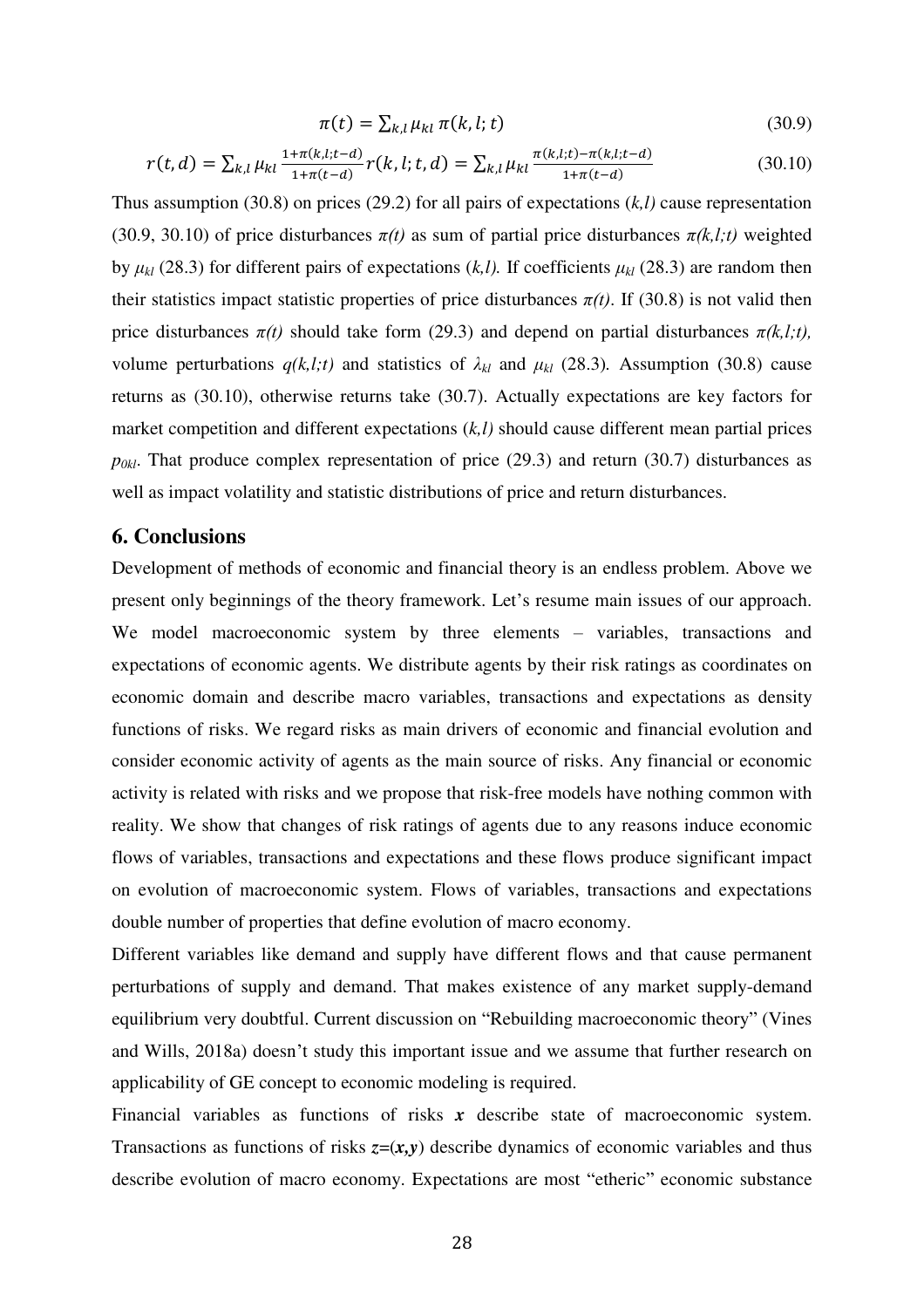$$\pi(t) = \sum_{k,l} \mu_{kl} \, \pi(k,l;t) \tag{30.9}$$

$$r(t,d) = \sum_{k,l} \mu_{kl} \frac{1+\pi(k,l;t-d)}{1+\pi(t-d)} r(k,l;t,d) = \sum_{k,l} \mu_{kl} \frac{\pi(k,l;t)-\pi(k,l;t-d)}{1+\pi(t-d)} \tag{30.10}$$

Thus assumption (30.8) on prices (29.2) for all pairs of expectations *(k,l)* cause representation (30.9, 30.10) of price disturbances $\pi(t)$ as sum of partial price disturbances $\pi(k,l;t)$ weighted by $\mu_{kl}$ (28.3) for different pairs of expectations *(k,l).* If coefficients $\mu_{kl}$ (28.3) are random then their statistics impact statistic properties of price disturbances $\pi(t)$. If (30.8) is not valid then price disturbances $\pi(t)$ should take form (29.3) and depend on partial disturbances $\pi(k,l;t),$ volume perturbations $q(k,l;t)$ and statistics of $\lambda_{kl}$ and $\mu_{kl}$ (28.3). Assumption (30.8) cause returns as (30.10), otherwise returns take (30.7). Actually expectations are key factors for market competition and different expectations *(k,l)* should cause different mean partial prices $p_{0kl}$. That produce complex representation of price (29.3) and return (30.7) disturbances as well as impact volatility and statistic distributions of price and return disturbances.

## 6. Conclusions

Development of methods of economic and financial theory is an endless problem. Above we present only beginnings of the theory framework. Let's resume main issues of our approach. We model macroeconomic system by three elements – variables, transactions and expectations of economic agents. We distribute agents by their risk ratings as coordinates on economic domain and describe macro variables, transactions and expectations as density functions of risks. We regard risks as main drivers of economic and financial evolution and consider economic activity of agents as the main source of risks. Any financial or economic activity is related with risks and we propose that risk-free models have nothing common with reality. We show that changes of risk ratings of agents due to any reasons induce economic flows of variables, transactions and expectations and these flows produce significant impact on evolution of macroeconomic system. Flows of variables, transactions and expectations double number of properties that define evolution of macro economy.

Different variables like demand and supply have different flows and that cause permanent perturbations of supply and demand. That makes existence of any market supply-demand equilibrium very doubtful. Current discussion on "Rebuilding macroeconomic theory" (Vines and Wills, 2018a) doesn't study this important issue and we assume that further research on applicability of GE concept to economic modeling is required.

Financial variables as functions of risks $\boldsymbol{x}$ describe state of macroeconomic system. Transactions as functions of risks $\boldsymbol{z}=(\boldsymbol{x},\boldsymbol{y})$ describe dynamics of economic variables and thus describe evolution of macro economy. Expectations are most "etheric" economic substance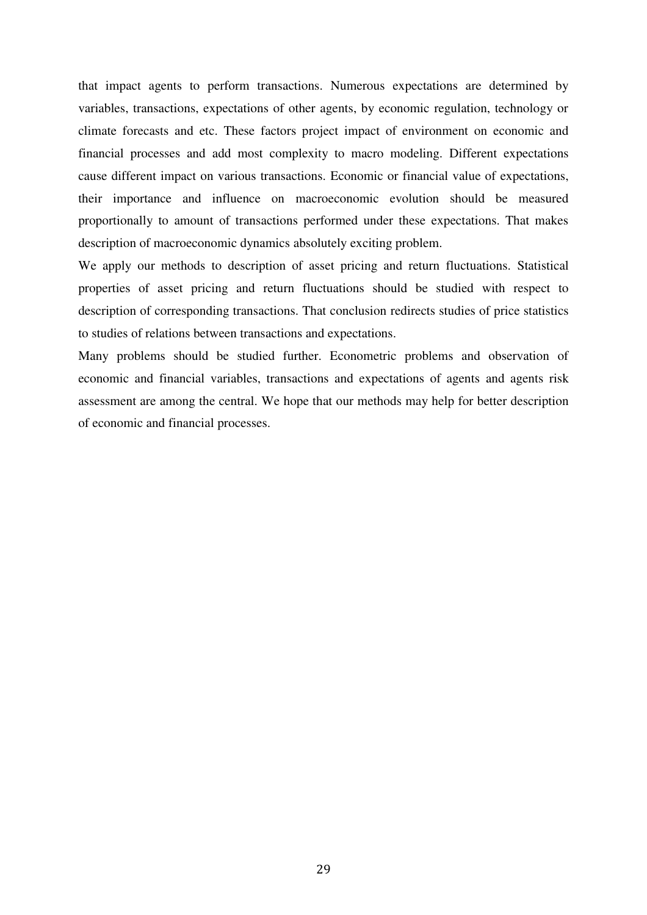that impact agents to perform transactions. Numerous expectations are determined by variables, transactions, expectations of other agents, by economic regulation, technology or climate forecasts and etc. These factors project impact of environment on economic and financial processes and add most complexity to macro modeling. Different expectations cause different impact on various transactions. Economic or financial value of expectations, their importance and influence on macroeconomic evolution should be measured proportionally to amount of transactions performed under these expectations. That makes description of macroeconomic dynamics absolutely exciting problem.

We apply our methods to description of asset pricing and return fluctuations. Statistical properties of asset pricing and return fluctuations should be studied with respect to description of corresponding transactions. That conclusion redirects studies of price statistics to studies of relations between transactions and expectations.

Many problems should be studied further. Econometric problems and observation of economic and financial variables, transactions and expectations of agents and agents risk assessment are among the central. We hope that our methods may help for better description of economic and financial processes.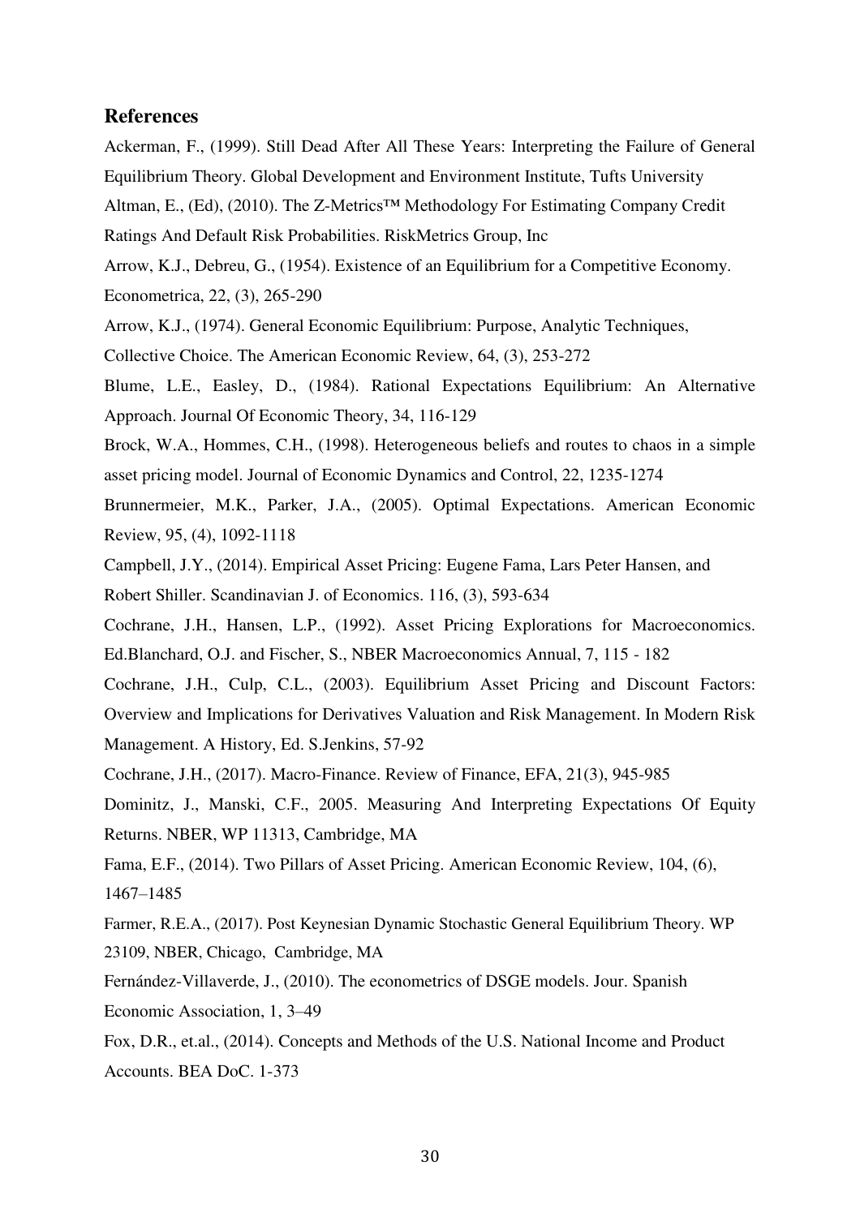## References

Ackerman, F., (1999). Still Dead After All These Years: Interpreting the Failure of General Equilibrium Theory. Global Development and Environment Institute, Tufts University

Altman, E., (Ed), (2010). The Z-Metrics™ Methodology For Estimating Company Credit Ratings And Default Risk Probabilities. RiskMetrics Group, Inc

Arrow, K.J., Debreu, G., (1954). Existence of an Equilibrium for a Competitive Economy. Econometrica, 22, (3), 265-290

Arrow, K.J., (1974). General Economic Equilibrium: Purpose, Analytic Techniques, Collective Choice. The American Economic Review, 64, (3), 253-272

Blume, L.E., Easley, D., (1984). Rational Expectations Equilibrium: An Alternative Approach. Journal Of Economic Theory, 34, 116-129

Brock, W.A., Hommes, C.H., (1998). Heterogeneous beliefs and routes to chaos in a simple asset pricing model. Journal of Economic Dynamics and Control, 22, 1235-1274

Brunnermeier, M.K., Parker, J.A., (2005). Optimal Expectations. American Economic Review, 95, (4), 1092-1118

Campbell, J.Y., (2014). Empirical Asset Pricing: Eugene Fama, Lars Peter Hansen, and Robert Shiller. Scandinavian J. of Economics. 116, (3), 593-634

Cochrane, J.H., Hansen, L.P., (1992). Asset Pricing Explorations for Macroeconomics. Ed.Blanchard, O.J. and Fischer, S., NBER Macroeconomics Annual, 7, 115 - 182

Cochrane, J.H., Culp, C.L., (2003). Equilibrium Asset Pricing and Discount Factors: Overview and Implications for Derivatives Valuation and Risk Management. In Modern Risk Management. A History, Ed. S.Jenkins, 57-92

Cochrane, J.H., (2017). Macro-Finance. Review of Finance, EFA, 21(3), 945-985

Dominitz, J., Manski, C.F., 2005. Measuring And Interpreting Expectations Of Equity Returns. NBER, WP 11313, Cambridge, MA

Fama, E.F., (2014). Two Pillars of Asset Pricing. American Economic Review, 104, (6), 1467–1485

Farmer, R.E.A., (2017). Post Keynesian Dynamic Stochastic General Equilibrium Theory. WP 23109, NBER, Chicago, Cambridge, MA

Fernández-Villaverde, J., (2010). The econometrics of DSGE models. Jour. Spanish Economic Association, 1, 3–49

Fox, D.R., et.al., (2014). Concepts and Methods of the U.S. National Income and Product Accounts. BEA DoC. 1-373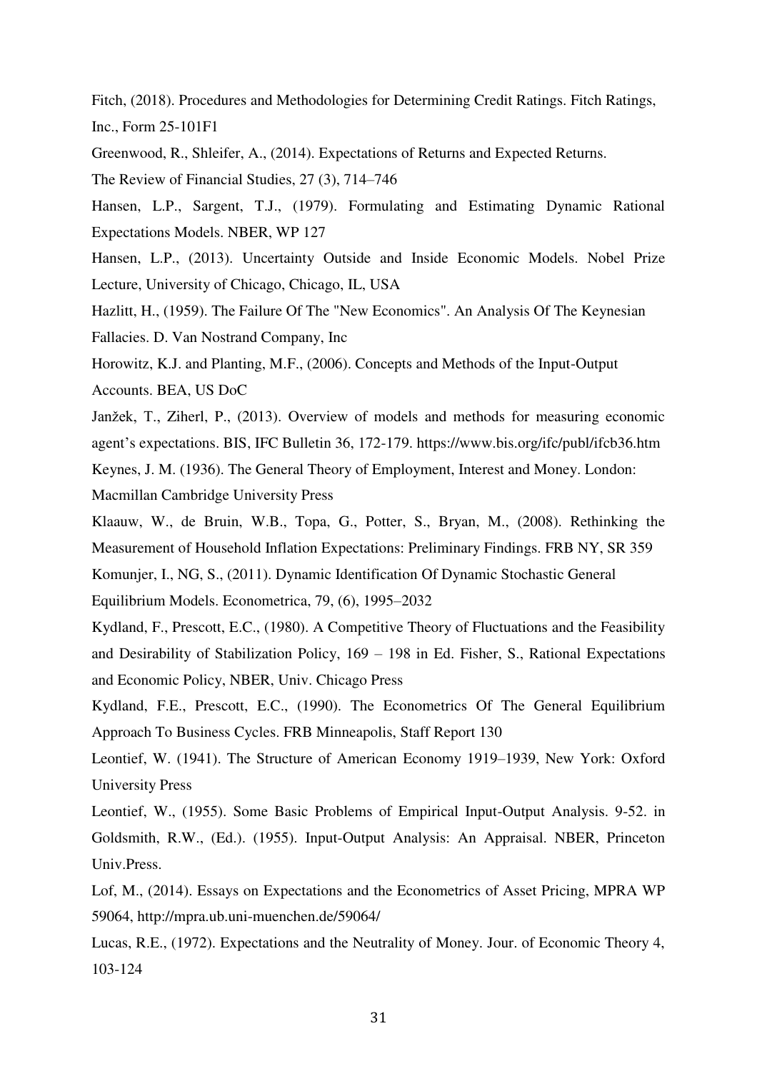Fitch, (2018). Procedures and Methodologies for Determining Credit Ratings. Fitch Ratings, Inc., Form 25-101F1

Greenwood, R., Shleifer, A., (2014). Expectations of Returns and Expected Returns. The Review of Financial Studies, 27 (3), 714–746

Hansen, L.P., Sargent, T.J., (1979). Formulating and Estimating Dynamic Rational Expectations Models. NBER, WP 127

Hansen, L.P., (2013). Uncertainty Outside and Inside Economic Models. Nobel Prize Lecture, University of Chicago, Chicago, IL, USA

Hazlitt, H., (1959). The Failure Of The "New Economics". An Analysis Of The Keynesian Fallacies. D. Van Nostrand Company, Inc

Horowitz, K.J. and Planting, M.F., (2006). Concepts and Methods of the Input-Output Accounts. BEA, US DoC

Janžek, T., Ziherl, P., (2013). Overview of models and methods for measuring economic agent's expectations. BIS, IFC Bulletin 36, 172-179. https://www.bis.org/ifc/publ/ifcb36.htm

Keynes, J. M. (1936). The General Theory of Employment, Interest and Money. London: Macmillan Cambridge University Press

Klaauw, W., de Bruin, W.B., Topa, G., Potter, S., Bryan, M., (2008). Rethinking the Measurement of Household Inflation Expectations: Preliminary Findings. FRB NY, SR 359

Komunjer, I., NG, S., (2011). Dynamic Identification Of Dynamic Stochastic General Equilibrium Models. Econometrica, 79, (6), 1995–2032

Kydland, F., Prescott, E.C., (1980). A Competitive Theory of Fluctuations and the Feasibility and Desirability of Stabilization Policy, 169 – 198 in Ed. Fisher, S., Rational Expectations and Economic Policy, NBER, Univ. Chicago Press

Kydland, F.E., Prescott, E.C., (1990). The Econometrics Of The General Equilibrium Approach To Business Cycles. FRB Minneapolis, Staff Report 130

Leontief, W. (1941). The Structure of American Economy 1919–1939, New York: Oxford University Press

Leontief, W., (1955). Some Basic Problems of Empirical Input-Output Analysis. 9-52. in Goldsmith, R.W., (Ed.). (1955). Input-Output Analysis: An Appraisal. NBER, Princeton Univ.Press.

Lof, M., (2014). Essays on Expectations and the Econometrics of Asset Pricing, MPRA WP 59064, http://mpra.ub.uni-muenchen.de/59064/

Lucas, R.E., (1972). Expectations and the Neutrality of Money. Jour. of Economic Theory 4, 103-124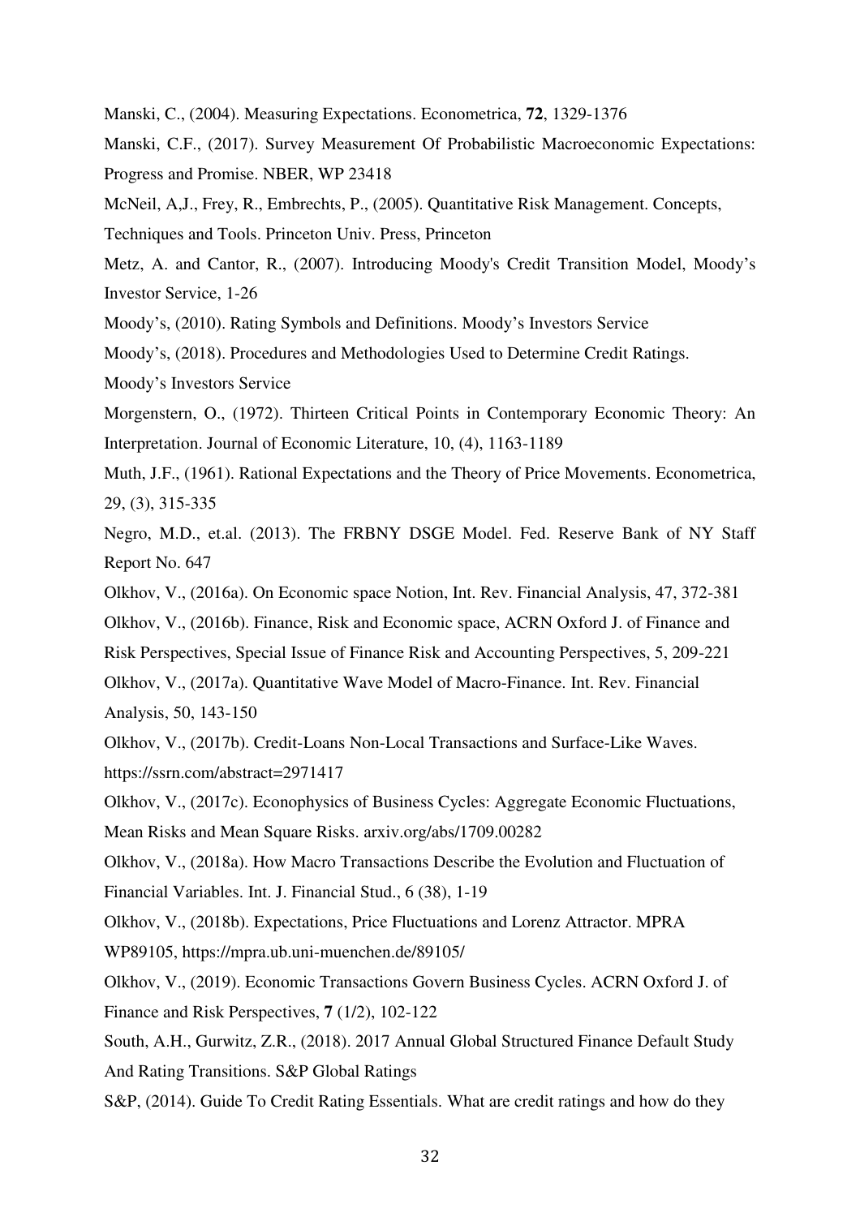Manski, C., (2004). Measuring Expectations. Econometrica, **72**, 1329-1376

Manski, C.F., (2017). Survey Measurement Of Probabilistic Macroeconomic Expectations: Progress and Promise. NBER, WP 23418

McNeil, A,J., Frey, R., Embrechts, P., (2005). Quantitative Risk Management. Concepts, Techniques and Tools. Princeton Univ. Press, Princeton

Metz, A. and Cantor, R., (2007). Introducing Moody's Credit Transition Model, Moody's Investor Service, 1-26

Moody's, (2010). Rating Symbols and Definitions. Moody's Investors Service

Moody's, (2018). Procedures and Methodologies Used to Determine Credit Ratings. Moody's Investors Service

Morgenstern, O., (1972). Thirteen Critical Points in Contemporary Economic Theory: An Interpretation. Journal of Economic Literature, 10, (4), 1163-1189

Muth, J.F., (1961). Rational Expectations and the Theory of Price Movements. Econometrica, 29, (3), 315-335

Negro, M.D., et.al. (2013). The FRBNY DSGE Model. Fed. Reserve Bank of NY Staff Report No. 647

Olkhov, V., (2016a). On Economic space Notion, Int. Rev. Financial Analysis, 47, 372-381

Olkhov, V., (2016b). Finance, Risk and Economic space, ACRN Oxford J. of Finance and Risk Perspectives, Special Issue of Finance Risk and Accounting Perspectives, 5, 209-221

Olkhov, V., (2017a). Quantitative Wave Model of Macro-Finance. Int. Rev. Financial Analysis, 50, 143-150

Olkhov, V., (2017b). Credit-Loans Non-Local Transactions and Surface-Like Waves. https://ssrn.com/abstract=2971417

Olkhov, V., (2017c). Econophysics of Business Cycles: Aggregate Economic Fluctuations, Mean Risks and Mean Square Risks. arxiv.org/abs/1709.00282

Olkhov, V., (2018a). How Macro Transactions Describe the Evolution and Fluctuation of Financial Variables. Int. J. Financial Stud., 6 (38), 1-19

Olkhov, V., (2018b). Expectations, Price Fluctuations and Lorenz Attractor. MPRA WP89105, https://mpra.ub.uni-muenchen.de/89105/

Olkhov, V., (2019). Economic Transactions Govern Business Cycles. ACRN Oxford J. of Finance and Risk Perspectives, **7** (1/2), 102-122

South, A.H., Gurwitz, Z.R., (2018). 2017 Annual Global Structured Finance Default Study And Rating Transitions. S&P Global Ratings

S&P, (2014). Guide To Credit Rating Essentials. What are credit ratings and how do they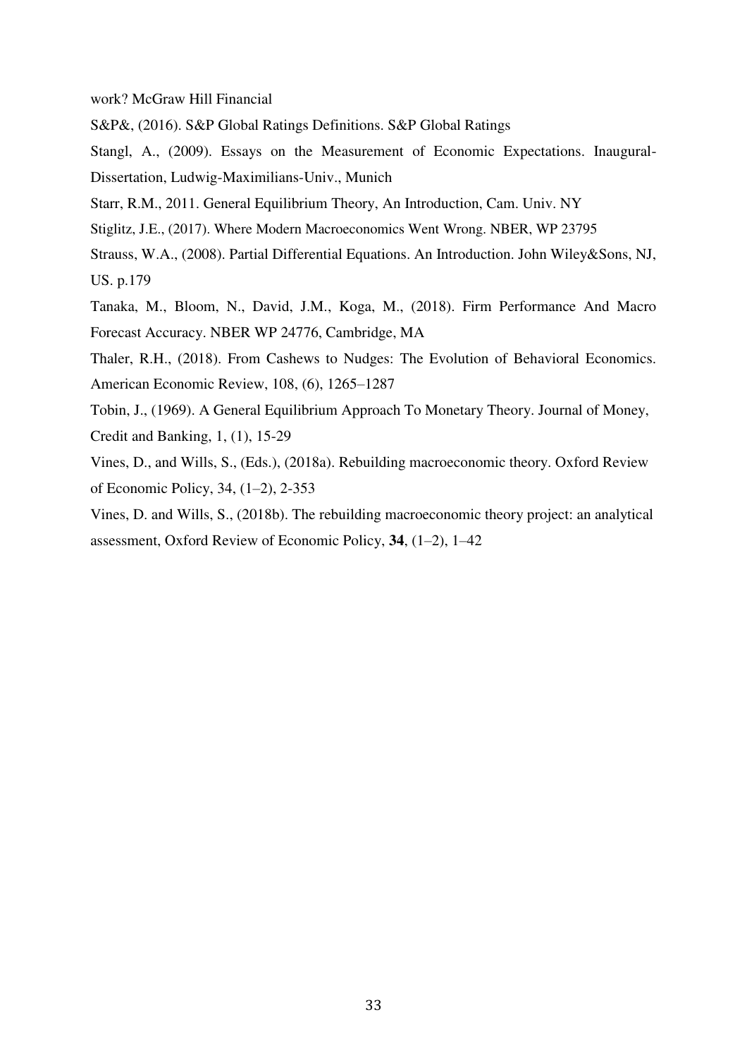work? McGraw Hill Financial

S&P&, (2016). S&P Global Ratings Definitions. S&P Global Ratings

Stangl, A., (2009). Essays on the Measurement of Economic Expectations. Inaugural-Dissertation, Ludwig-Maximilians-Univ., Munich

Starr, R.M., 2011. General Equilibrium Theory, An Introduction, Cam. Univ. NY

Stiglitz, J.E., (2017). Where Modern Macroeconomics Went Wrong. NBER, WP 23795

Strauss, W.A., (2008). Partial Differential Equations. An Introduction. John Wiley&Sons, NJ, US. p.179

Tanaka, M., Bloom, N., David, J.M., Koga, M., (2018). Firm Performance And Macro Forecast Accuracy. NBER WP 24776, Cambridge, MA

Thaler, R.H., (2018). From Cashews to Nudges: The Evolution of Behavioral Economics. American Economic Review, 108, (6), 1265–1287

Tobin, J., (1969). A General Equilibrium Approach To Monetary Theory. Journal of Money, Credit and Banking, 1, (1), 15-29

Vines, D., and Wills, S., (Eds.), (2018a). Rebuilding macroeconomic theory. Oxford Review of Economic Policy, 34, (1–2), 2-353

Vines, D. and Wills, S., (2018b). The rebuilding macroeconomic theory project: an analytical assessment, Oxford Review of Economic Policy, **34**, (1–2), 1–42